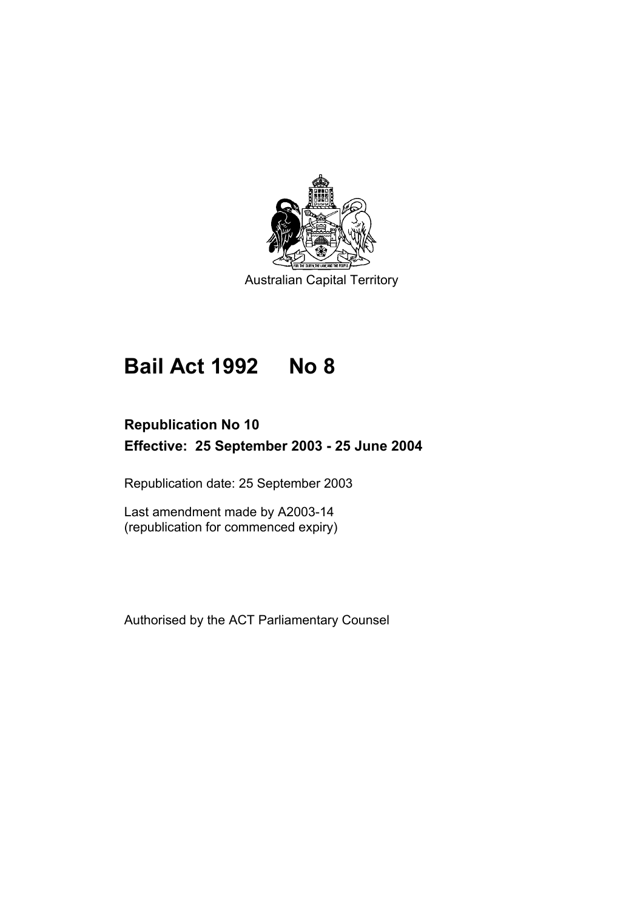Australian Capital Territory

# Bail Act 1992 No 8

**Republication No 10**

**Effective: 25 September 2003 - 25 June 2004**

Republication date: 25 September 2003

Last amendment made by A2003-14
(republication for commenced expiry)

Authorised by the ACT Parliamentary Counsel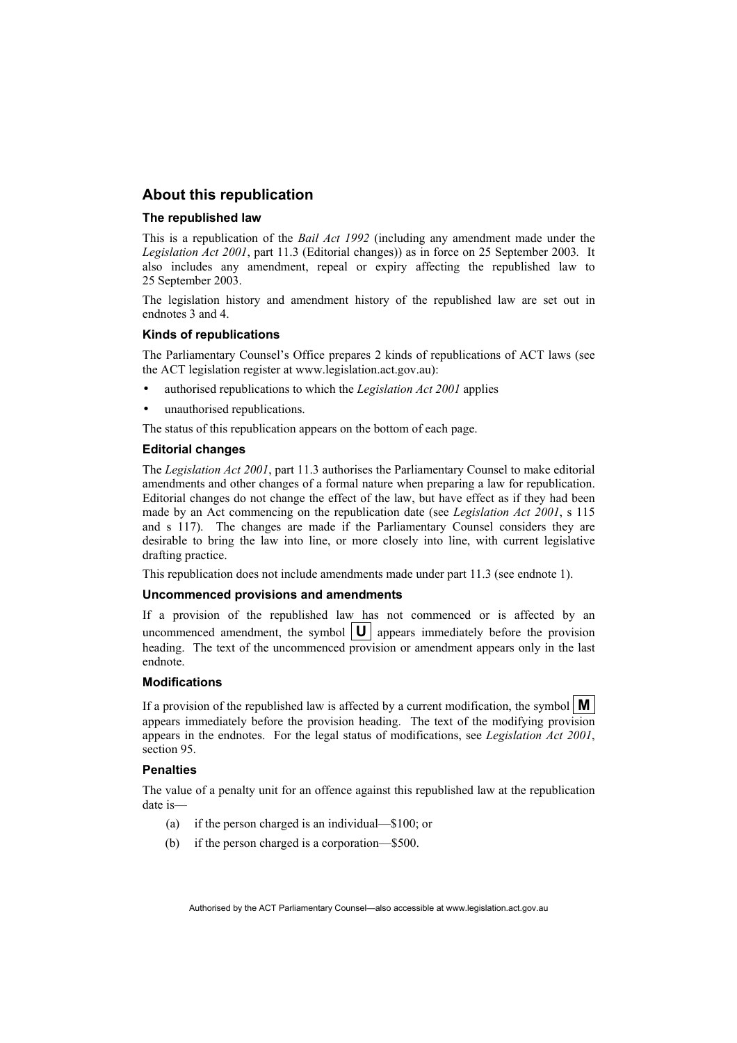## About this republication

### The republished law

This is a republication of the *Bail Act 1992* (including any amendment made under the *Legislation Act 2001*, part 11.3 (Editorial changes)) as in force on 25 September 2003*.* It also includes any amendment, repeal or expiry affecting the republished law to 25 September 2003.

The legislation history and amendment history of the republished law are set out in endnotes 3 and 4.

### Kinds of republications

The Parliamentary Counsel's Office prepares 2 kinds of republications of ACT laws (see the ACT legislation register at www.legislation.act.gov.au):

- authorised republications to which the *Legislation Act 2001* applies
- unauthorised republications.

The status of this republication appears on the bottom of each page.

### Editorial changes

The *Legislation Act 2001*, part 11.3 authorises the Parliamentary Counsel to make editorial amendments and other changes of a formal nature when preparing a law for republication. Editorial changes do not change the effect of the law, but have effect as if they had been made by an Act commencing on the republication date (see *Legislation Act 2001*, s 115 and s 117). The changes are made if the Parliamentary Counsel considers they are desirable to bring the law into line, or more closely into line, with current legislative drafting practice.

This republication does not include amendments made under part 11.3 (see endnote 1).

### Uncommenced provisions and amendments

If a provision of the republished law has not commenced or is affected by an uncommenced amendment, the symbol **U** appears immediately before the provision heading. The text of the uncommenced provision or amendment appears only in the last endnote.

### Modifications

If a provision of the republished law is affected by a current modification, the symbol **M** appears immediately before the provision heading. The text of the modifying provision appears in the endnotes. For the legal status of modifications, see *Legislation Act 2001*, section 95.

### Penalties

The value of a penalty unit for an offence against this republished law at the republication date is—

(a) if the person charged is an individual—$100; or

(b) if the person charged is a corporation—$500.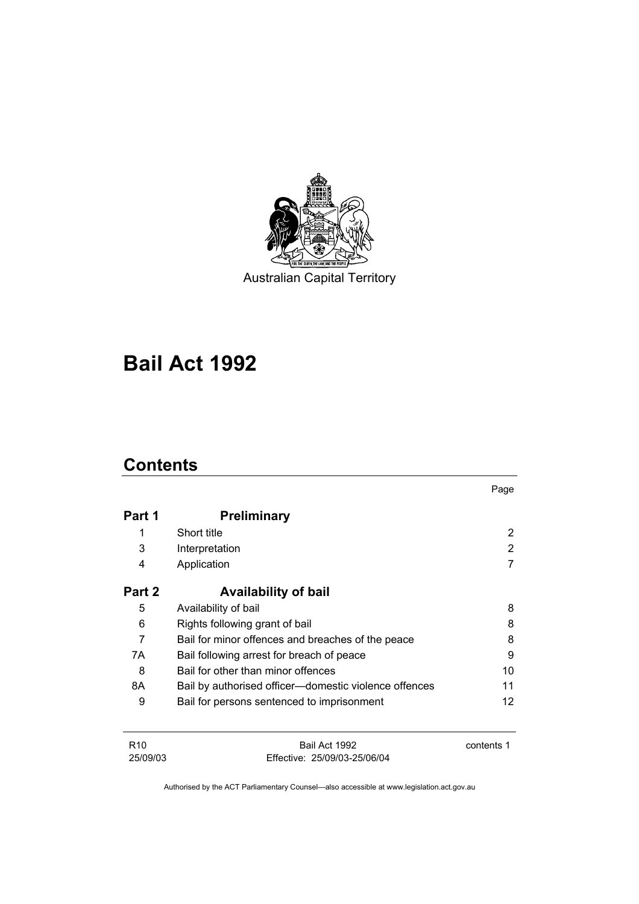Australian Capital Territory

# Bail Act 1992

## Contents

| | | Page |
|---|---|---|
| **Part 1** | **Preliminary** | |
| 1 | Short title | 2 |
| 3 | Interpretation | 2 |
| 4 | Application | 7 |
| **Part 2** | **Availability of bail** | |
| 5 | Availability of bail | 8 |
| 6 | Rights following grant of bail | 8 |
| 7 | Bail for minor offences and breaches of the peace | 8 |
| 7A | Bail following arrest for breach of peace | 9 |
| 8 | Bail for other than minor offences | 10 |
| 8A | Bail by authorised officer—domestic violence offences | 11 |
| 9 | Bail for persons sentenced to imprisonment | 12 |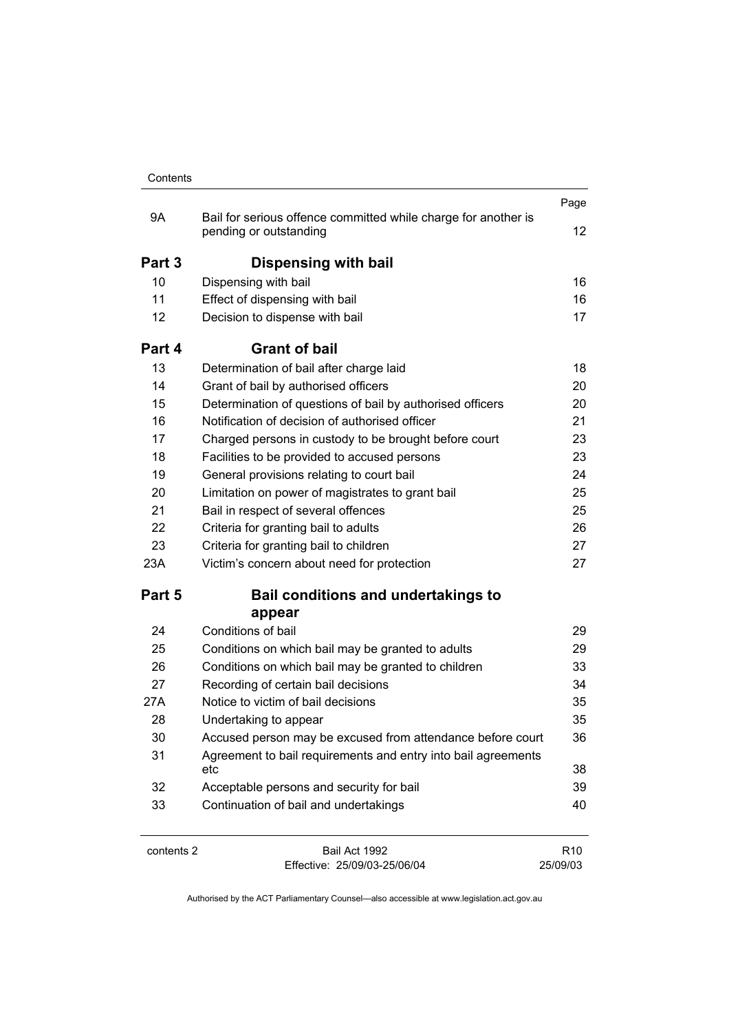| | | Page |
|---|---|---|
| 9A | Bail for serious offence committed while charge for another is pending or outstanding | 12 |
| **Part 3** | **Dispensing with bail** | |
| 10 | Dispensing with bail | 16 |
| 11 | Effect of dispensing with bail | 16 |
| 12 | Decision to dispense with bail | 17 |
| **Part 4** | **Grant of bail** | |
| 13 | Determination of bail after charge laid | 18 |
| 14 | Grant of bail by authorised officers | 20 |
| 15 | Determination of questions of bail by authorised officers | 20 |
| 16 | Notification of decision of authorised officer | 21 |
| 17 | Charged persons in custody to be brought before court | 23 |
| 18 | Facilities to be provided to accused persons | 23 |
| 19 | General provisions relating to court bail | 24 |
| 20 | Limitation on power of magistrates to grant bail | 25 |
| 21 | Bail in respect of several offences | 25 |
| 22 | Criteria for granting bail to adults | 26 |
| 23 | Criteria for granting bail to children | 27 |
| 23A | Victim's concern about need for protection | 27 |
| **Part 5** | **Bail conditions and undertakings to appear** | |
| 24 | Conditions of bail | 29 |
| 25 | Conditions on which bail may be granted to adults | 29 |
| 26 | Conditions on which bail may be granted to children | 33 |
| 27 | Recording of certain bail decisions | 34 |
| 27A | Notice to victim of bail decisions | 35 |
| 28 | Undertaking to appear | 35 |
| 30 | Accused person may be excused from attendance before court | 36 |
| 31 | Agreement to bail requirements and entry into bail agreements etc | 38 |
| 32 | Acceptable persons and security for bail | 39 |
| 33 | Continuation of bail and undertakings | 40 |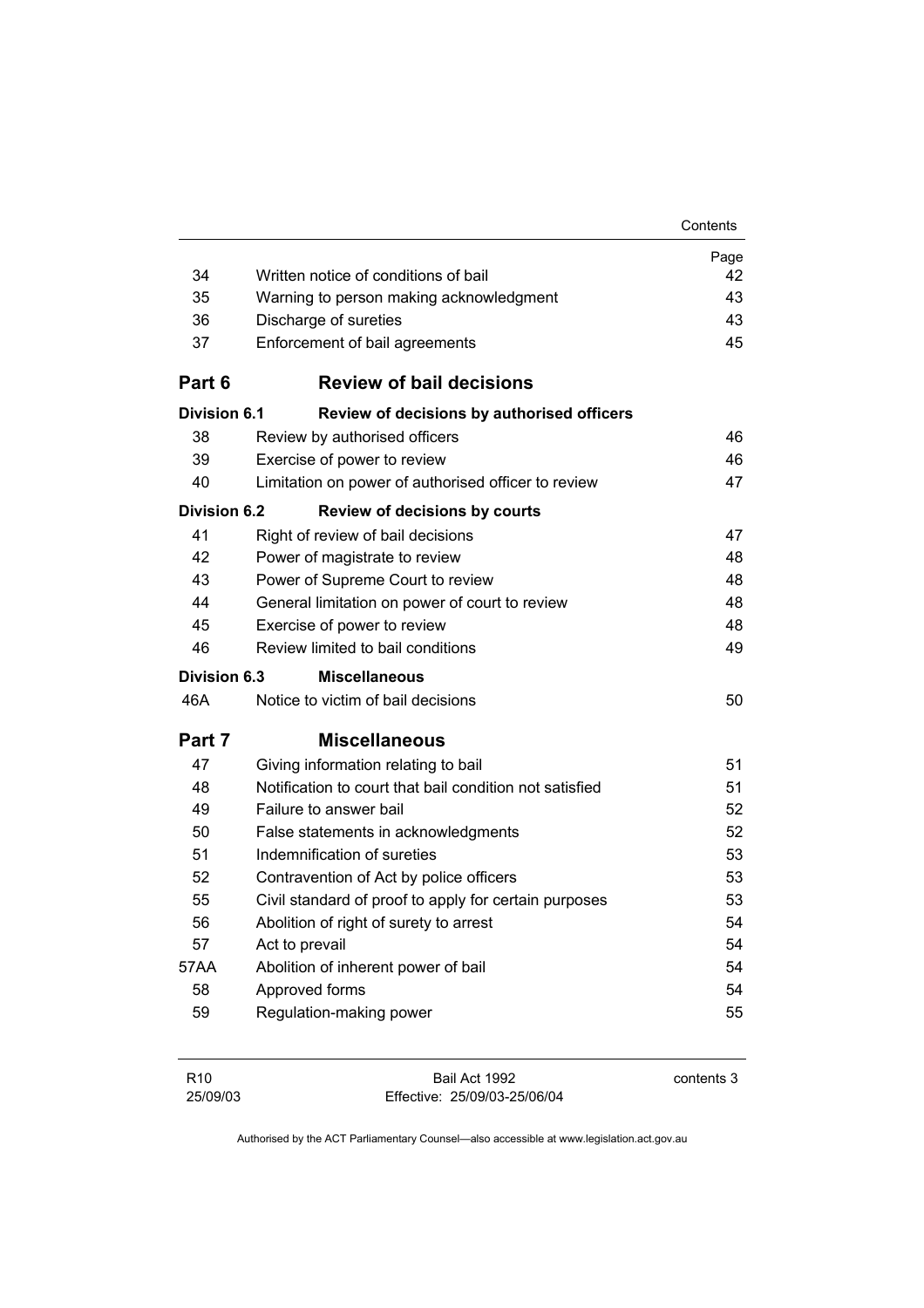| | | Page |
|---|---|---|
| 34 | Written notice of conditions of bail | 42 |
| 35 | Warning to person making acknowledgment | 43 |
| 36 | Discharge of sureties | 43 |
| 37 | Enforcement of bail agreements | 45 |
| **Part 6** | **Review of bail decisions** | |
| **Division 6.1** | **Review of decisions by authorised officers** | |
| 38 | Review by authorised officers | 46 |
| 39 | Exercise of power to review | 46 |
| 40 | Limitation on power of authorised officer to review | 47 |
| **Division 6.2** | **Review of decisions by courts** | |
| 41 | Right of review of bail decisions | 47 |
| 42 | Power of magistrate to review | 48 |
| 43 | Power of Supreme Court to review | 48 |
| 44 | General limitation on power of court to review | 48 |
| 45 | Exercise of power to review | 48 |
| 46 | Review limited to bail conditions | 49 |
| **Division 6.3** | **Miscellaneous** | |
| 46A | Notice to victim of bail decisions | 50 |
| **Part 7** | **Miscellaneous** | |
| 47 | Giving information relating to bail | 51 |
| 48 | Notification to court that bail condition not satisfied | 51 |
| 49 | Failure to answer bail | 52 |
| 50 | False statements in acknowledgments | 52 |
| 51 | Indemnification of sureties | 53 |
| 52 | Contravention of Act by police officers | 53 |
| 55 | Civil standard of proof to apply for certain purposes | 53 |
| 56 | Abolition of right of surety to arrest | 54 |
| 57 | Act to prevail | 54 |
| 57AA | Abolition of inherent power of bail | 54 |
| 58 | Approved forms | 54 |
| 59 | Regulation-making power | 55 |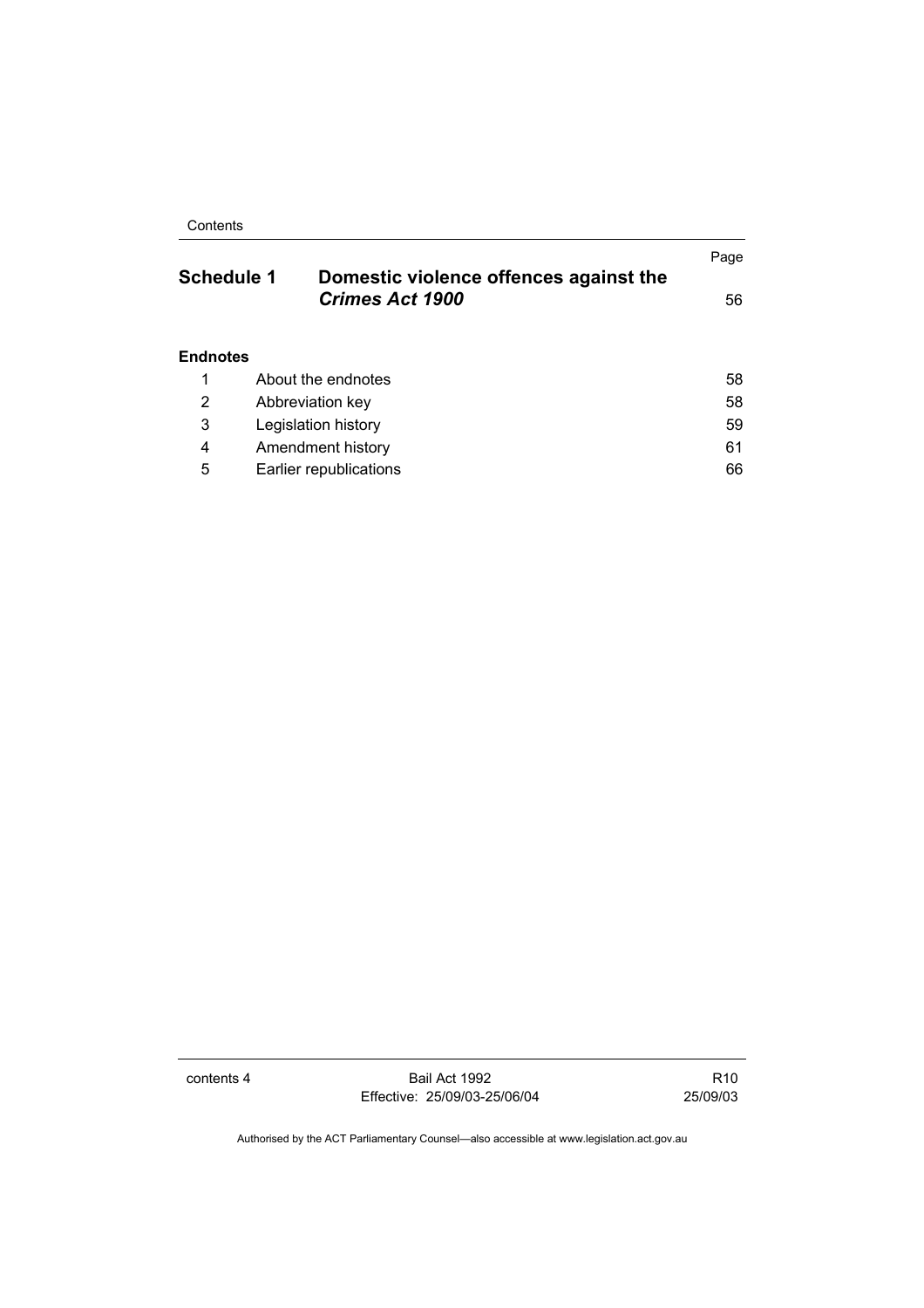| | | Page |
|---|---|---|
| **Schedule 1** | **Domestic violence offences against the *Crimes Act 1900*** | 56 |

**Endnotes**

| | | |
|---|---|---|
| 1 | About the endnotes | 58 |
| 2 | Abbreviation key | 58 |
| 3 | Legislation history | 59 |
| 4 | Amendment history | 61 |
| 5 | Earlier republications | 66 |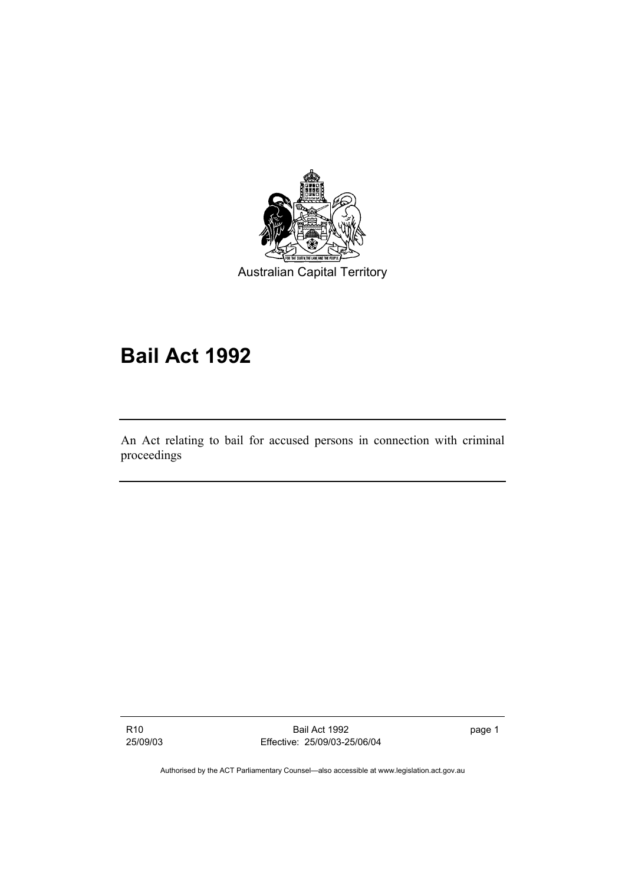Australian Capital Territory

# Bail Act 1992

An Act relating to bail for accused persons in connection with criminal proceedings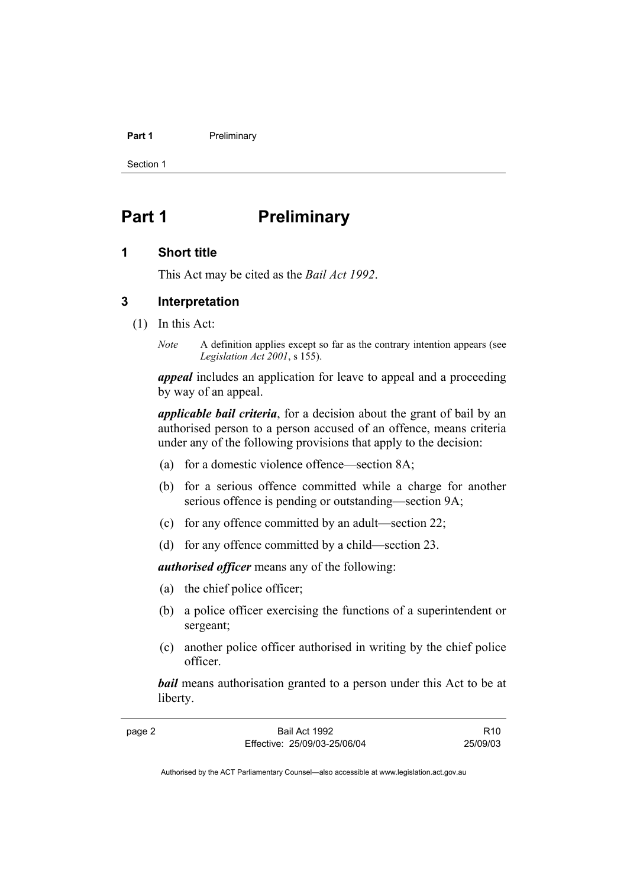# Part 1 Preliminary

## 1 Short title

This Act may be cited as the *Bail Act 1992*.

## 3 Interpretation

(1) In this Act:

*Note* A definition applies except so far as the contrary intention appears (see *Legislation Act 2001*, s 155).

***appeal*** includes an application for leave to appeal and a proceeding by way of an appeal.

***applicable bail criteria***, for a decision about the grant of bail by an authorised person to a person accused of an offence, means criteria under any of the following provisions that apply to the decision:

(a) for a domestic violence offence—section 8A;

(b) for a serious offence committed while a charge for another serious offence is pending or outstanding—section 9A;

(c) for any offence committed by an adult—section 22;

(d) for any offence committed by a child—section 23.

***authorised officer*** means any of the following:

(a) the chief police officer;

(b) a police officer exercising the functions of a superintendent or sergeant;

(c) another police officer authorised in writing by the chief police officer.

***bail*** means authorisation granted to a person under this Act to be at liberty.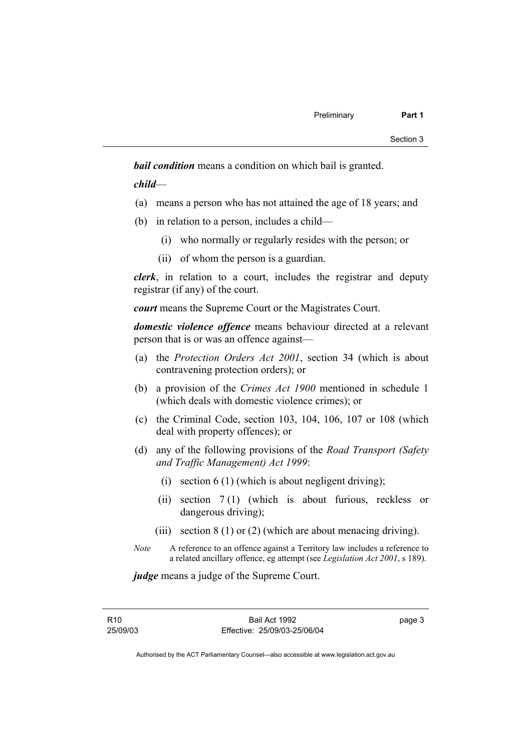***bail condition*** means a condition on which bail is granted.

***child***—

(a) means a person who has not attained the age of 18 years; and

(b) in relation to a person, includes a child—

  (i) who normally or regularly resides with the person; or

  (ii) of whom the person is a guardian.

***clerk***, in relation to a court, includes the registrar and deputy registrar (if any) of the court.

***court*** means the Supreme Court or the Magistrates Court.

***domestic violence offence*** means behaviour directed at a relevant person that is or was an offence against—

(a) the *Protection Orders Act 2001*, section 34 (which is about contravening protection orders); or

(b) a provision of the *Crimes Act 1900* mentioned in schedule 1 (which deals with domestic violence crimes); or

(c) the Criminal Code, section 103, 104, 106, 107 or 108 (which deal with property offences); or

(d) any of the following provisions of the *Road Transport (Safety and Traffic Management) Act 1999*:

  (i) section 6 (1) (which is about negligent driving);

  (ii) section 7 (1) (which is about furious, reckless or dangerous driving);

  (iii) section 8 (1) or (2) (which are about menacing driving).

*Note* A reference to an offence against a Territory law includes a reference to a related ancillary offence, eg attempt (see *Legislation Act 2001*, s 189).

***judge*** means a judge of the Supreme Court.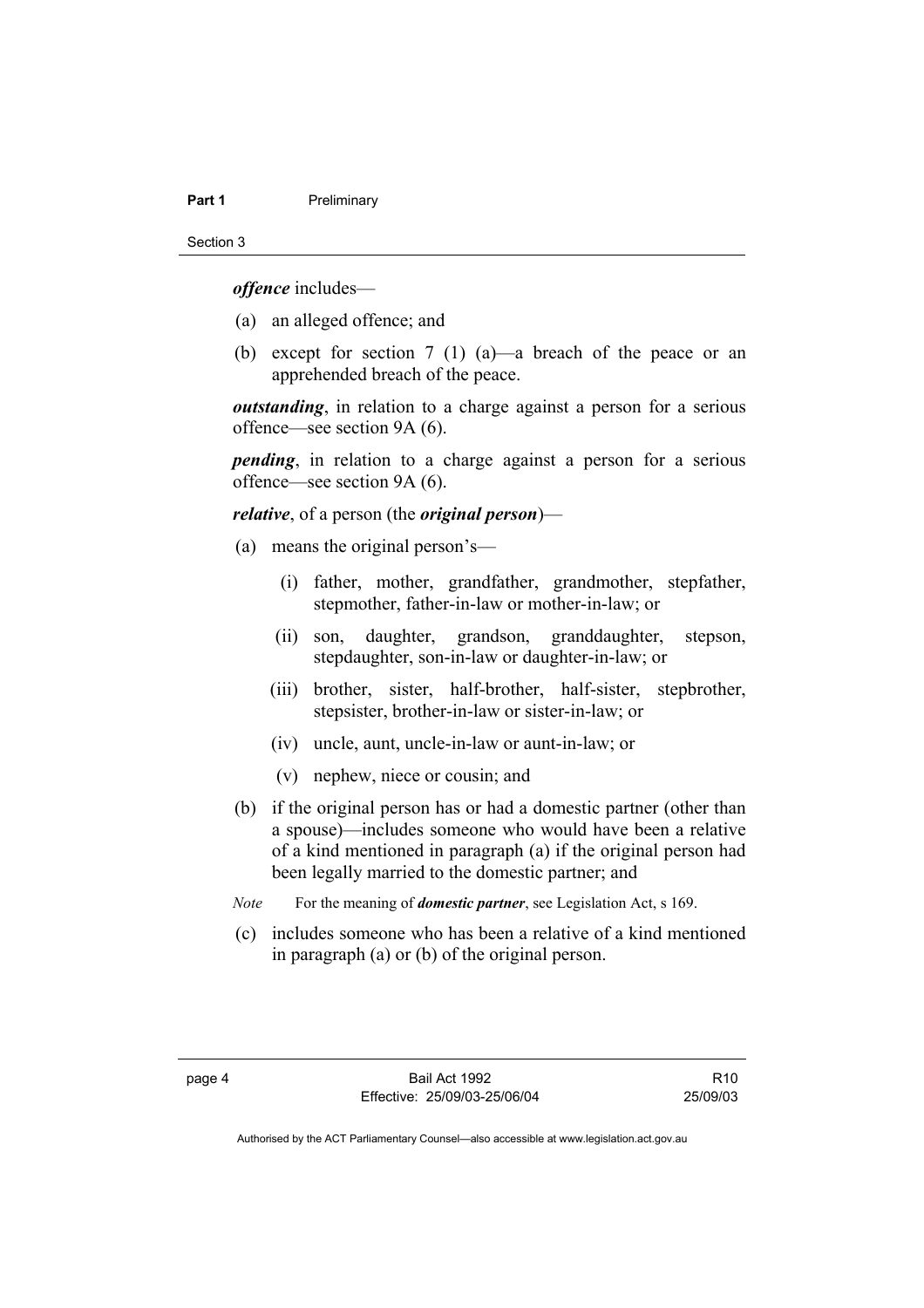***offence*** includes—

(a) an alleged offence; and

(b) except for section 7 (1) (a)—a breach of the peace or an apprehended breach of the peace.

***outstanding***, in relation to a charge against a person for a serious offence—see section 9A (6).

***pending***, in relation to a charge against a person for a serious offence—see section 9A (6).

***relative***, of a person (the ***original person***)—

(a) means the original person's—

  (i) father, mother, grandfather, grandmother, stepfather, stepmother, father-in-law or mother-in-law; or

  (ii) son, daughter, grandson, granddaughter, stepson, stepdaughter, son-in-law or daughter-in-law; or

  (iii) brother, sister, half-brother, half-sister, stepbrother, stepsister, brother-in-law or sister-in-law; or

  (iv) uncle, aunt, uncle-in-law or aunt-in-law; or

  (v) nephew, niece or cousin; and

(b) if the original person has or had a domestic partner (other than a spouse)—includes someone who would have been a relative of a kind mentioned in paragraph (a) if the original person had been legally married to the domestic partner; and

*Note* For the meaning of ***domestic partner***, see Legislation Act, s 169.

(c) includes someone who has been a relative of a kind mentioned in paragraph (a) or (b) of the original person.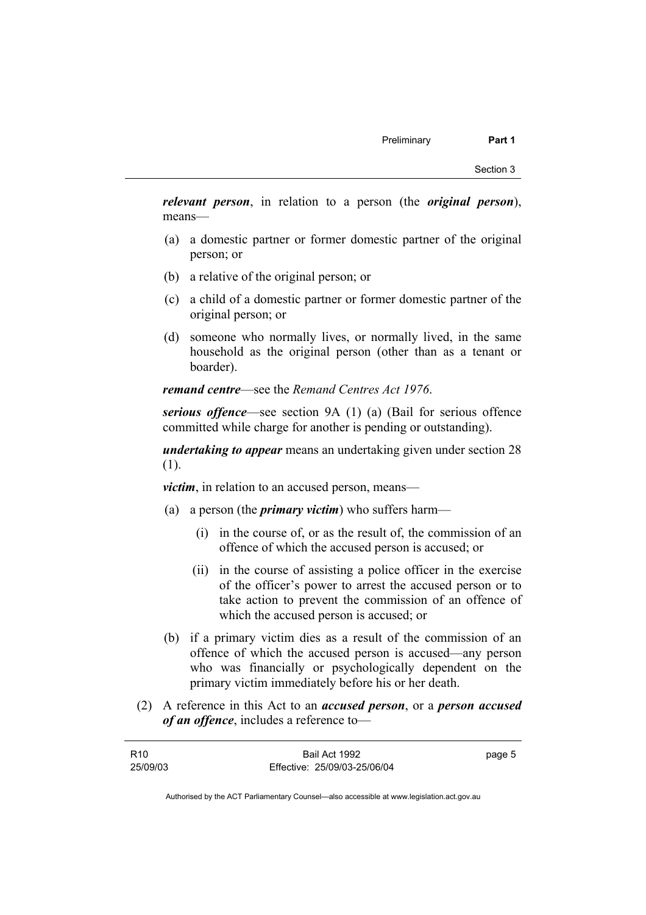***relevant person***, in relation to a person (the ***original person***), means—

(a) a domestic partner or former domestic partner of the original person; or

(b) a relative of the original person; or

(c) a child of a domestic partner or former domestic partner of the original person; or

(d) someone who normally lives, or normally lived, in the same household as the original person (other than as a tenant or boarder).

***remand centre***—see the *Remand Centres Act 1976*.

***serious offence***—see section 9A (1) (a) (Bail for serious offence committed while charge for another is pending or outstanding).

***undertaking to appear*** means an undertaking given under section 28 (1).

***victim***, in relation to an accused person, means—

(a) a person (the ***primary victim***) who suffers harm—

   (i) in the course of, or as the result of, the commission of an offence of which the accused person is accused; or

   (ii) in the course of assisting a police officer in the exercise of the officer's power to arrest the accused person or to take action to prevent the commission of an offence of which the accused person is accused; or

(b) if a primary victim dies as a result of the commission of an offence of which the accused person is accused—any person who was financially or psychologically dependent on the primary victim immediately before his or her death.

(2) A reference in this Act to an ***accused person***, or a ***person accused of an offence***, includes a reference to—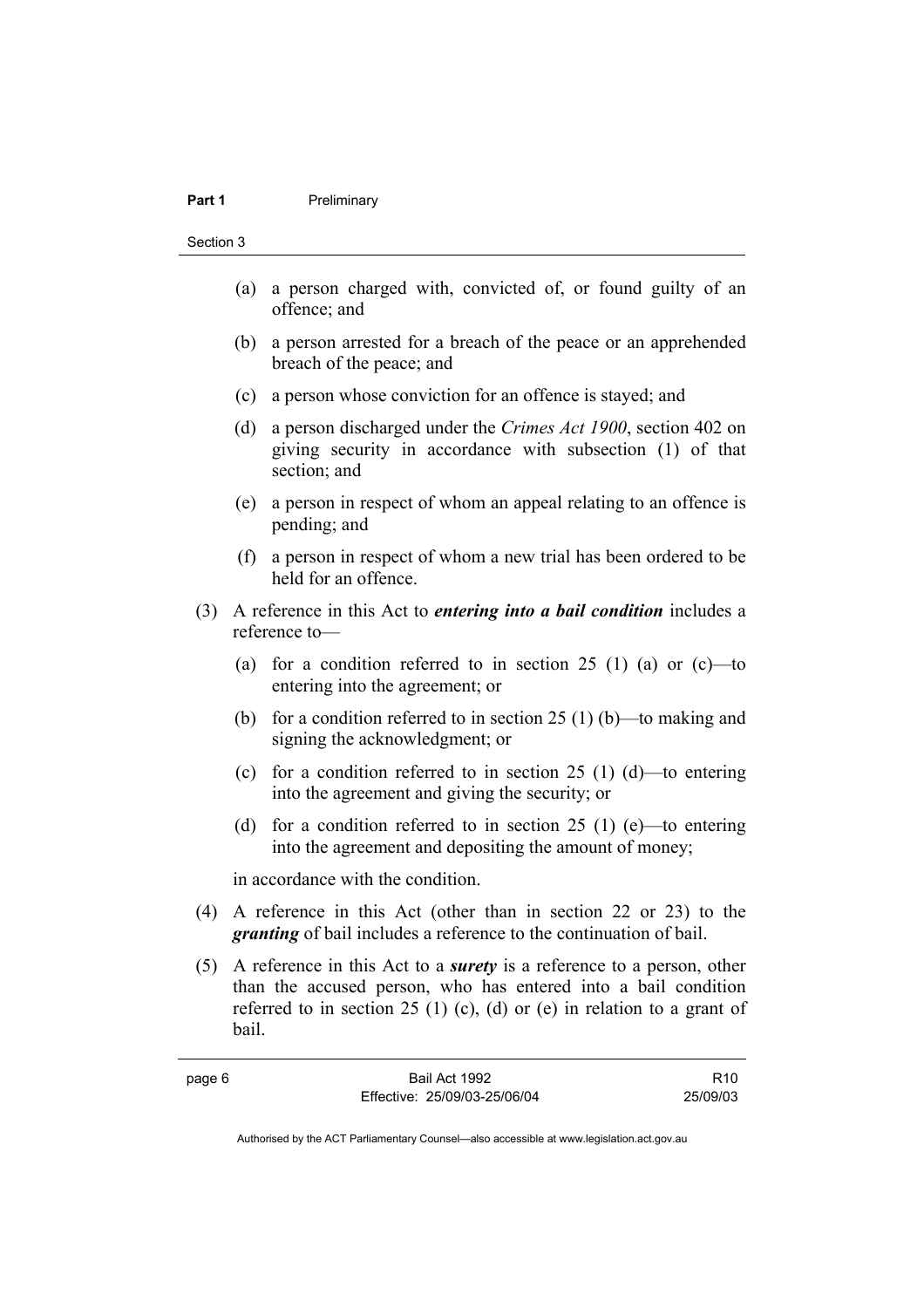(a) a person charged with, convicted of, or found guilty of an offence; and

(b) a person arrested for a breach of the peace or an apprehended breach of the peace; and

(c) a person whose conviction for an offence is stayed; and

(d) a person discharged under the *Crimes Act 1900*, section 402 on giving security in accordance with subsection (1) of that section; and

(e) a person in respect of whom an appeal relating to an offence is pending; and

(f) a person in respect of whom a new trial has been ordered to be held for an offence.

(3) A reference in this Act to ***entering into a bail condition*** includes a reference to—

(a) for a condition referred to in section 25 (1) (a) or (c)—to entering into the agreement; or

(b) for a condition referred to in section 25 (1) (b)—to making and signing the acknowledgment; or

(c) for a condition referred to in section 25 (1) (d)—to entering into the agreement and giving the security; or

(d) for a condition referred to in section 25 (1) (e)—to entering into the agreement and depositing the amount of money;

in accordance with the condition.

(4) A reference in this Act (other than in section 22 or 23) to the ***granting*** of bail includes a reference to the continuation of bail.

(5) A reference in this Act to a ***surety*** is a reference to a person, other than the accused person, who has entered into a bail condition referred to in section 25 (1) (c), (d) or (e) in relation to a grant of bail.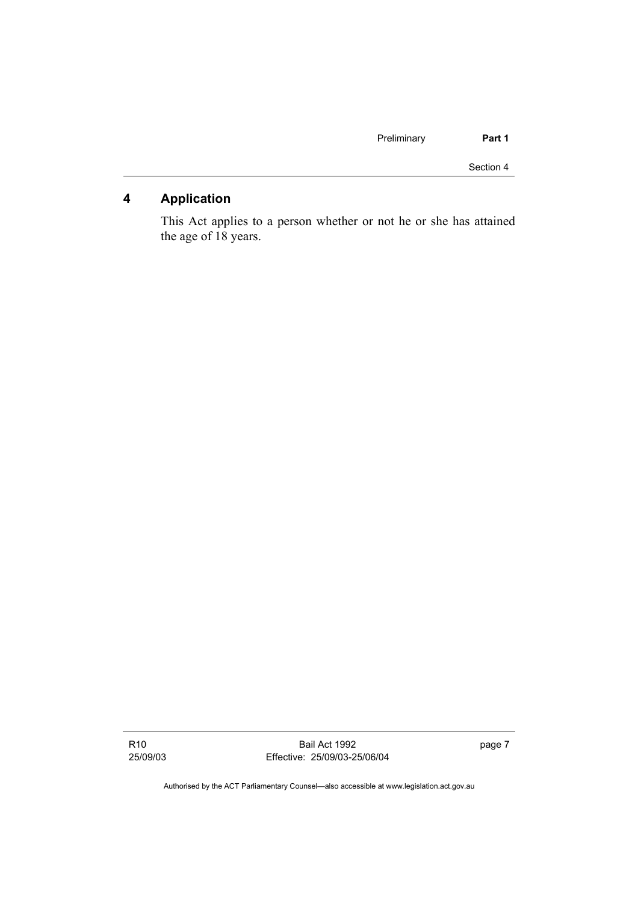## 4 Application

This Act applies to a person whether or not he or she has attained the age of 18 years.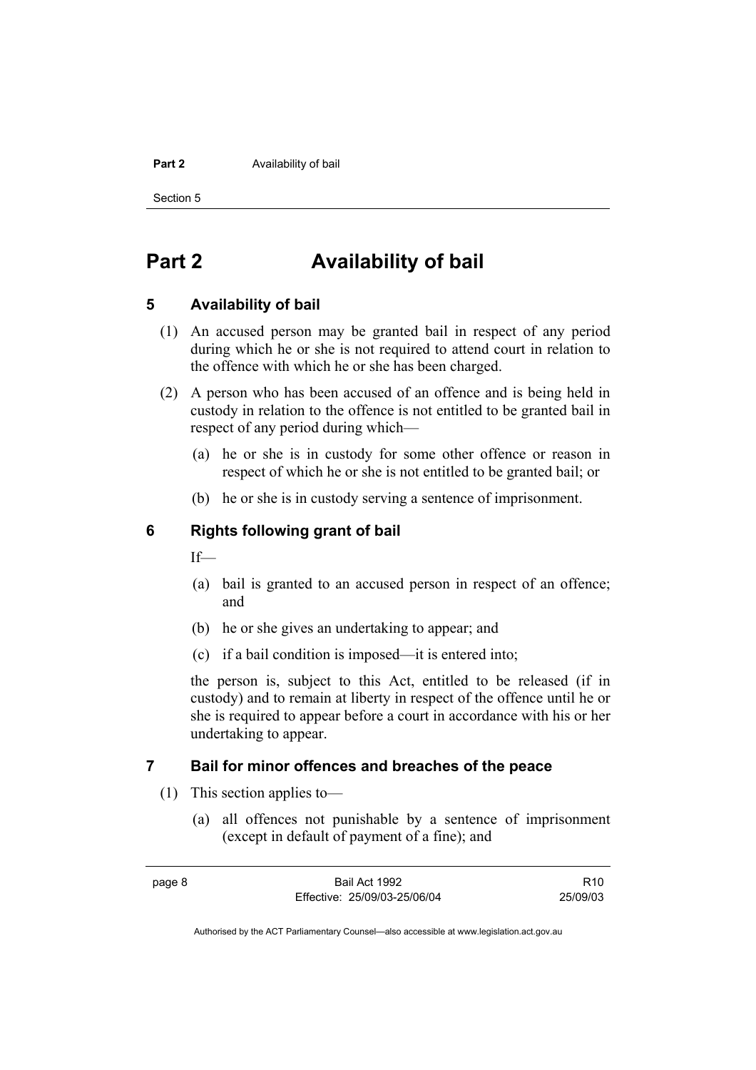# Part 2 Availability of bail

## 5 Availability of bail

(1) An accused person may be granted bail in respect of any period during which he or she is not required to attend court in relation to the offence with which he or she has been charged.

(2) A person who has been accused of an offence and is being held in custody in relation to the offence is not entitled to be granted bail in respect of any period during which—

(a) he or she is in custody for some other offence or reason in respect of which he or she is not entitled to be granted bail; or

(b) he or she is in custody serving a sentence of imprisonment.

## 6 Rights following grant of bail

If—

(a) bail is granted to an accused person in respect of an offence; and

(b) he or she gives an undertaking to appear; and

(c) if a bail condition is imposed—it is entered into;

the person is, subject to this Act, entitled to be released (if in custody) and to remain at liberty in respect of the offence until he or she is required to appear before a court in accordance with his or her undertaking to appear.

## 7 Bail for minor offences and breaches of the peace

(1) This section applies to—

(a) all offences not punishable by a sentence of imprisonment (except in default of payment of a fine); and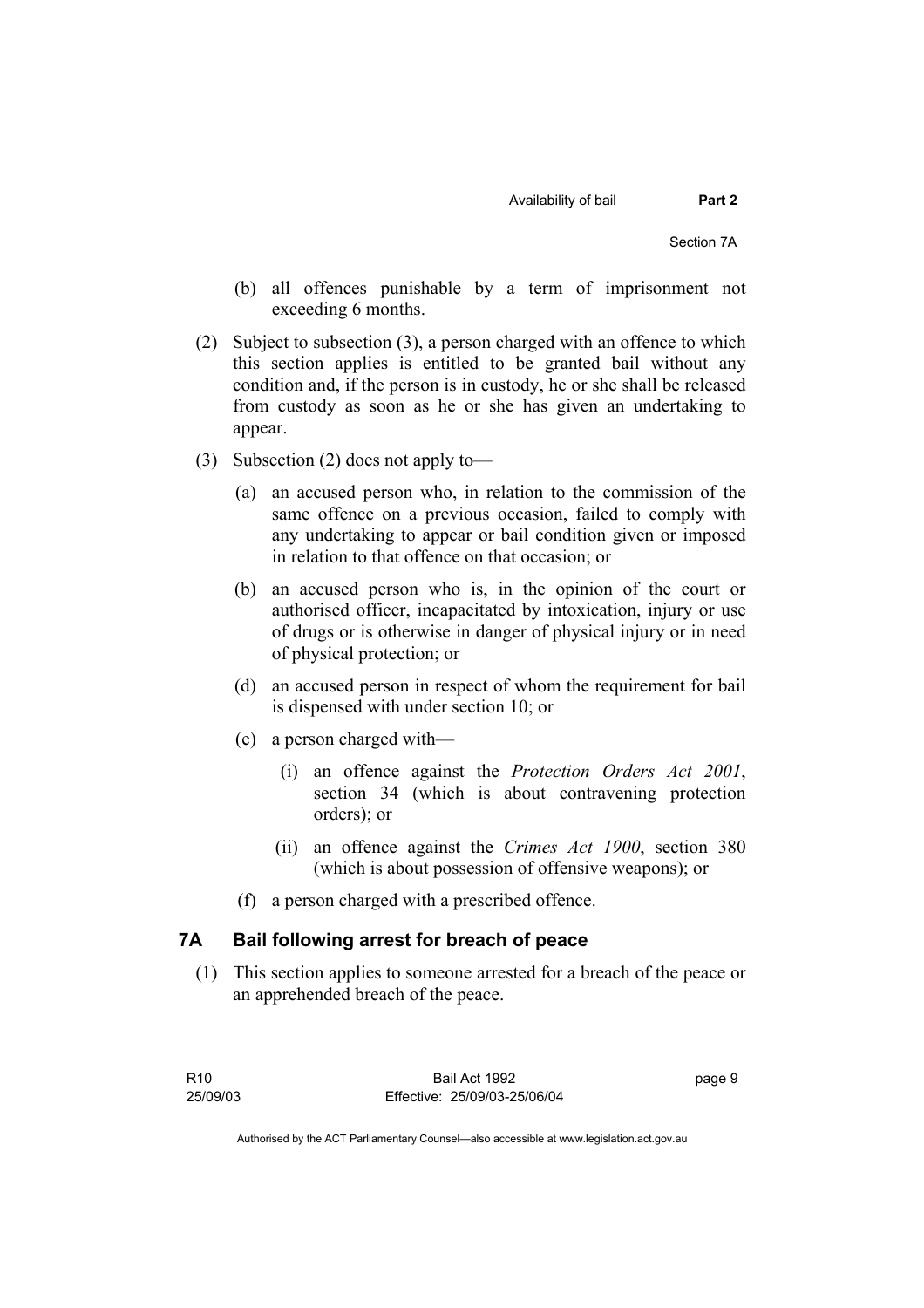(b) all offences punishable by a term of imprisonment not exceeding 6 months.

(2) Subject to subsection (3), a person charged with an offence to which this section applies is entitled to be granted bail without any condition and, if the person is in custody, he or she shall be released from custody as soon as he or she has given an undertaking to appear.

(3) Subsection (2) does not apply to—

(a) an accused person who, in relation to the commission of the same offence on a previous occasion, failed to comply with any undertaking to appear or bail condition given or imposed in relation to that offence on that occasion; or

(b) an accused person who is, in the opinion of the court or authorised officer, incapacitated by intoxication, injury or use of drugs or is otherwise in danger of physical injury or in need of physical protection; or

(d) an accused person in respect of whom the requirement for bail is dispensed with under section 10; or

(e) a person charged with—

(i) an offence against the *Protection Orders Act 2001*, section 34 (which is about contravening protection orders); or

(ii) an offence against the *Crimes Act 1900*, section 380 (which is about possession of offensive weapons); or

(f) a person charged with a prescribed offence.

## 7A Bail following arrest for breach of peace

(1) This section applies to someone arrested for a breach of the peace or an apprehended breach of the peace.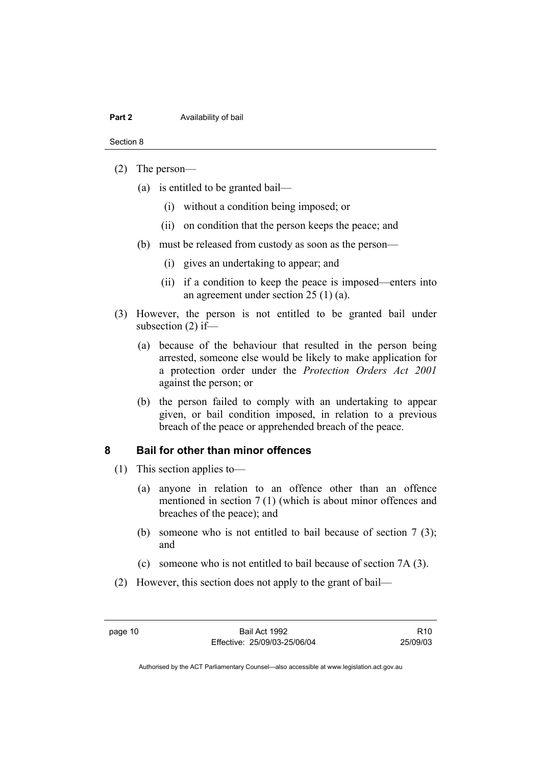(2) The person—

(a) is entitled to be granted bail—

(i) without a condition being imposed; or

(ii) on condition that the person keeps the peace; and

(b) must be released from custody as soon as the person—

(i) gives an undertaking to appear; and

(ii) if a condition to keep the peace is imposed—enters into an agreement under section 25 (1) (a).

(3) However, the person is not entitled to be granted bail under subsection (2) if—

(a) because of the behaviour that resulted in the person being arrested, someone else would be likely to make application for a protection order under the *Protection Orders Act 2001* against the person; or

(b) the person failed to comply with an undertaking to appear given, or bail condition imposed, in relation to a previous breach of the peace or apprehended breach of the peace.

## 8 Bail for other than minor offences

(1) This section applies to—

(a) anyone in relation to an offence other than an offence mentioned in section 7 (1) (which is about minor offences and breaches of the peace); and

(b) someone who is not entitled to bail because of section 7 (3); and

(c) someone who is not entitled to bail because of section 7A (3).

(2) However, this section does not apply to the grant of bail—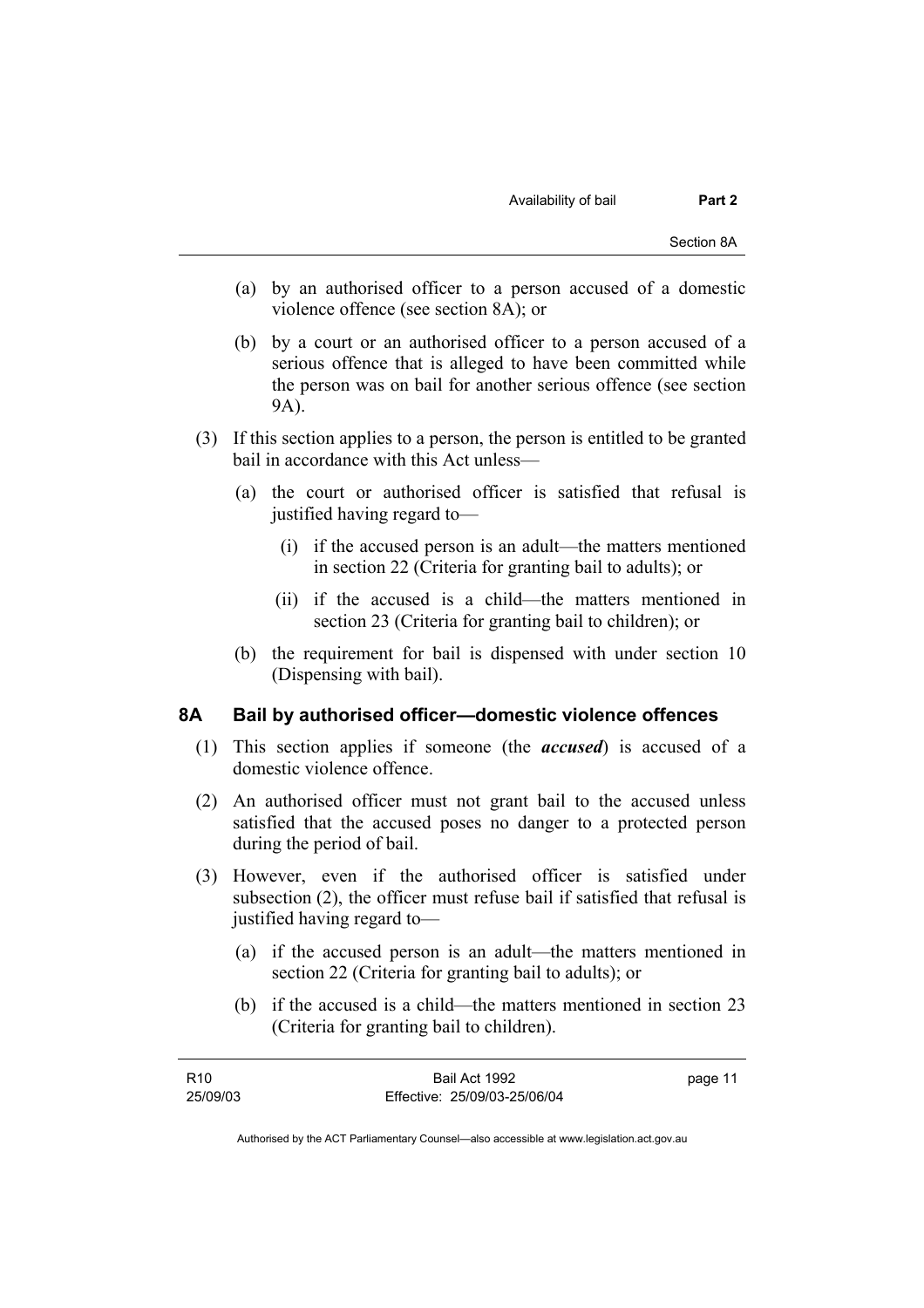(a) by an authorised officer to a person accused of a domestic violence offence (see section 8A); or

(b) by a court or an authorised officer to a person accused of a serious offence that is alleged to have been committed while the person was on bail for another serious offence (see section 9A).

(3) If this section applies to a person, the person is entitled to be granted bail in accordance with this Act unless—

(a) the court or authorised officer is satisfied that refusal is justified having regard to—

(i) if the accused person is an adult—the matters mentioned in section 22 (Criteria for granting bail to adults); or

(ii) if the accused is a child—the matters mentioned in section 23 (Criteria for granting bail to children); or

(b) the requirement for bail is dispensed with under section 10 (Dispensing with bail).

## 8A Bail by authorised officer—domestic violence offences

(1) This section applies if someone (the ***accused***) is accused of a domestic violence offence.

(2) An authorised officer must not grant bail to the accused unless satisfied that the accused poses no danger to a protected person during the period of bail.

(3) However, even if the authorised officer is satisfied under subsection (2), the officer must refuse bail if satisfied that refusal is justified having regard to—

(a) if the accused person is an adult—the matters mentioned in section 22 (Criteria for granting bail to adults); or

(b) if the accused is a child—the matters mentioned in section 23 (Criteria for granting bail to children).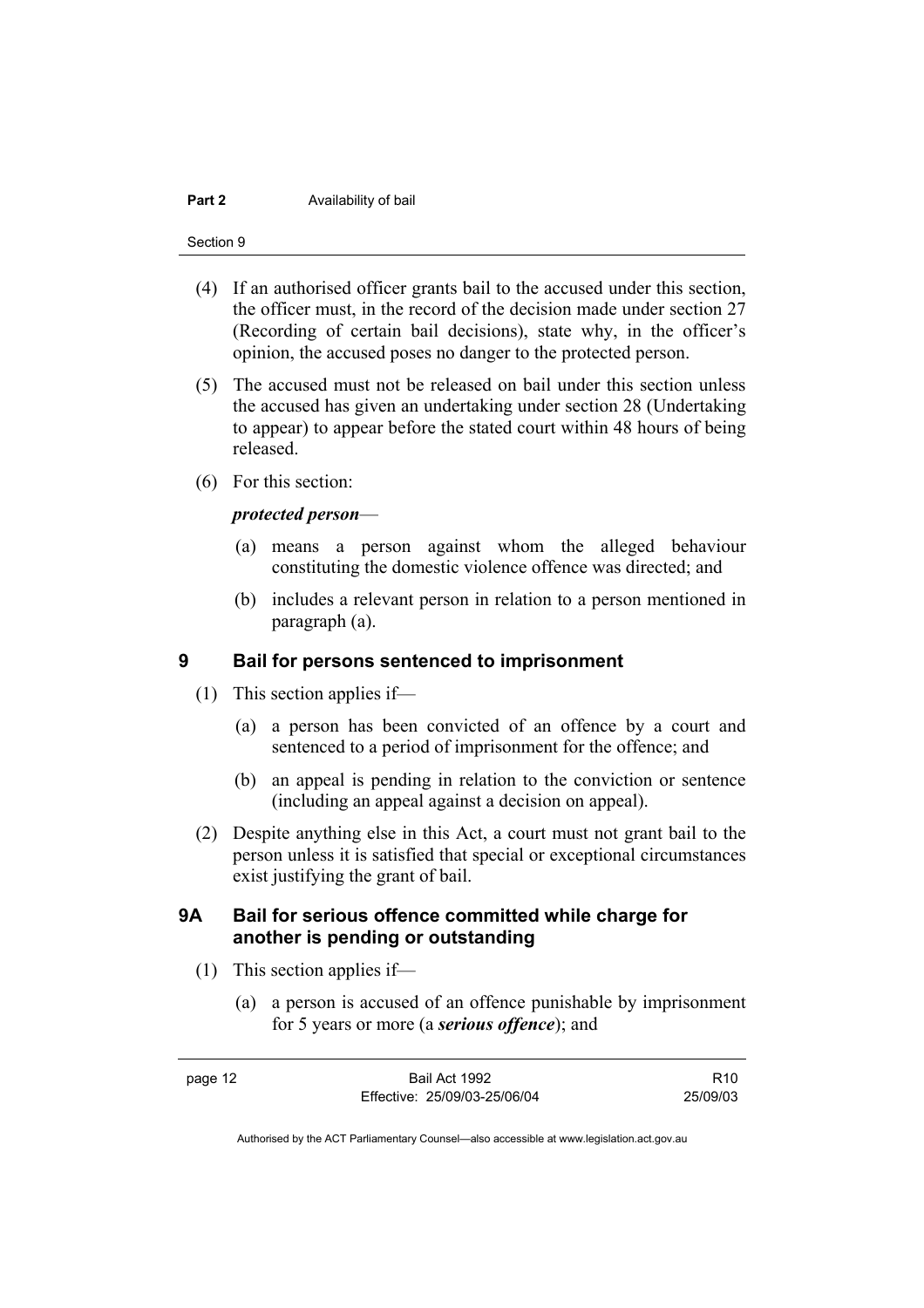(4) If an authorised officer grants bail to the accused under this section, the officer must, in the record of the decision made under section 27 (Recording of certain bail decisions), state why, in the officer's opinion, the accused poses no danger to the protected person.

(5) The accused must not be released on bail under this section unless the accused has given an undertaking under section 28 (Undertaking to appear) to appear before the stated court within 48 hours of being released.

(6) For this section:

***protected person***—

(a) means a person against whom the alleged behaviour constituting the domestic violence offence was directed; and

(b) includes a relevant person in relation to a person mentioned in paragraph (a).

## 9 Bail for persons sentenced to imprisonment

(1) This section applies if—

(a) a person has been convicted of an offence by a court and sentenced to a period of imprisonment for the offence; and

(b) an appeal is pending in relation to the conviction or sentence (including an appeal against a decision on appeal).

(2) Despite anything else in this Act, a court must not grant bail to the person unless it is satisfied that special or exceptional circumstances exist justifying the grant of bail.

## 9A Bail for serious offence committed while charge for another is pending or outstanding

(1) This section applies if—

(a) a person is accused of an offence punishable by imprisonment for 5 years or more (a ***serious offence***); and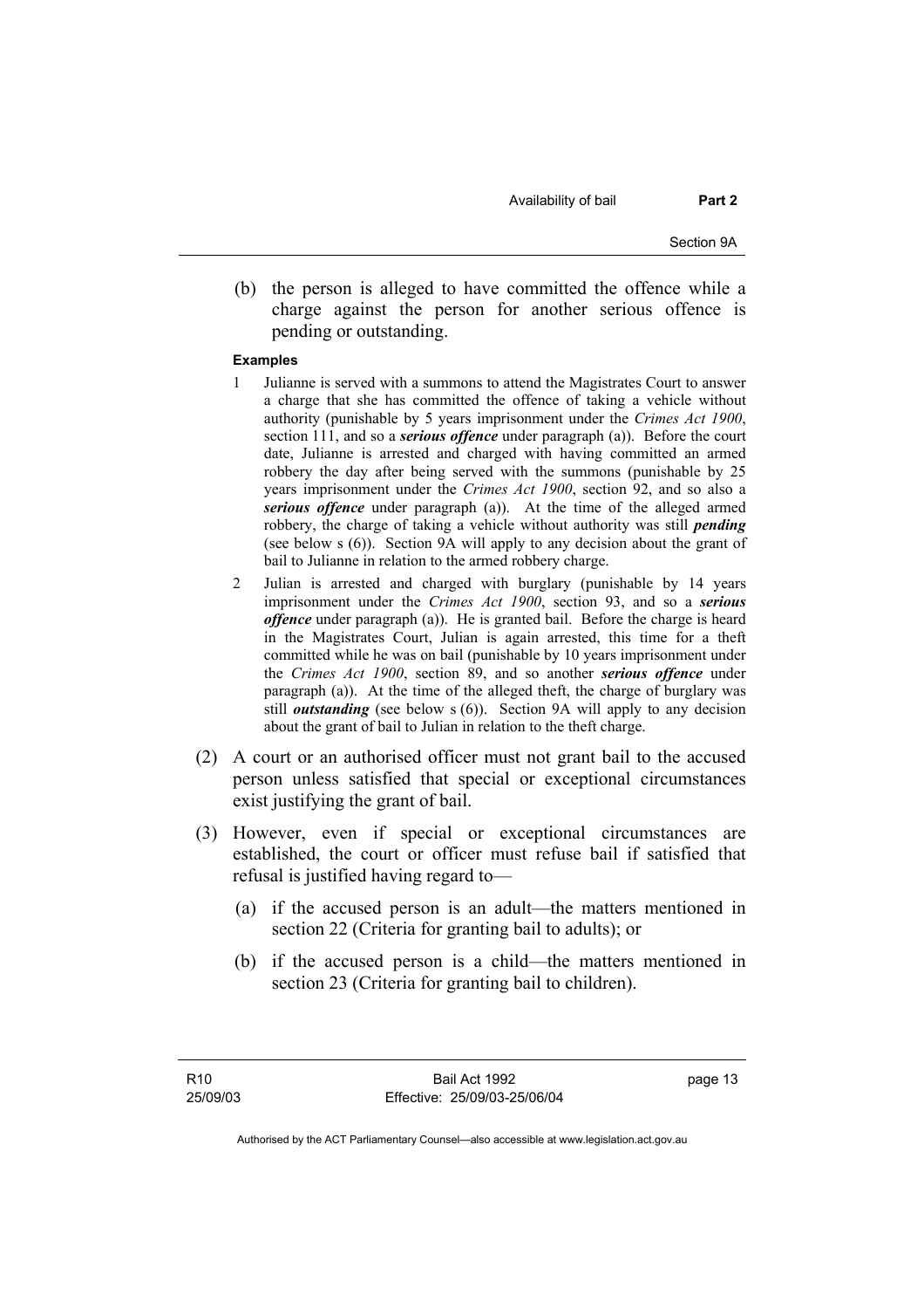(b) the person is alleged to have committed the offence while a charge against the person for another serious offence is pending or outstanding.

**Examples**

1 Julianne is served with a summons to attend the Magistrates Court to answer a charge that she has committed the offence of taking a vehicle without authority (punishable by 5 years imprisonment under the *Crimes Act 1900*, section 111, and so a ***serious offence*** under paragraph (a)). Before the court date, Julianne is arrested and charged with having committed an armed robbery the day after being served with the summons (punishable by 25 years imprisonment under the *Crimes Act 1900*, section 92, and so also a ***serious offence*** under paragraph (a)). At the time of the alleged armed robbery, the charge of taking a vehicle without authority was still ***pending*** (see below s (6)). Section 9A will apply to any decision about the grant of bail to Julianne in relation to the armed robbery charge.

2 Julian is arrested and charged with burglary (punishable by 14 years imprisonment under the *Crimes Act 1900*, section 93, and so a ***serious offence*** under paragraph (a)). He is granted bail. Before the charge is heard in the Magistrates Court, Julian is again arrested, this time for a theft committed while he was on bail (punishable by 10 years imprisonment under the *Crimes Act 1900*, section 89, and so another ***serious offence*** under paragraph (a)). At the time of the alleged theft, the charge of burglary was still ***outstanding*** (see below s (6)). Section 9A will apply to any decision about the grant of bail to Julian in relation to the theft charge.

(2) A court or an authorised officer must not grant bail to the accused person unless satisfied that special or exceptional circumstances exist justifying the grant of bail.

(3) However, even if special or exceptional circumstances are established, the court or officer must refuse bail if satisfied that refusal is justified having regard to—

(a) if the accused person is an adult—the matters mentioned in section 22 (Criteria for granting bail to adults); or

(b) if the accused person is a child—the matters mentioned in section 23 (Criteria for granting bail to children).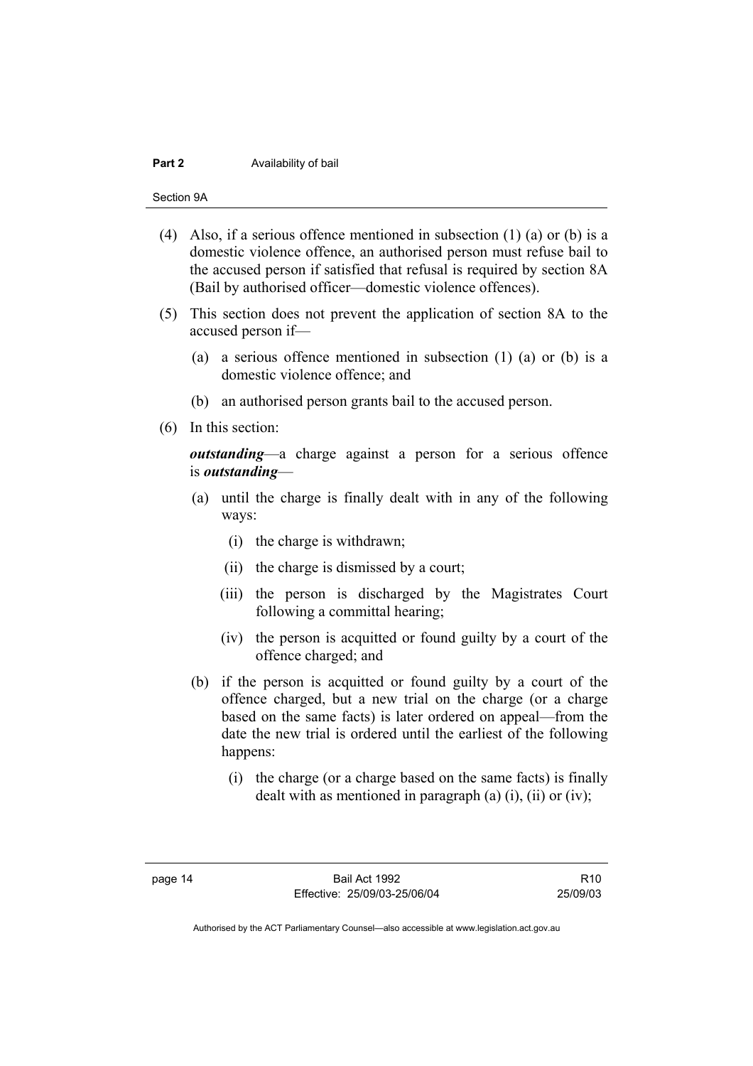(4) Also, if a serious offence mentioned in subsection (1) (a) or (b) is a domestic violence offence, an authorised person must refuse bail to the accused person if satisfied that refusal is required by section 8A (Bail by authorised officer—domestic violence offences).

(5) This section does not prevent the application of section 8A to the accused person if—

(a) a serious offence mentioned in subsection (1) (a) or (b) is a domestic violence offence; and

(b) an authorised person grants bail to the accused person.

(6) In this section:

***outstanding***—a charge against a person for a serious offence is ***outstanding***—

(a) until the charge is finally dealt with in any of the following ways:

(i) the charge is withdrawn;

(ii) the charge is dismissed by a court;

(iii) the person is discharged by the Magistrates Court following a committal hearing;

(iv) the person is acquitted or found guilty by a court of the offence charged; and

(b) if the person is acquitted or found guilty by a court of the offence charged, but a new trial on the charge (or a charge based on the same facts) is later ordered on appeal—from the date the new trial is ordered until the earliest of the following happens:

(i) the charge (or a charge based on the same facts) is finally dealt with as mentioned in paragraph (a) (i), (ii) or (iv);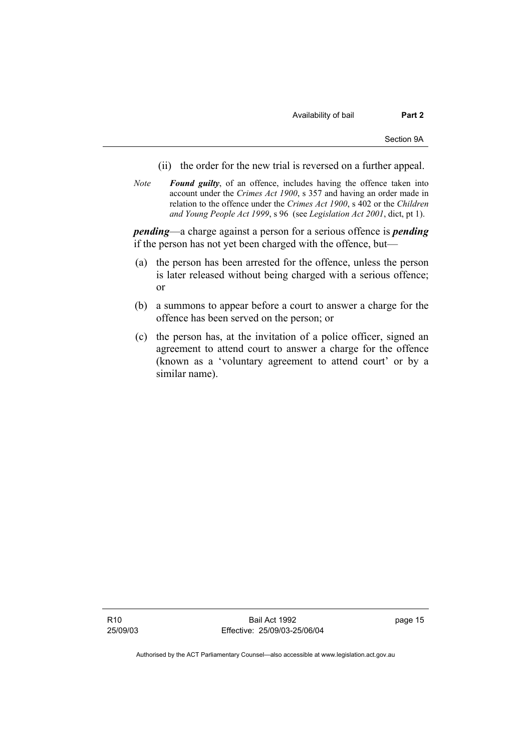(ii) the order for the new trial is reversed on a further appeal.

*Note* ***Found guilty***, of an offence, includes having the offence taken into account under the *Crimes Act 1900*, s 357 and having an order made in relation to the offence under the *Crimes Act 1900*, s 402 or the *Children and Young People Act 1999*, s 96 (see *Legislation Act 2001*, dict, pt 1).

***pending***—a charge against a person for a serious offence is ***pending*** if the person has not yet been charged with the offence, but—

(a) the person has been arrested for the offence, unless the person is later released without being charged with a serious offence; or

(b) a summons to appear before a court to answer a charge for the offence has been served on the person; or

(c) the person has, at the invitation of a police officer, signed an agreement to attend court to answer a charge for the offence (known as a 'voluntary agreement to attend court' or by a similar name).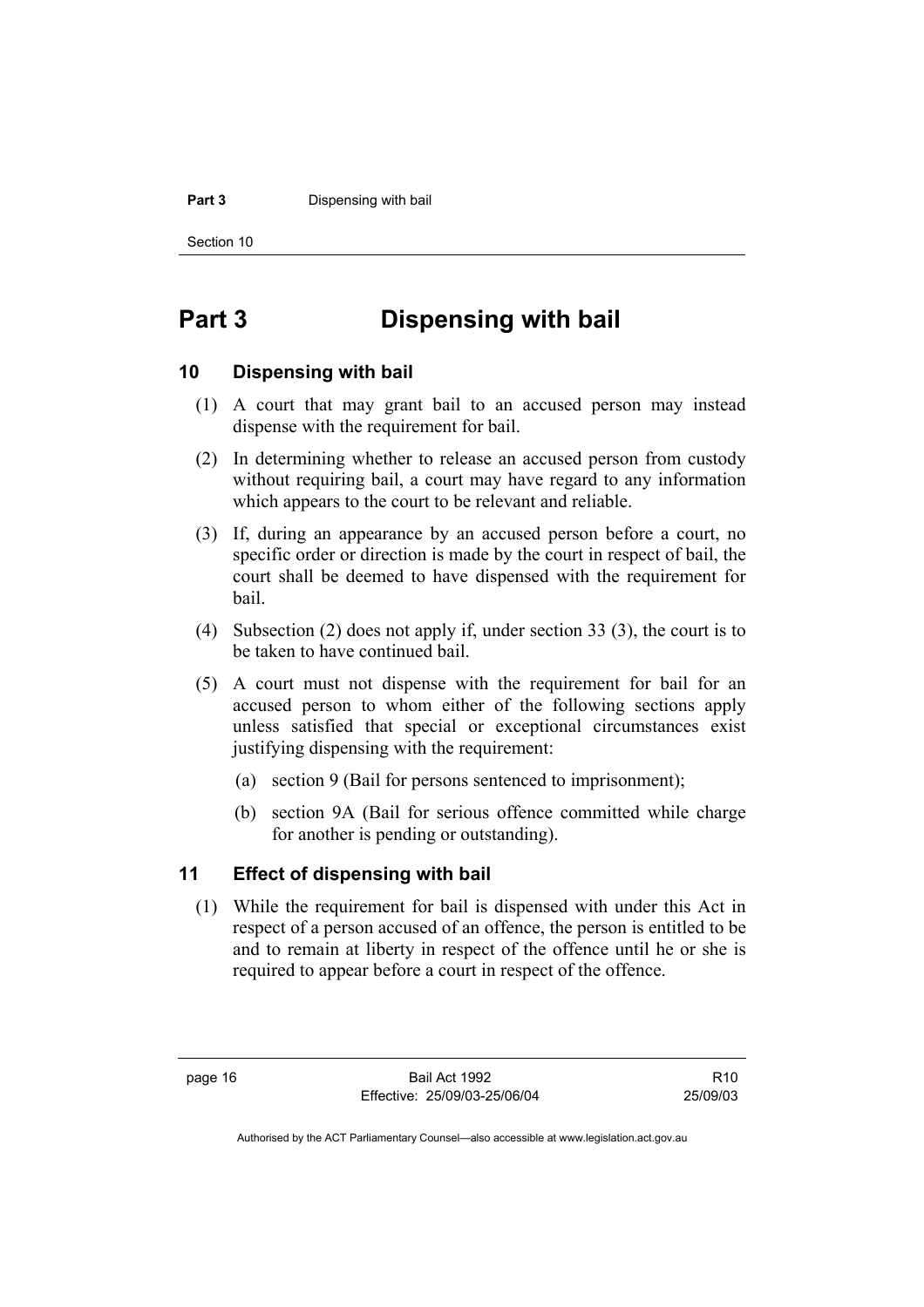# Part 3 Dispensing with bail

## 10 Dispensing with bail

(1) A court that may grant bail to an accused person may instead dispense with the requirement for bail.

(2) In determining whether to release an accused person from custody without requiring bail, a court may have regard to any information which appears to the court to be relevant and reliable.

(3) If, during an appearance by an accused person before a court, no specific order or direction is made by the court in respect of bail, the court shall be deemed to have dispensed with the requirement for bail.

(4) Subsection (2) does not apply if, under section 33 (3), the court is to be taken to have continued bail.

(5) A court must not dispense with the requirement for bail for an accused person to whom either of the following sections apply unless satisfied that special or exceptional circumstances exist justifying dispensing with the requirement:

(a) section 9 (Bail for persons sentenced to imprisonment);

(b) section 9A (Bail for serious offence committed while charge for another is pending or outstanding).

## 11 Effect of dispensing with bail

(1) While the requirement for bail is dispensed with under this Act in respect of a person accused of an offence, the person is entitled to be and to remain at liberty in respect of the offence until he or she is required to appear before a court in respect of the offence.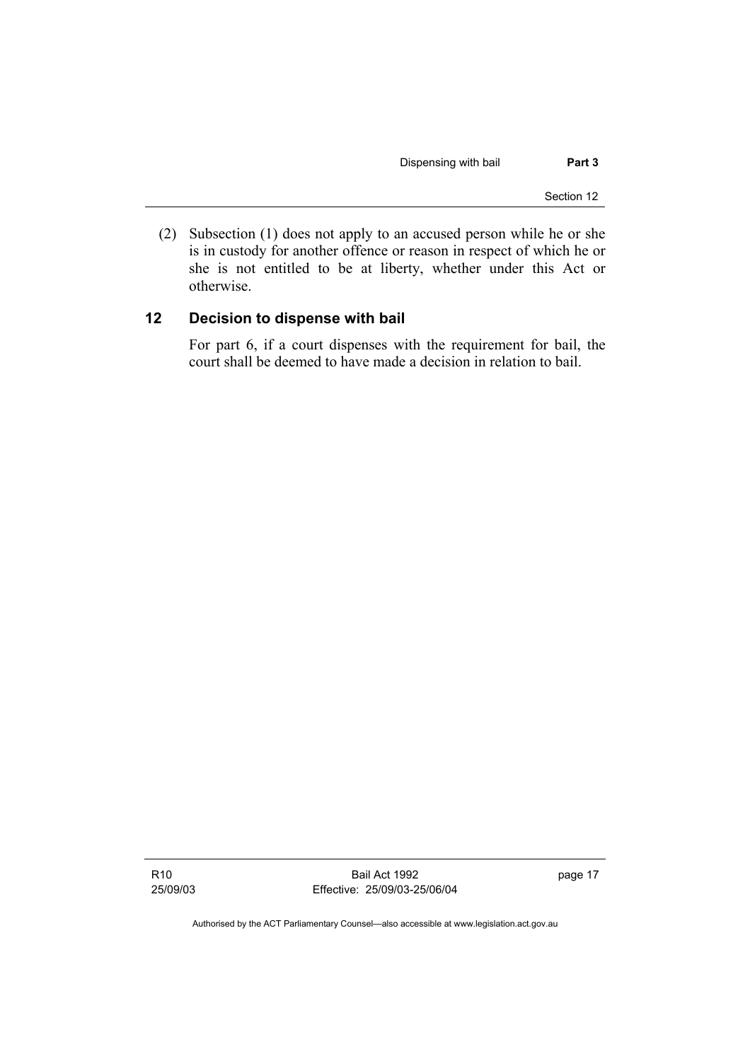(2) Subsection (1) does not apply to an accused person while he or she is in custody for another offence or reason in respect of which he or she is not entitled to be at liberty, whether under this Act or otherwise.

## 12 Decision to dispense with bail

For part 6, if a court dispenses with the requirement for bail, the court shall be deemed to have made a decision in relation to bail.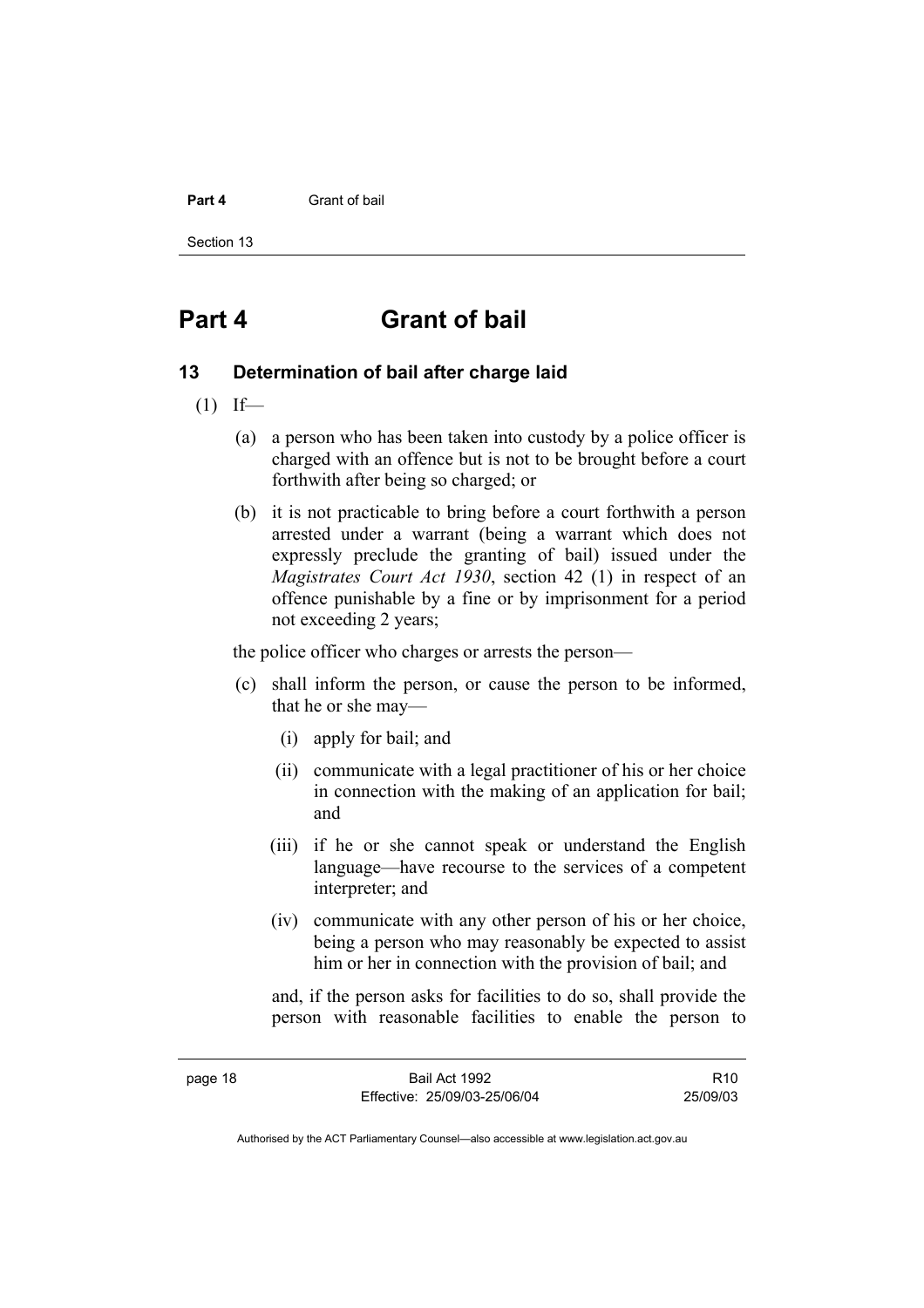# Part 4 Grant of bail

## 13 Determination of bail after charge laid

(1) If—

(a) a person who has been taken into custody by a police officer is charged with an offence but is not to be brought before a court forthwith after being so charged; or

(b) it is not practicable to bring before a court forthwith a person arrested under a warrant (being a warrant which does not expressly preclude the granting of bail) issued under the *Magistrates Court Act 1930*, section 42 (1) in respect of an offence punishable by a fine or by imprisonment for a period not exceeding 2 years;

the police officer who charges or arrests the person—

(c) shall inform the person, or cause the person to be informed, that he or she may—

(i) apply for bail; and

(ii) communicate with a legal practitioner of his or her choice in connection with the making of an application for bail; and

(iii) if he or she cannot speak or understand the English language—have recourse to the services of a competent interpreter; and

(iv) communicate with any other person of his or her choice, being a person who may reasonably be expected to assist him or her in connection with the provision of bail; and

and, if the person asks for facilities to do so, shall provide the person with reasonable facilities to enable the person to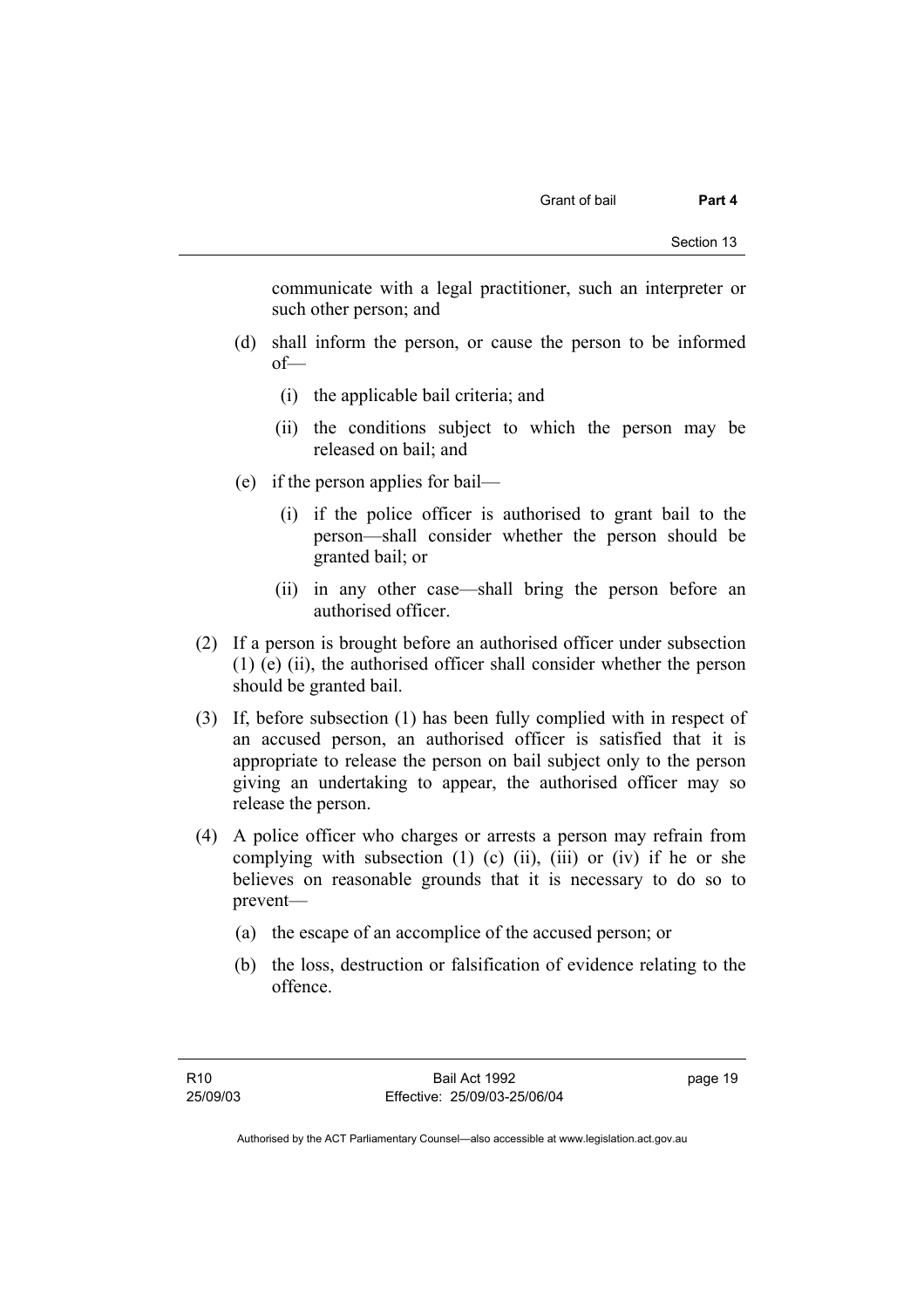communicate with a legal practitioner, such an interpreter or such other person; and

(d) shall inform the person, or cause the person to be informed of—

  (i) the applicable bail criteria; and

  (ii) the conditions subject to which the person may be released on bail; and

(e) if the person applies for bail—

  (i) if the police officer is authorised to grant bail to the person—shall consider whether the person should be granted bail; or

  (ii) in any other case—shall bring the person before an authorised officer.

(2) If a person is brought before an authorised officer under subsection (1) (e) (ii), the authorised officer shall consider whether the person should be granted bail.

(3) If, before subsection (1) has been fully complied with in respect of an accused person, an authorised officer is satisfied that it is appropriate to release the person on bail subject only to the person giving an undertaking to appear, the authorised officer may so release the person.

(4) A police officer who charges or arrests a person may refrain from complying with subsection (1) (c) (ii), (iii) or (iv) if he or she believes on reasonable grounds that it is necessary to do so to prevent—

  (a) the escape of an accomplice of the accused person; or

  (b) the loss, destruction or falsification of evidence relating to the offence.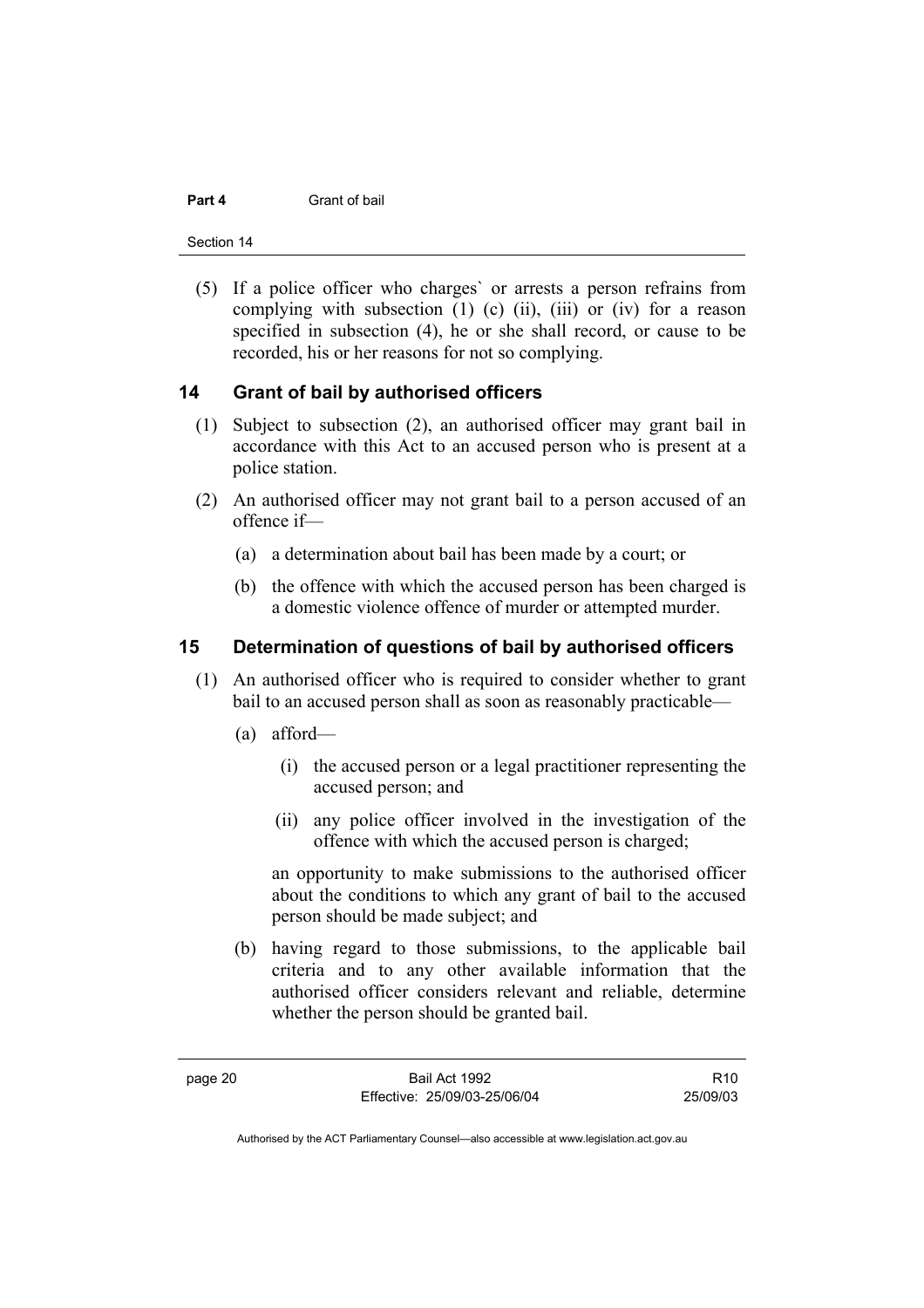(5) If a police officer who charges` or arrests a person refrains from complying with subsection (1) (c) (ii), (iii) or (iv) for a reason specified in subsection (4), he or she shall record, or cause to be recorded, his or her reasons for not so complying.

## 14 Grant of bail by authorised officers

(1) Subject to subsection (2), an authorised officer may grant bail in accordance with this Act to an accused person who is present at a police station.

(2) An authorised officer may not grant bail to a person accused of an offence if—

(a) a determination about bail has been made by a court; or

(b) the offence with which the accused person has been charged is a domestic violence offence of murder or attempted murder.

## 15 Determination of questions of bail by authorised officers

(1) An authorised officer who is required to consider whether to grant bail to an accused person shall as soon as reasonably practicable—

(a) afford—

(i) the accused person or a legal practitioner representing the accused person; and

(ii) any police officer involved in the investigation of the offence with which the accused person is charged;

an opportunity to make submissions to the authorised officer about the conditions to which any grant of bail to the accused person should be made subject; and

(b) having regard to those submissions, to the applicable bail criteria and to any other available information that the authorised officer considers relevant and reliable, determine whether the person should be granted bail.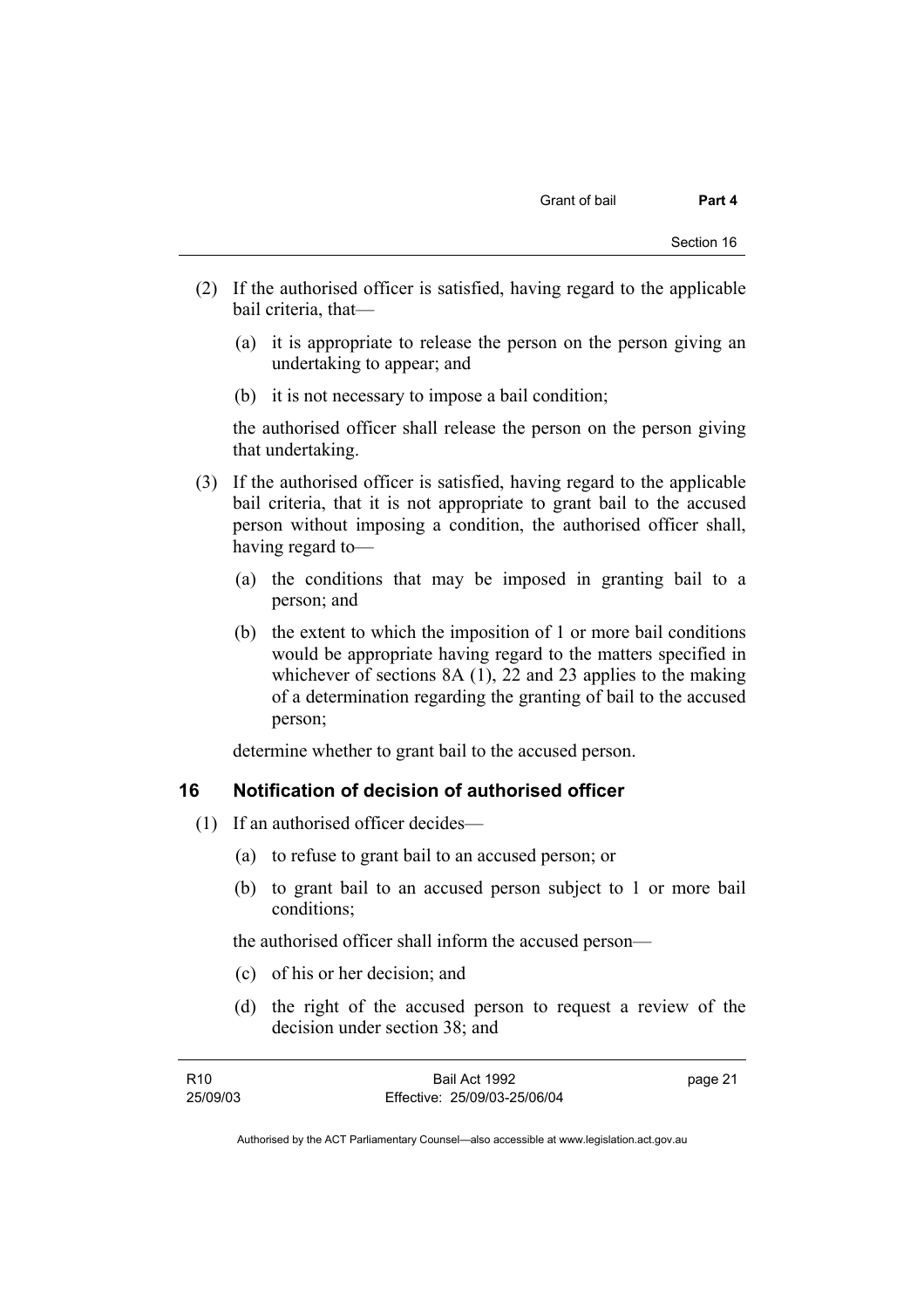(2) If the authorised officer is satisfied, having regard to the applicable bail criteria, that—

   (a) it is appropriate to release the person on the person giving an undertaking to appear; and

   (b) it is not necessary to impose a bail condition;

   the authorised officer shall release the person on the person giving that undertaking.

(3) If the authorised officer is satisfied, having regard to the applicable bail criteria, that it is not appropriate to grant bail to the accused person without imposing a condition, the authorised officer shall, having regard to—

   (a) the conditions that may be imposed in granting bail to a person; and

   (b) the extent to which the imposition of 1 or more bail conditions would be appropriate having regard to the matters specified in whichever of sections 8A (1), 22 and 23 applies to the making of a determination regarding the granting of bail to the accused person;

   determine whether to grant bail to the accused person.

## 16 Notification of decision of authorised officer

(1) If an authorised officer decides—

   (a) to refuse to grant bail to an accused person; or

   (b) to grant bail to an accused person subject to 1 or more bail conditions;

   the authorised officer shall inform the accused person—

   (c) of his or her decision; and

   (d) the right of the accused person to request a review of the decision under section 38; and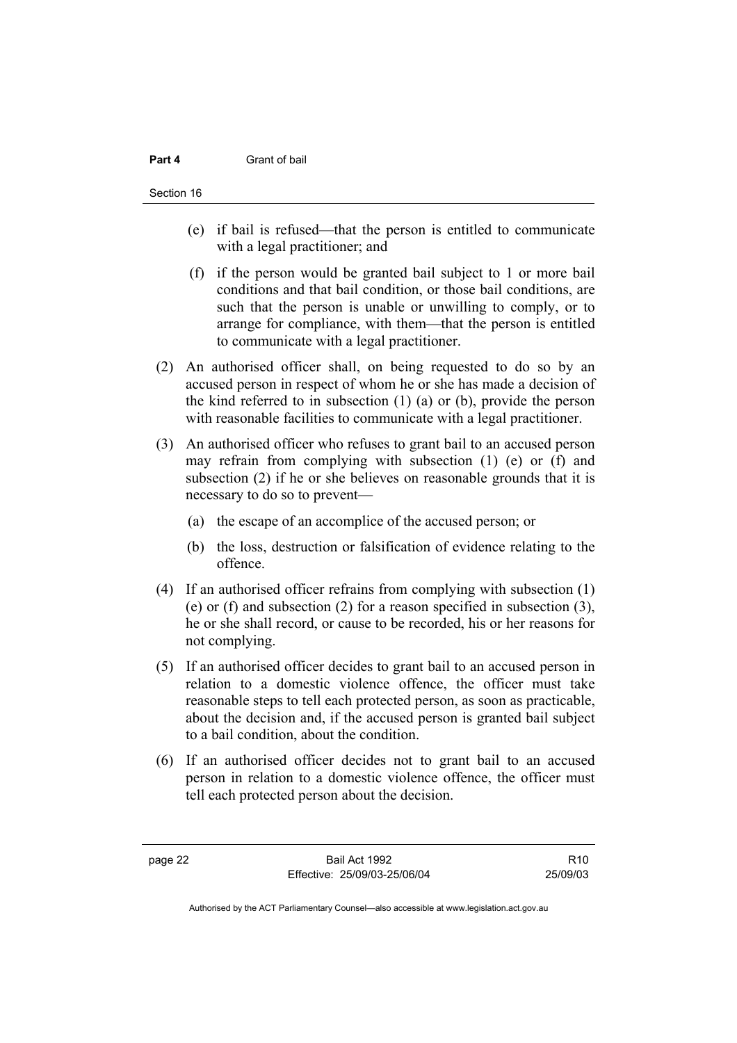(e) if bail is refused—that the person is entitled to communicate with a legal practitioner; and

(f) if the person would be granted bail subject to 1 or more bail conditions and that bail condition, or those bail conditions, are such that the person is unable or unwilling to comply, or to arrange for compliance, with them—that the person is entitled to communicate with a legal practitioner.

(2) An authorised officer shall, on being requested to do so by an accused person in respect of whom he or she has made a decision of the kind referred to in subsection (1) (a) or (b), provide the person with reasonable facilities to communicate with a legal practitioner.

(3) An authorised officer who refuses to grant bail to an accused person may refrain from complying with subsection (1) (e) or (f) and subsection (2) if he or she believes on reasonable grounds that it is necessary to do so to prevent—

(a) the escape of an accomplice of the accused person; or

(b) the loss, destruction or falsification of evidence relating to the offence.

(4) If an authorised officer refrains from complying with subsection (1) (e) or (f) and subsection (2) for a reason specified in subsection (3), he or she shall record, or cause to be recorded, his or her reasons for not complying.

(5) If an authorised officer decides to grant bail to an accused person in relation to a domestic violence offence, the officer must take reasonable steps to tell each protected person, as soon as practicable, about the decision and, if the accused person is granted bail subject to a bail condition, about the condition.

(6) If an authorised officer decides not to grant bail to an accused person in relation to a domestic violence offence, the officer must tell each protected person about the decision.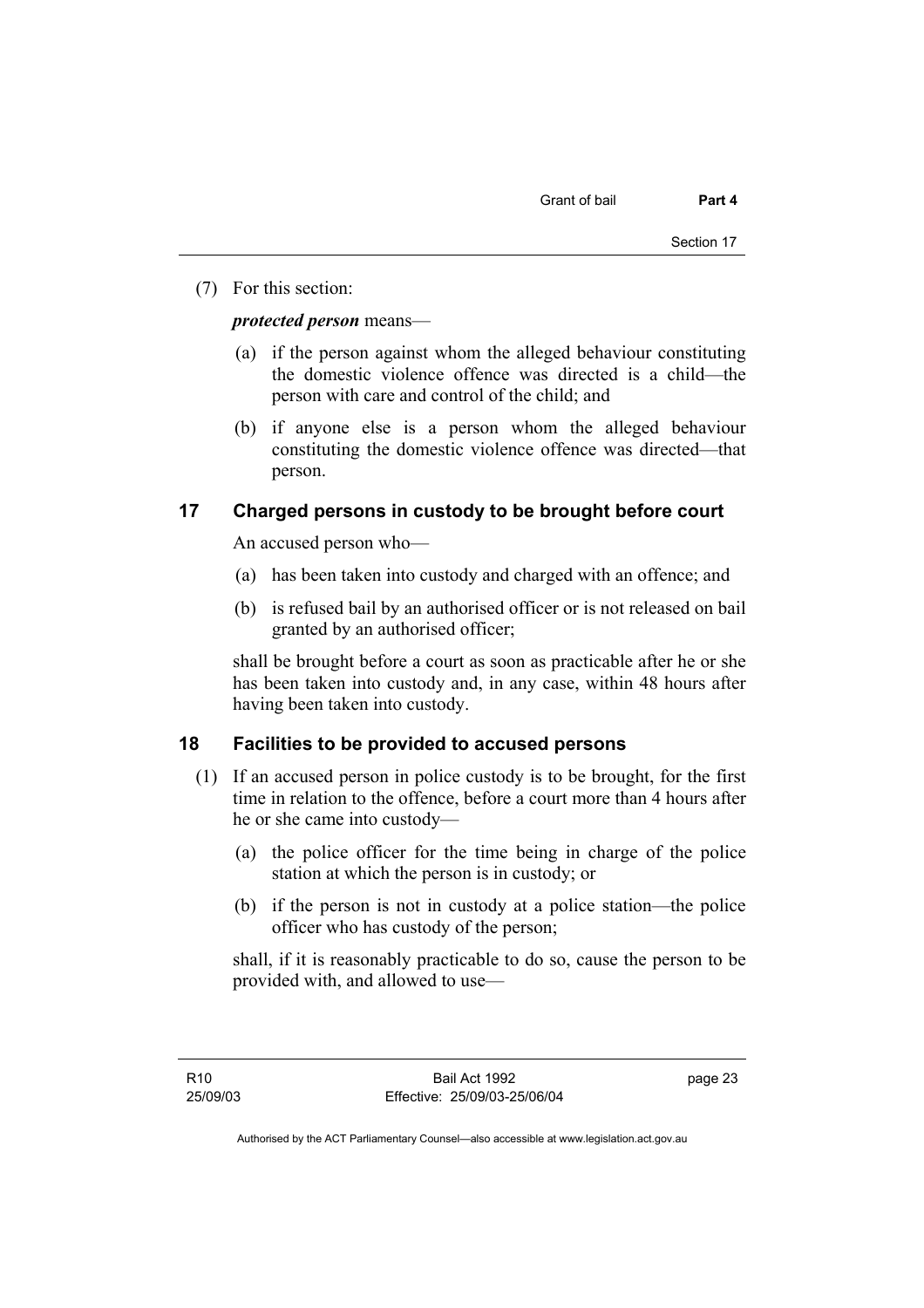(7) For this section:

***protected person*** means—

(a) if the person against whom the alleged behaviour constituting the domestic violence offence was directed is a child—the person with care and control of the child; and

(b) if anyone else is a person whom the alleged behaviour constituting the domestic violence offence was directed—that person.

## 17 Charged persons in custody to be brought before court

An accused person who—

(a) has been taken into custody and charged with an offence; and

(b) is refused bail by an authorised officer or is not released on bail granted by an authorised officer;

shall be brought before a court as soon as practicable after he or she has been taken into custody and, in any case, within 48 hours after having been taken into custody.

## 18 Facilities to be provided to accused persons

(1) If an accused person in police custody is to be brought, for the first time in relation to the offence, before a court more than 4 hours after he or she came into custody—

(a) the police officer for the time being in charge of the police station at which the person is in custody; or

(b) if the person is not in custody at a police station—the police officer who has custody of the person;

shall, if it is reasonably practicable to do so, cause the person to be provided with, and allowed to use—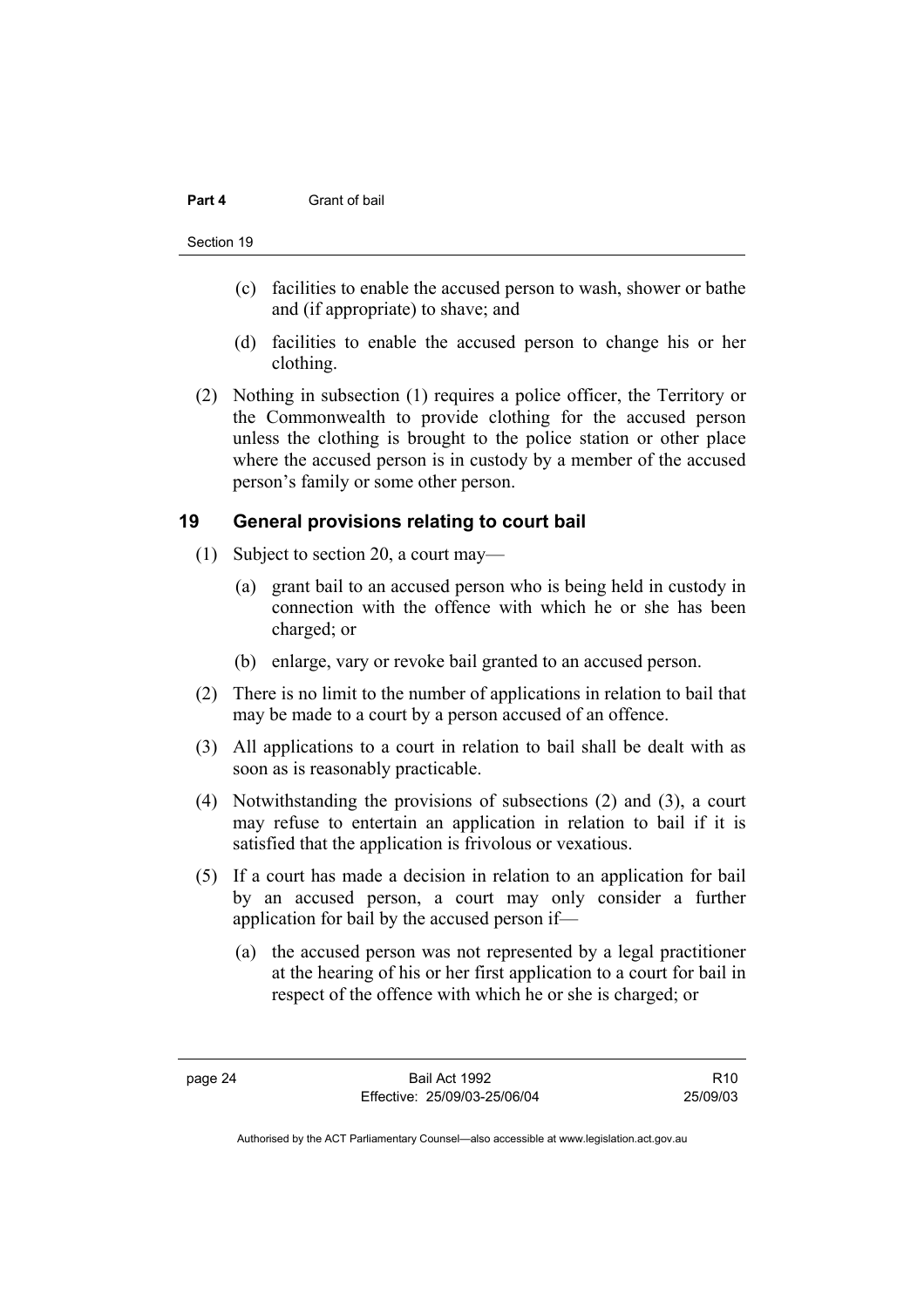(c) facilities to enable the accused person to wash, shower or bathe and (if appropriate) to shave; and

(d) facilities to enable the accused person to change his or her clothing.

(2) Nothing in subsection (1) requires a police officer, the Territory or the Commonwealth to provide clothing for the accused person unless the clothing is brought to the police station or other place where the accused person is in custody by a member of the accused person's family or some other person.

## 19 General provisions relating to court bail

(1) Subject to section 20, a court may—

(a) grant bail to an accused person who is being held in custody in connection with the offence with which he or she has been charged; or

(b) enlarge, vary or revoke bail granted to an accused person.

(2) There is no limit to the number of applications in relation to bail that may be made to a court by a person accused of an offence.

(3) All applications to a court in relation to bail shall be dealt with as soon as is reasonably practicable.

(4) Notwithstanding the provisions of subsections (2) and (3), a court may refuse to entertain an application in relation to bail if it is satisfied that the application is frivolous or vexatious.

(5) If a court has made a decision in relation to an application for bail by an accused person, a court may only consider a further application for bail by the accused person if—

(a) the accused person was not represented by a legal practitioner at the hearing of his or her first application to a court for bail in respect of the offence with which he or she is charged; or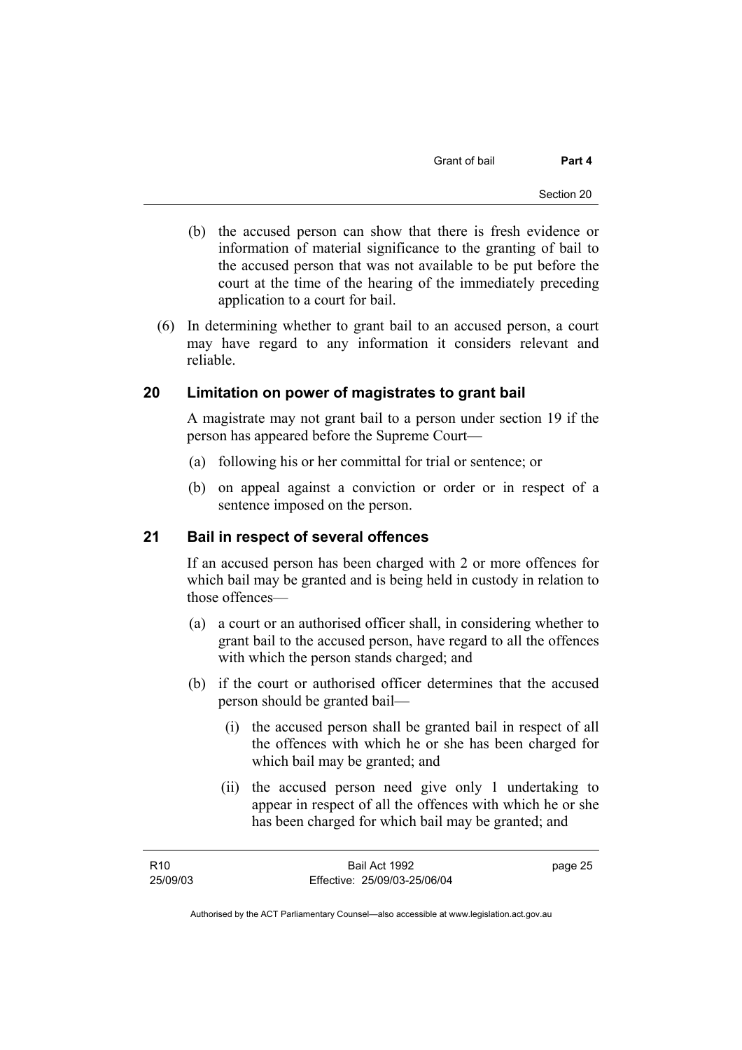(b) the accused person can show that there is fresh evidence or information of material significance to the granting of bail to the accused person that was not available to be put before the court at the time of the hearing of the immediately preceding application to a court for bail.

(6) In determining whether to grant bail to an accused person, a court may have regard to any information it considers relevant and reliable.

## 20 Limitation on power of magistrates to grant bail

A magistrate may not grant bail to a person under section 19 if the person has appeared before the Supreme Court—

(a) following his or her committal for trial or sentence; or

(b) on appeal against a conviction or order or in respect of a sentence imposed on the person.

## 21 Bail in respect of several offences

If an accused person has been charged with 2 or more offences for which bail may be granted and is being held in custody in relation to those offences—

(a) a court or an authorised officer shall, in considering whether to grant bail to the accused person, have regard to all the offences with which the person stands charged; and

(b) if the court or authorised officer determines that the accused person should be granted bail—

(i) the accused person shall be granted bail in respect of all the offences with which he or she has been charged for which bail may be granted; and

(ii) the accused person need give only 1 undertaking to appear in respect of all the offences with which he or she has been charged for which bail may be granted; and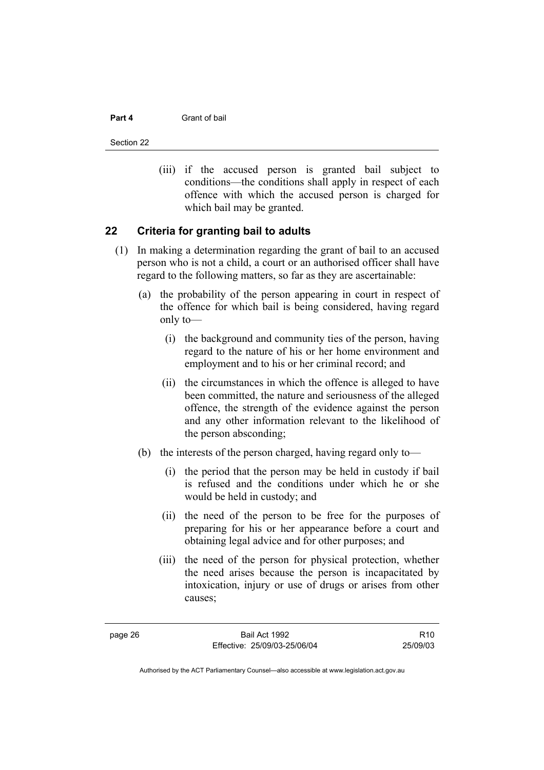(iii) if the accused person is granted bail subject to conditions—the conditions shall apply in respect of each offence with which the accused person is charged for which bail may be granted.

## 22 Criteria for granting bail to adults

(1) In making a determination regarding the grant of bail to an accused person who is not a child, a court or an authorised officer shall have regard to the following matters, so far as they are ascertainable:

(a) the probability of the person appearing in court in respect of the offence for which bail is being considered, having regard only to—

(i) the background and community ties of the person, having regard to the nature of his or her home environment and employment and to his or her criminal record; and

(ii) the circumstances in which the offence is alleged to have been committed, the nature and seriousness of the alleged offence, the strength of the evidence against the person and any other information relevant to the likelihood of the person absconding;

(b) the interests of the person charged, having regard only to—

(i) the period that the person may be held in custody if bail is refused and the conditions under which he or she would be held in custody; and

(ii) the need of the person to be free for the purposes of preparing for his or her appearance before a court and obtaining legal advice and for other purposes; and

(iii) the need of the person for physical protection, whether the need arises because the person is incapacitated by intoxication, injury or use of drugs or arises from other causes;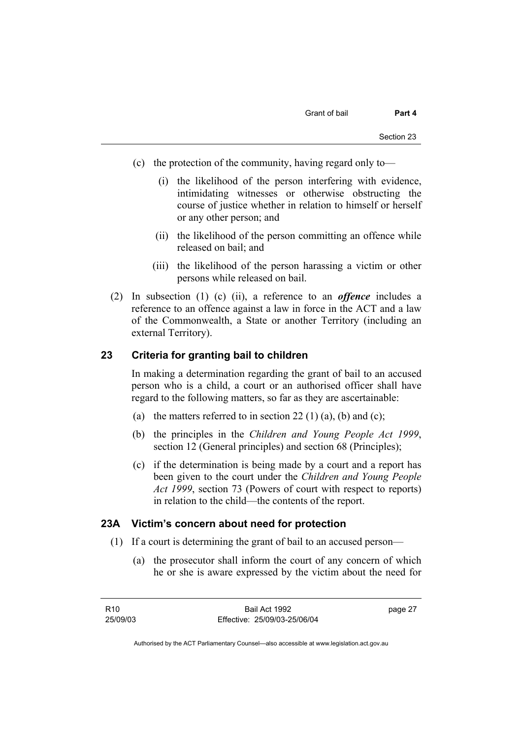(c) the protection of the community, having regard only to—

(i) the likelihood of the person interfering with evidence, intimidating witnesses or otherwise obstructing the course of justice whether in relation to himself or herself or any other person; and

(ii) the likelihood of the person committing an offence while released on bail; and

(iii) the likelihood of the person harassing a victim or other persons while released on bail.

(2) In subsection (1) (c) (ii), a reference to an ***offence*** includes a reference to an offence against a law in force in the ACT and a law of the Commonwealth, a State or another Territory (including an external Territory).

## 23 Criteria for granting bail to children

In making a determination regarding the grant of bail to an accused person who is a child, a court or an authorised officer shall have regard to the following matters, so far as they are ascertainable:

(a) the matters referred to in section 22 (1) (a), (b) and (c);

(b) the principles in the *Children and Young People Act 1999*, section 12 (General principles) and section 68 (Principles);

(c) if the determination is being made by a court and a report has been given to the court under the *Children and Young People Act 1999*, section 73 (Powers of court with respect to reports) in relation to the child—the contents of the report.

## 23A Victim's concern about need for protection

(1) If a court is determining the grant of bail to an accused person—

(a) the prosecutor shall inform the court of any concern of which he or she is aware expressed by the victim about the need for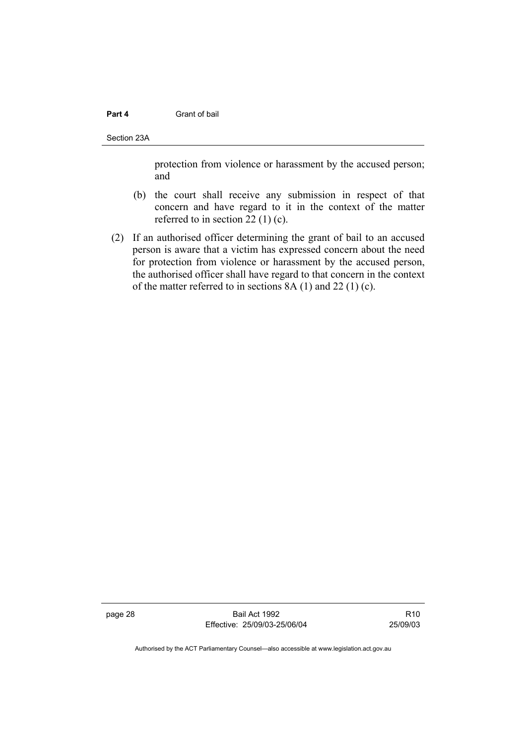protection from violence or harassment by the accused person; and

(b) the court shall receive any submission in respect of that concern and have regard to it in the context of the matter referred to in section 22 (1) (c).

(2) If an authorised officer determining the grant of bail to an accused person is aware that a victim has expressed concern about the need for protection from violence or harassment by the accused person, the authorised officer shall have regard to that concern in the context of the matter referred to in sections 8A (1) and 22 (1) (c).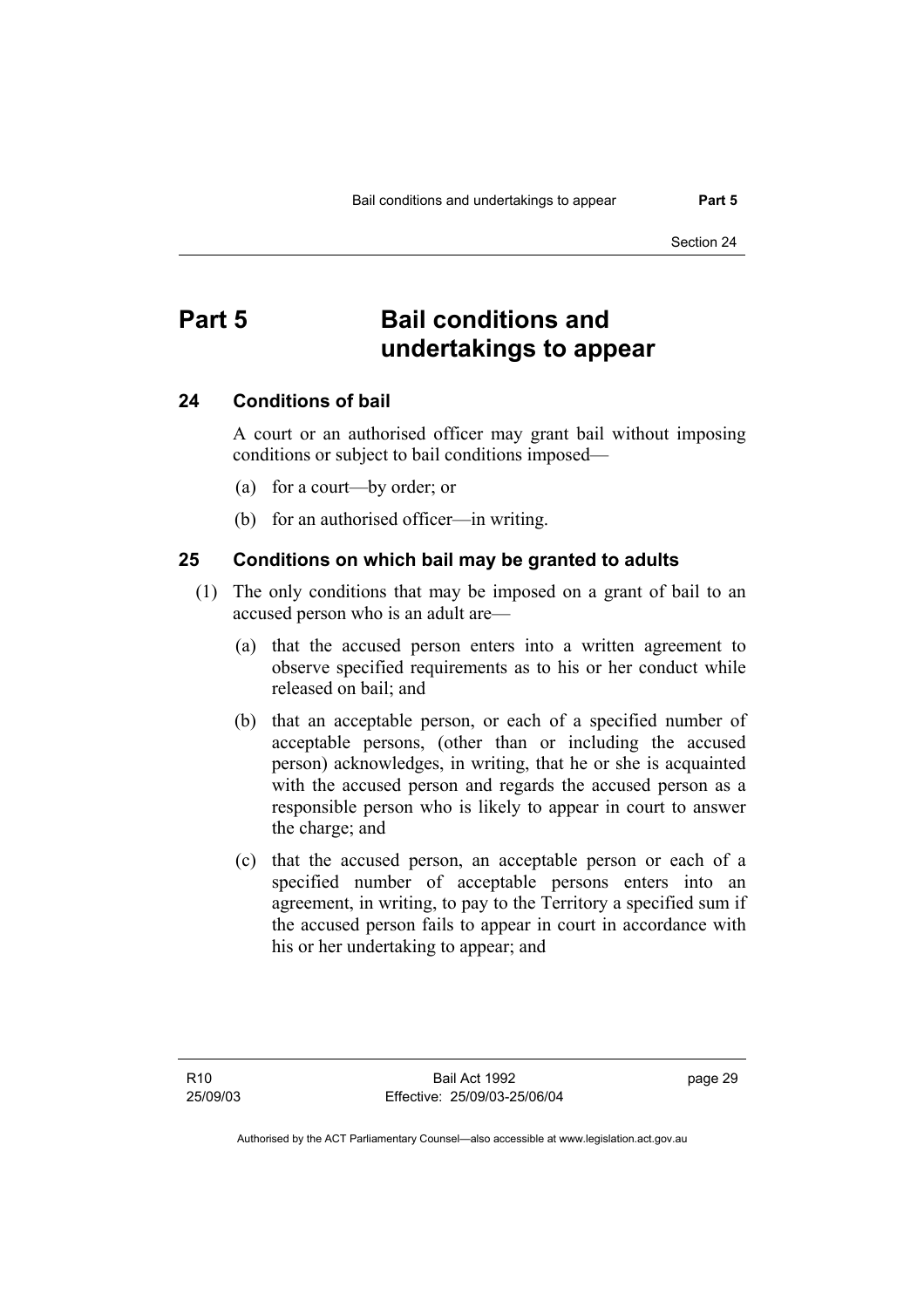# Part 5 Bail conditions and undertakings to appear

## 24 Conditions of bail

A court or an authorised officer may grant bail without imposing conditions or subject to bail conditions imposed—

(a) for a court—by order; or

(b) for an authorised officer—in writing.

## 25 Conditions on which bail may be granted to adults

(1) The only conditions that may be imposed on a grant of bail to an accused person who is an adult are—

(a) that the accused person enters into a written agreement to observe specified requirements as to his or her conduct while released on bail; and

(b) that an acceptable person, or each of a specified number of acceptable persons, (other than or including the accused person) acknowledges, in writing, that he or she is acquainted with the accused person and regards the accused person as a responsible person who is likely to appear in court to answer the charge; and

(c) that the accused person, an acceptable person or each of a specified number of acceptable persons enters into an agreement, in writing, to pay to the Territory a specified sum if the accused person fails to appear in court in accordance with his or her undertaking to appear; and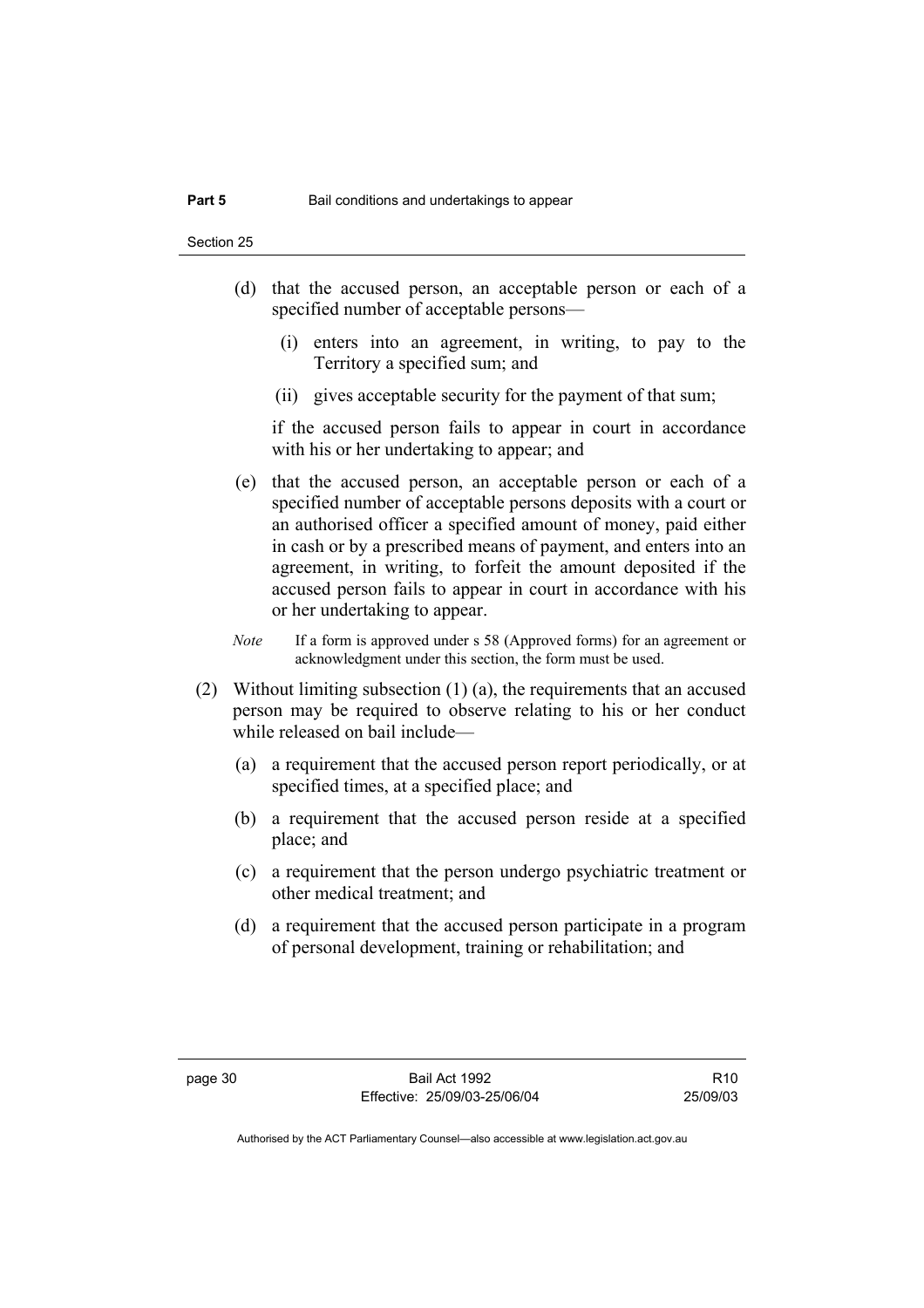(d) that the accused person, an acceptable person or each of a specified number of acceptable persons—

  (i) enters into an agreement, in writing, to pay to the Territory a specified sum; and

  (ii) gives acceptable security for the payment of that sum;

if the accused person fails to appear in court in accordance with his or her undertaking to appear; and

(e) that the accused person, an acceptable person or each of a specified number of acceptable persons deposits with a court or an authorised officer a specified amount of money, paid either in cash or by a prescribed means of payment, and enters into an agreement, in writing, to forfeit the amount deposited if the accused person fails to appear in court in accordance with his or her undertaking to appear.

*Note* If a form is approved under s 58 (Approved forms) for an agreement or acknowledgment under this section, the form must be used.

(2) Without limiting subsection (1) (a), the requirements that an accused person may be required to observe relating to his or her conduct while released on bail include—

(a) a requirement that the accused person report periodically, or at specified times, at a specified place; and

(b) a requirement that the accused person reside at a specified place; and

(c) a requirement that the person undergo psychiatric treatment or other medical treatment; and

(d) a requirement that the accused person participate in a program of personal development, training or rehabilitation; and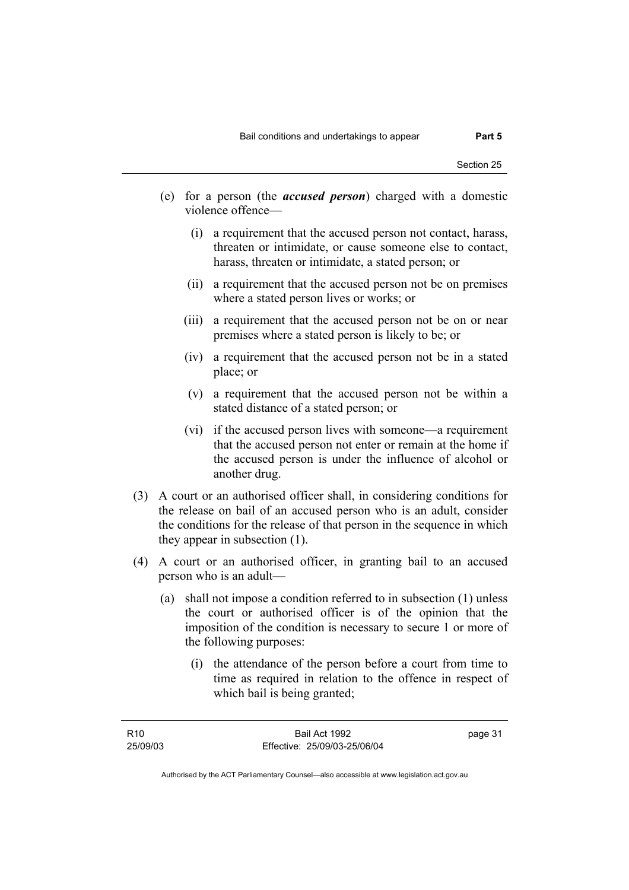(e) for a person (the ***accused person***) charged with a domestic violence offence—

   (i) a requirement that the accused person not contact, harass, threaten or intimidate, or cause someone else to contact, harass, threaten or intimidate, a stated person; or

   (ii) a requirement that the accused person not be on premises where a stated person lives or works; or

   (iii) a requirement that the accused person not be on or near premises where a stated person is likely to be; or

   (iv) a requirement that the accused person not be in a stated place; or

   (v) a requirement that the accused person not be within a stated distance of a stated person; or

   (vi) if the accused person lives with someone—a requirement that the accused person not enter or remain at the home if the accused person is under the influence of alcohol or another drug.

(3) A court or an authorised officer shall, in considering conditions for the release on bail of an accused person who is an adult, consider the conditions for the release of that person in the sequence in which they appear in subsection (1).

(4) A court or an authorised officer, in granting bail to an accused person who is an adult—

   (a) shall not impose a condition referred to in subsection (1) unless the court or authorised officer is of the opinion that the imposition of the condition is necessary to secure 1 or more of the following purposes:

      (i) the attendance of the person before a court from time to time as required in relation to the offence in respect of which bail is being granted;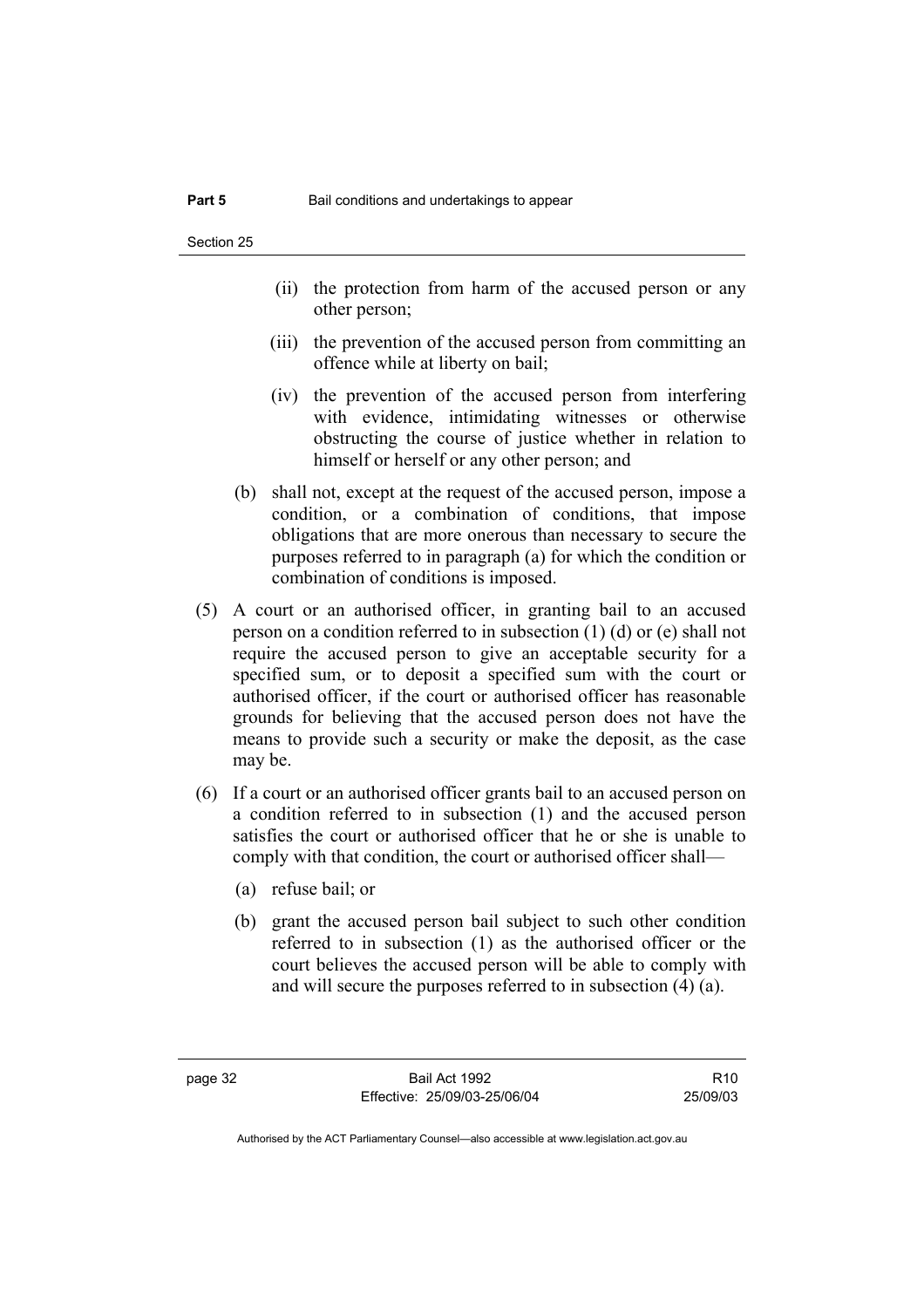(ii) the protection from harm of the accused person or any other person;

(iii) the prevention of the accused person from committing an offence while at liberty on bail;

(iv) the prevention of the accused person from interfering with evidence, intimidating witnesses or otherwise obstructing the course of justice whether in relation to himself or herself or any other person; and

(b) shall not, except at the request of the accused person, impose a condition, or a combination of conditions, that impose obligations that are more onerous than necessary to secure the purposes referred to in paragraph (a) for which the condition or combination of conditions is imposed.

(5) A court or an authorised officer, in granting bail to an accused person on a condition referred to in subsection (1) (d) or (e) shall not require the accused person to give an acceptable security for a specified sum, or to deposit a specified sum with the court or authorised officer, if the court or authorised officer has reasonable grounds for believing that the accused person does not have the means to provide such a security or make the deposit, as the case may be.

(6) If a court or an authorised officer grants bail to an accused person on a condition referred to in subsection (1) and the accused person satisfies the court or authorised officer that he or she is unable to comply with that condition, the court or authorised officer shall—

(a) refuse bail; or

(b) grant the accused person bail subject to such other condition referred to in subsection (1) as the authorised officer or the court believes the accused person will be able to comply with and will secure the purposes referred to in subsection (4) (a).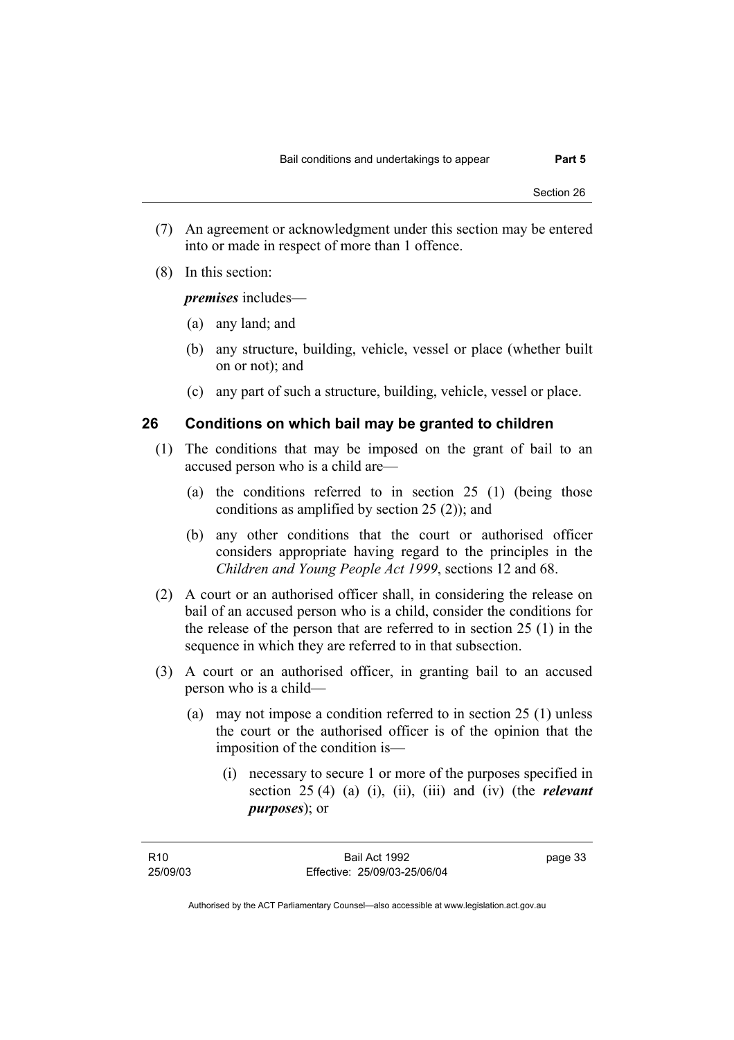(7) An agreement or acknowledgment under this section may be entered into or made in respect of more than 1 offence.

(8) In this section:

***premises*** includes—

(a) any land; and

(b) any structure, building, vehicle, vessel or place (whether built on or not); and

(c) any part of such a structure, building, vehicle, vessel or place.

## 26 Conditions on which bail may be granted to children

(1) The conditions that may be imposed on the grant of bail to an accused person who is a child are—

(a) the conditions referred to in section 25 (1) (being those conditions as amplified by section 25 (2)); and

(b) any other conditions that the court or authorised officer considers appropriate having regard to the principles in the *Children and Young People Act 1999*, sections 12 and 68.

(2) A court or an authorised officer shall, in considering the release on bail of an accused person who is a child, consider the conditions for the release of the person that are referred to in section 25 (1) in the sequence in which they are referred to in that subsection.

(3) A court or an authorised officer, in granting bail to an accused person who is a child—

(a) may not impose a condition referred to in section 25 (1) unless the court or the authorised officer is of the opinion that the imposition of the condition is—

(i) necessary to secure 1 or more of the purposes specified in section 25 (4) (a) (i), (ii), (iii) and (iv) (the ***relevant purposes***); or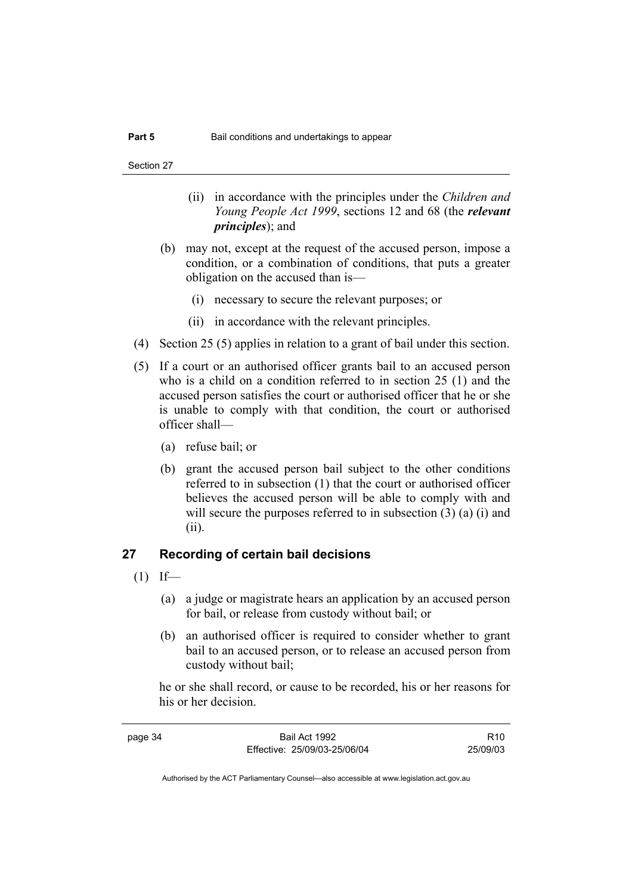(ii) in accordance with the principles under the *Children and Young People Act 1999*, sections 12 and 68 (the ***relevant principles***); and

(b) may not, except at the request of the accused person, impose a condition, or a combination of conditions, that puts a greater obligation on the accused than is—

(i) necessary to secure the relevant purposes; or

(ii) in accordance with the relevant principles.

(4) Section 25 (5) applies in relation to a grant of bail under this section.

(5) If a court or an authorised officer grants bail to an accused person who is a child on a condition referred to in section 25 (1) and the accused person satisfies the court or authorised officer that he or she is unable to comply with that condition, the court or authorised officer shall—

(a) refuse bail; or

(b) grant the accused person bail subject to the other conditions referred to in subsection (1) that the court or authorised officer believes the accused person will be able to comply with and will secure the purposes referred to in subsection (3) (a) (i) and (ii).

## 27 Recording of certain bail decisions

(1) If—

(a) a judge or magistrate hears an application by an accused person for bail, or release from custody without bail; or

(b) an authorised officer is required to consider whether to grant bail to an accused person, or to release an accused person from custody without bail;

he or she shall record, or cause to be recorded, his or her reasons for his or her decision.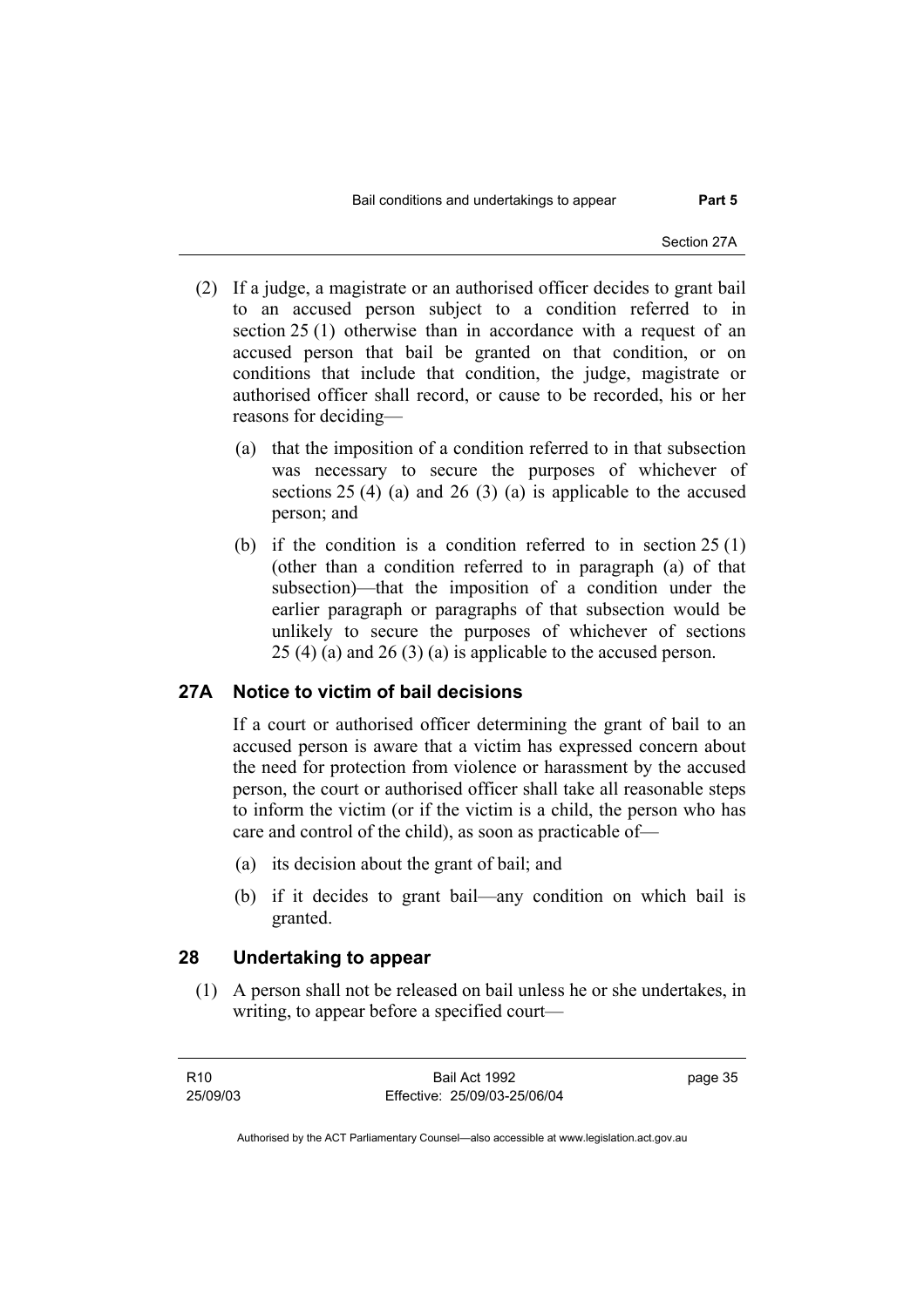(2) If a judge, a magistrate or an authorised officer decides to grant bail to an accused person subject to a condition referred to in section 25 (1) otherwise than in accordance with a request of an accused person that bail be granted on that condition, or on conditions that include that condition, the judge, magistrate or authorised officer shall record, or cause to be recorded, his or her reasons for deciding—

(a) that the imposition of a condition referred to in that subsection was necessary to secure the purposes of whichever of sections 25 (4) (a) and 26 (3) (a) is applicable to the accused person; and

(b) if the condition is a condition referred to in section 25 (1) (other than a condition referred to in paragraph (a) of that subsection)—that the imposition of a condition under the earlier paragraph or paragraphs of that subsection would be unlikely to secure the purposes of whichever of sections 25 (4) (a) and 26 (3) (a) is applicable to the accused person.

## 27A Notice to victim of bail decisions

If a court or authorised officer determining the grant of bail to an accused person is aware that a victim has expressed concern about the need for protection from violence or harassment by the accused person, the court or authorised officer shall take all reasonable steps to inform the victim (or if the victim is a child, the person who has care and control of the child), as soon as practicable of—

(a) its decision about the grant of bail; and

(b) if it decides to grant bail—any condition on which bail is granted.

## 28 Undertaking to appear

(1) A person shall not be released on bail unless he or she undertakes, in writing, to appear before a specified court—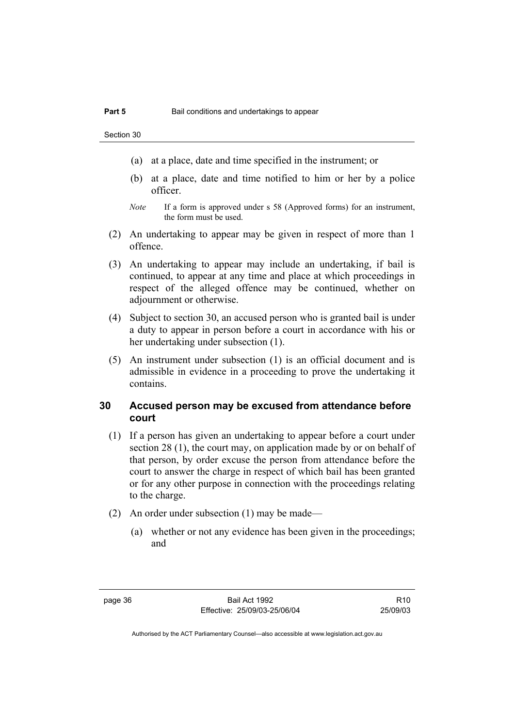(a) at a place, date and time specified in the instrument; or

(b) at a place, date and time notified to him or her by a police officer.

*Note* If a form is approved under s 58 (Approved forms) for an instrument, the form must be used.

(2) An undertaking to appear may be given in respect of more than 1 offence.

(3) An undertaking to appear may include an undertaking, if bail is continued, to appear at any time and place at which proceedings in respect of the alleged offence may be continued, whether on adjournment or otherwise.

(4) Subject to section 30, an accused person who is granted bail is under a duty to appear in person before a court in accordance with his or her undertaking under subsection (1).

(5) An instrument under subsection (1) is an official document and is admissible in evidence in a proceeding to prove the undertaking it contains.

## 30 Accused person may be excused from attendance before court

(1) If a person has given an undertaking to appear before a court under section 28 (1), the court may, on application made by or on behalf of that person, by order excuse the person from attendance before the court to answer the charge in respect of which bail has been granted or for any other purpose in connection with the proceedings relating to the charge.

(2) An order under subsection (1) may be made—

(a) whether or not any evidence has been given in the proceedings; and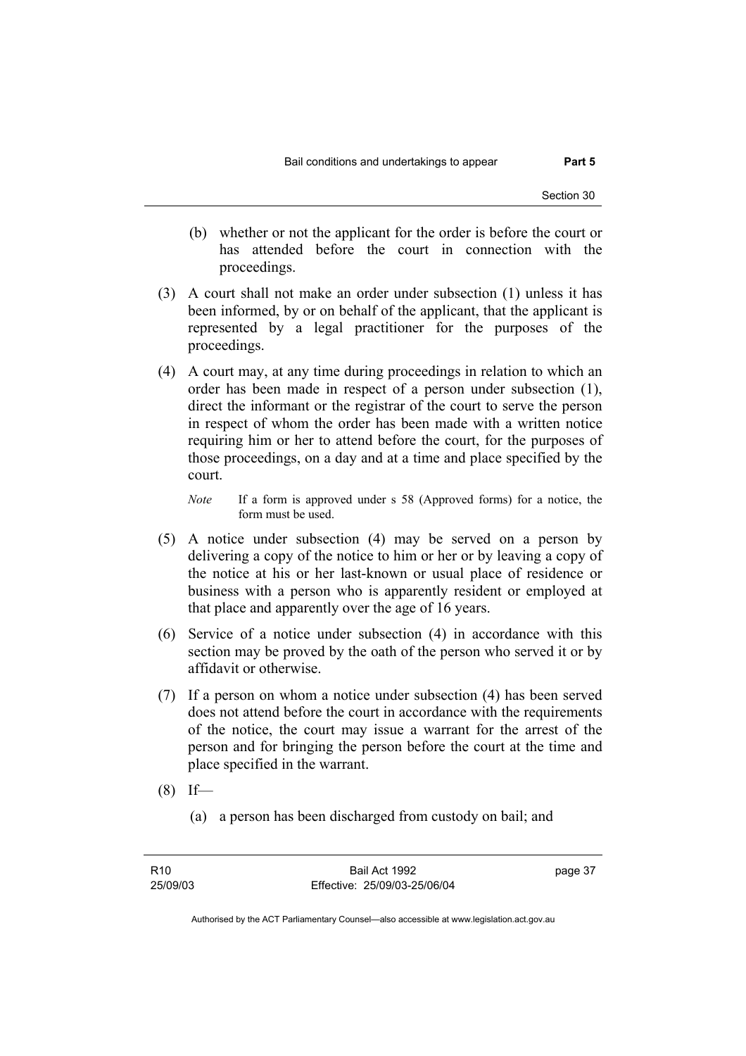(b) whether or not the applicant for the order is before the court or has attended before the court in connection with the proceedings.

(3) A court shall not make an order under subsection (1) unless it has been informed, by or on behalf of the applicant, that the applicant is represented by a legal practitioner for the purposes of the proceedings.

(4) A court may, at any time during proceedings in relation to which an order has been made in respect of a person under subsection (1), direct the informant or the registrar of the court to serve the person in respect of whom the order has been made with a written notice requiring him or her to attend before the court, for the purposes of those proceedings, on a day and at a time and place specified by the court.

*Note* If a form is approved under s 58 (Approved forms) for a notice, the form must be used.

(5) A notice under subsection (4) may be served on a person by delivering a copy of the notice to him or her or by leaving a copy of the notice at his or her last-known or usual place of residence or business with a person who is apparently resident or employed at that place and apparently over the age of 16 years.

(6) Service of a notice under subsection (4) in accordance with this section may be proved by the oath of the person who served it or by affidavit or otherwise.

(7) If a person on whom a notice under subsection (4) has been served does not attend before the court in accordance with the requirements of the notice, the court may issue a warrant for the arrest of the person and for bringing the person before the court at the time and place specified in the warrant.

(8) If—

(a) a person has been discharged from custody on bail; and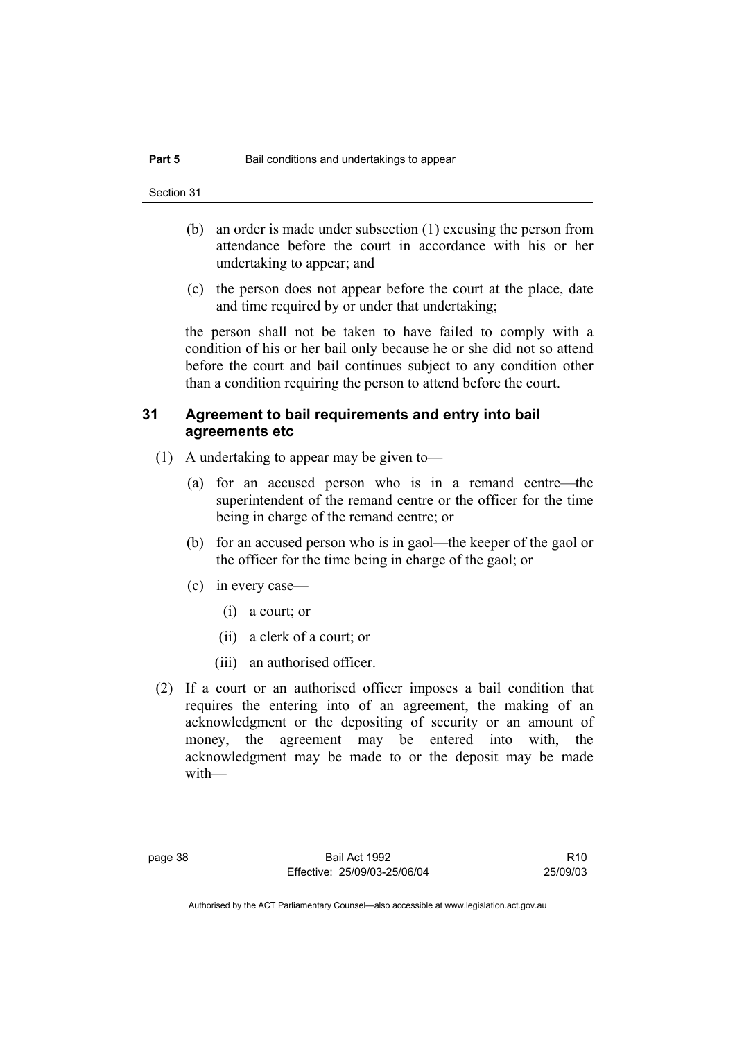(b) an order is made under subsection (1) excusing the person from attendance before the court in accordance with his or her undertaking to appear; and

(c) the person does not appear before the court at the place, date and time required by or under that undertaking;

the person shall not be taken to have failed to comply with a condition of his or her bail only because he or she did not so attend before the court and bail continues subject to any condition other than a condition requiring the person to attend before the court.

### 31 Agreement to bail requirements and entry into bail agreements etc

(1) A undertaking to appear may be given to—

(a) for an accused person who is in a remand centre—the superintendent of the remand centre or the officer for the time being in charge of the remand centre; or

(b) for an accused person who is in gaol—the keeper of the gaol or the officer for the time being in charge of the gaol; or

(c) in every case—

(i) a court; or

(ii) a clerk of a court; or

(iii) an authorised officer.

(2) If a court or an authorised officer imposes a bail condition that requires the entering into of an agreement, the making of an acknowledgment or the depositing of security or an amount of money, the agreement may be entered into with, the acknowledgment may be made to or the deposit may be made with—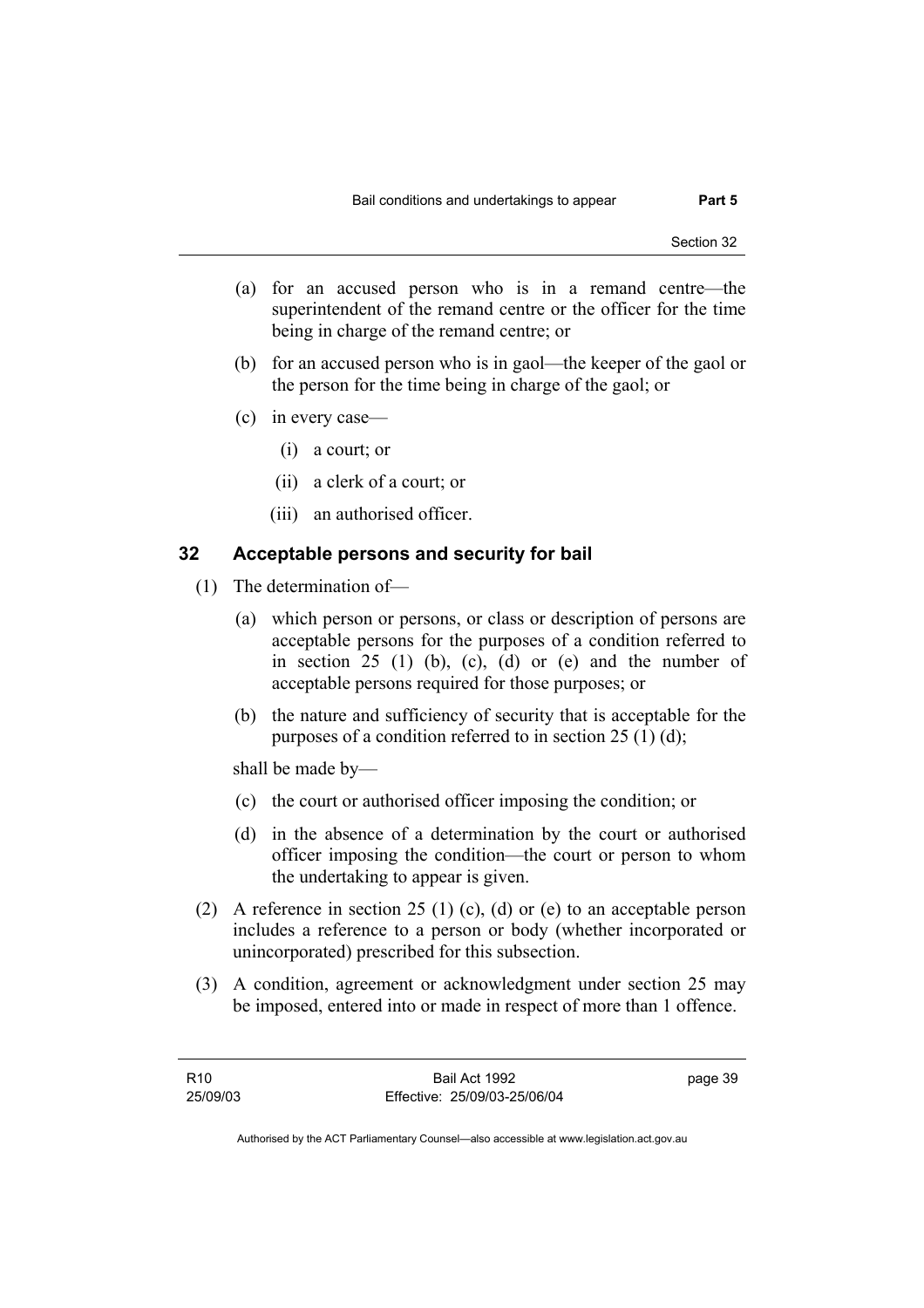(a) for an accused person who is in a remand centre—the superintendent of the remand centre or the officer for the time being in charge of the remand centre; or

(b) for an accused person who is in gaol—the keeper of the gaol or the person for the time being in charge of the gaol; or

(c) in every case—

(i) a court; or

(ii) a clerk of a court; or

(iii) an authorised officer.

## 32 Acceptable persons and security for bail

(1) The determination of—

(a) which person or persons, or class or description of persons are acceptable persons for the purposes of a condition referred to in section 25 (1) (b), (c), (d) or (e) and the number of acceptable persons required for those purposes; or

(b) the nature and sufficiency of security that is acceptable for the purposes of a condition referred to in section 25 (1) (d);

shall be made by—

(c) the court or authorised officer imposing the condition; or

(d) in the absence of a determination by the court or authorised officer imposing the condition—the court or person to whom the undertaking to appear is given.

(2) A reference in section 25 (1) (c), (d) or (e) to an acceptable person includes a reference to a person or body (whether incorporated or unincorporated) prescribed for this subsection.

(3) A condition, agreement or acknowledgment under section 25 may be imposed, entered into or made in respect of more than 1 offence.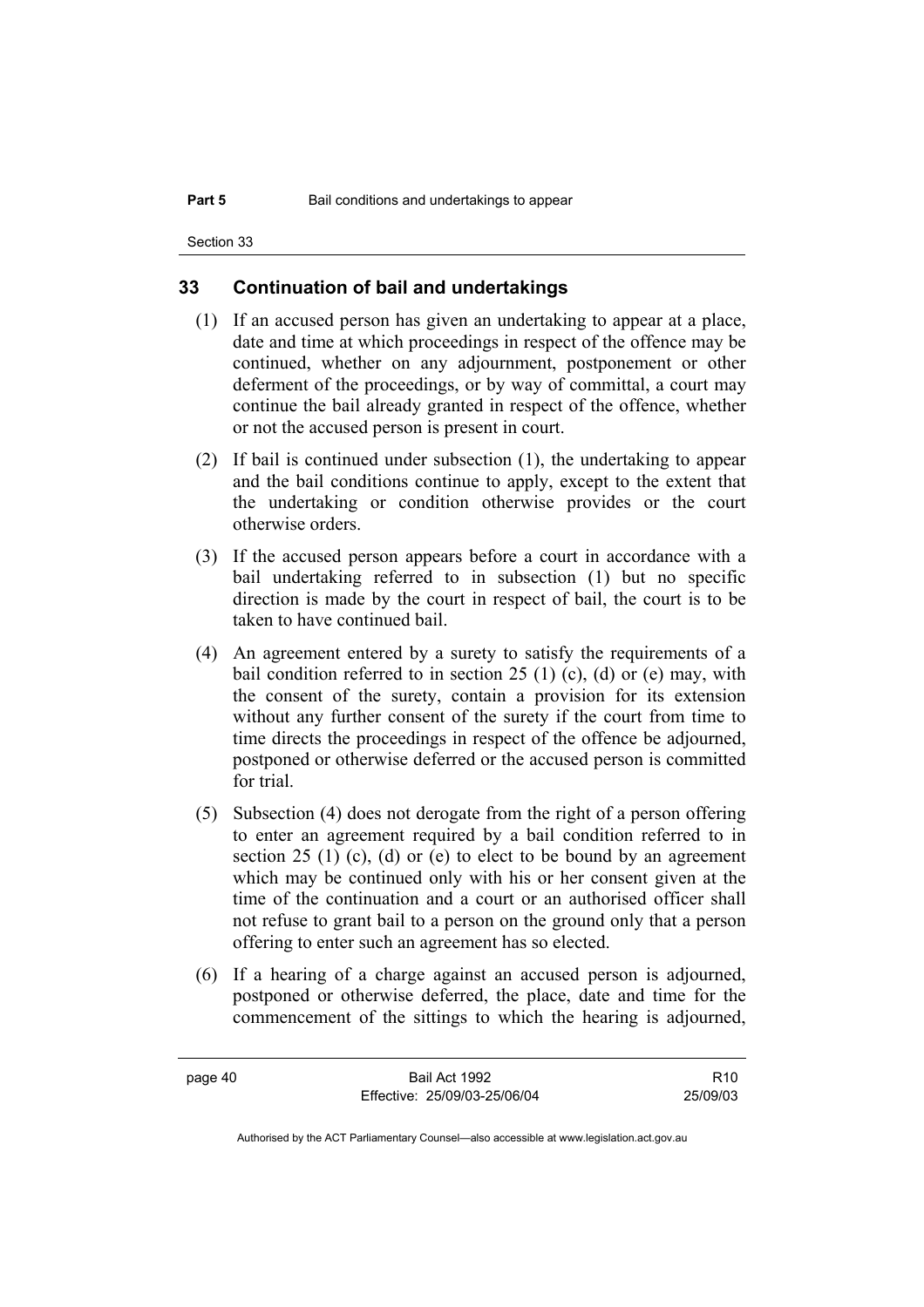## 33 Continuation of bail and undertakings

(1) If an accused person has given an undertaking to appear at a place, date and time at which proceedings in respect of the offence may be continued, whether on any adjournment, postponement or other deferment of the proceedings, or by way of committal, a court may continue the bail already granted in respect of the offence, whether or not the accused person is present in court.

(2) If bail is continued under subsection (1), the undertaking to appear and the bail conditions continue to apply, except to the extent that the undertaking or condition otherwise provides or the court otherwise orders.

(3) If the accused person appears before a court in accordance with a bail undertaking referred to in subsection (1) but no specific direction is made by the court in respect of bail, the court is to be taken to have continued bail.

(4) An agreement entered by a surety to satisfy the requirements of a bail condition referred to in section 25 (1) (c), (d) or (e) may, with the consent of the surety, contain a provision for its extension without any further consent of the surety if the court from time to time directs the proceedings in respect of the offence be adjourned, postponed or otherwise deferred or the accused person is committed for trial.

(5) Subsection (4) does not derogate from the right of a person offering to enter an agreement required by a bail condition referred to in section 25 (1) (c), (d) or (e) to elect to be bound by an agreement which may be continued only with his or her consent given at the time of the continuation and a court or an authorised officer shall not refuse to grant bail to a person on the ground only that a person offering to enter such an agreement has so elected.

(6) If a hearing of a charge against an accused person is adjourned, postponed or otherwise deferred, the place, date and time for the commencement of the sittings to which the hearing is adjourned,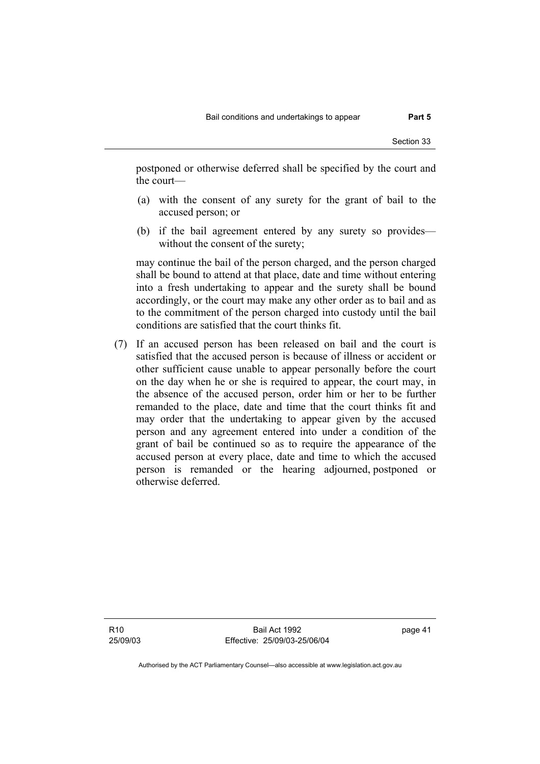postponed or otherwise deferred shall be specified by the court and the court—

(a) with the consent of any surety for the grant of bail to the accused person; or

(b) if the bail agreement entered by any surety so provides—without the consent of the surety;

may continue the bail of the person charged, and the person charged shall be bound to attend at that place, date and time without entering into a fresh undertaking to appear and the surety shall be bound accordingly, or the court may make any other order as to bail and as to the commitment of the person charged into custody until the bail conditions are satisfied that the court thinks fit.

(7) If an accused person has been released on bail and the court is satisfied that the accused person is because of illness or accident or other sufficient cause unable to appear personally before the court on the day when he or she is required to appear, the court may, in the absence of the accused person, order him or her to be further remanded to the place, date and time that the court thinks fit and may order that the undertaking to appear given by the accused person and any agreement entered into under a condition of the grant of bail be continued so as to require the appearance of the accused person at every place, date and time to which the accused person is remanded or the hearing adjourned, postponed or otherwise deferred.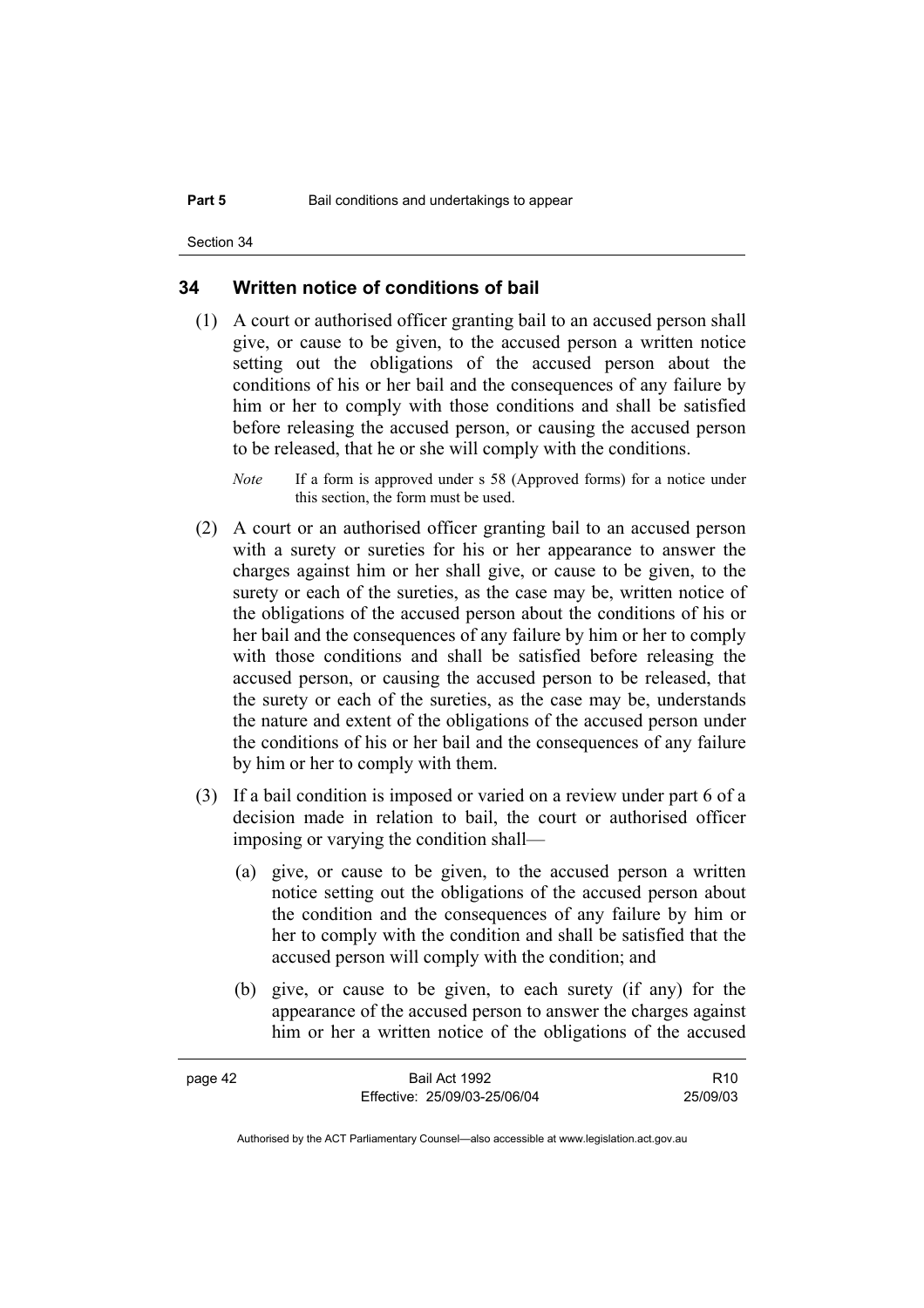## 34 Written notice of conditions of bail

(1) A court or authorised officer granting bail to an accused person shall give, or cause to be given, to the accused person a written notice setting out the obligations of the accused person about the conditions of his or her bail and the consequences of any failure by him or her to comply with those conditions and shall be satisfied before releasing the accused person, or causing the accused person to be released, that he or she will comply with the conditions.

*Note* If a form is approved under s 58 (Approved forms) for a notice under this section, the form must be used.

(2) A court or an authorised officer granting bail to an accused person with a surety or sureties for his or her appearance to answer the charges against him or her shall give, or cause to be given, to the surety or each of the sureties, as the case may be, written notice of the obligations of the accused person about the conditions of his or her bail and the consequences of any failure by him or her to comply with those conditions and shall be satisfied before releasing the accused person, or causing the accused person to be released, that the surety or each of the sureties, as the case may be, understands the nature and extent of the obligations of the accused person under the conditions of his or her bail and the consequences of any failure by him or her to comply with them.

(3) If a bail condition is imposed or varied on a review under part 6 of a decision made in relation to bail, the court or authorised officer imposing or varying the condition shall—

(a) give, or cause to be given, to the accused person a written notice setting out the obligations of the accused person about the condition and the consequences of any failure by him or her to comply with the condition and shall be satisfied that the accused person will comply with the condition; and

(b) give, or cause to be given, to each surety (if any) for the appearance of the accused person to answer the charges against him or her a written notice of the obligations of the accused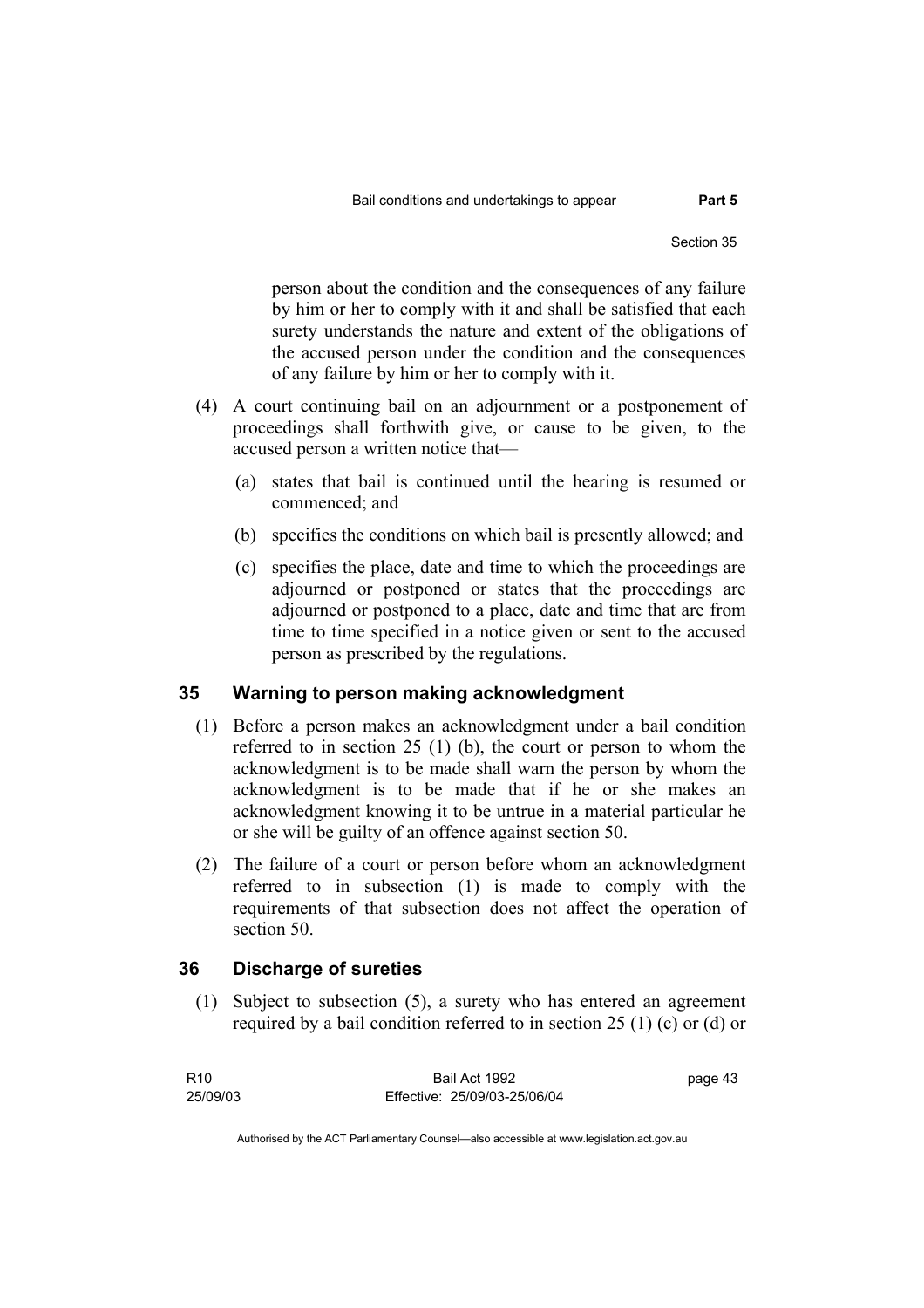person about the condition and the consequences of any failure by him or her to comply with it and shall be satisfied that each surety understands the nature and extent of the obligations of the accused person under the condition and the consequences of any failure by him or her to comply with it.

(4) A court continuing bail on an adjournment or a postponement of proceedings shall forthwith give, or cause to be given, to the accused person a written notice that—

(a) states that bail is continued until the hearing is resumed or commenced; and

(b) specifies the conditions on which bail is presently allowed; and

(c) specifies the place, date and time to which the proceedings are adjourned or postponed or states that the proceedings are adjourned or postponed to a place, date and time that are from time to time specified in a notice given or sent to the accused person as prescribed by the regulations.

## 35 Warning to person making acknowledgment

(1) Before a person makes an acknowledgment under a bail condition referred to in section 25 (1) (b), the court or person to whom the acknowledgment is to be made shall warn the person by whom the acknowledgment is to be made that if he or she makes an acknowledgment knowing it to be untrue in a material particular he or she will be guilty of an offence against section 50.

(2) The failure of a court or person before whom an acknowledgment referred to in subsection (1) is made to comply with the requirements of that subsection does not affect the operation of section 50.

## 36 Discharge of sureties

(1) Subject to subsection (5), a surety who has entered an agreement required by a bail condition referred to in section 25 (1) (c) or (d) or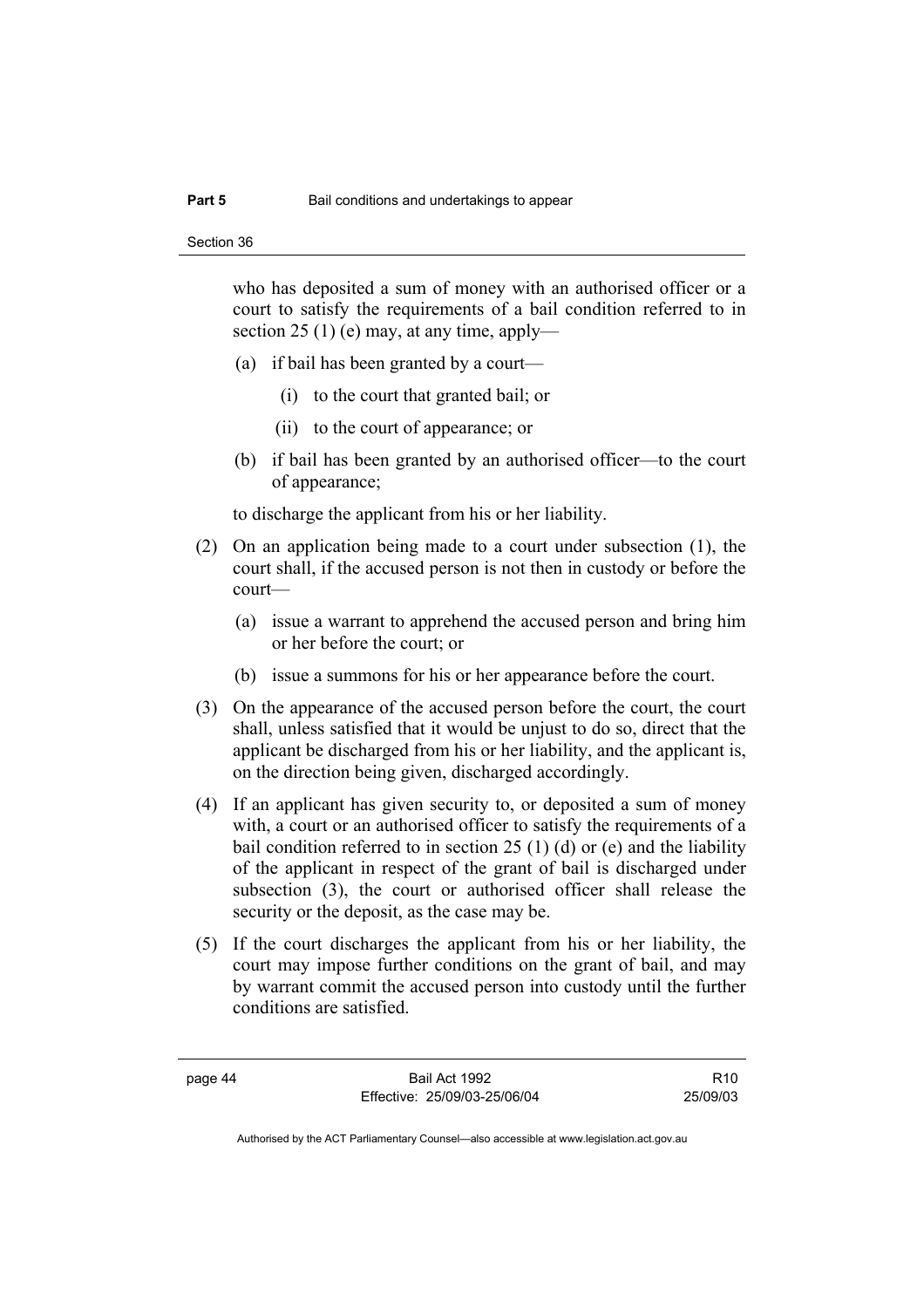who has deposited a sum of money with an authorised officer or a court to satisfy the requirements of a bail condition referred to in section 25 (1) (e) may, at any time, apply—

- (a) if bail has been granted by a court—
  - (i) to the court that granted bail; or
  - (ii) to the court of appearance; or
- (b) if bail has been granted by an authorised officer—to the court of appearance;

to discharge the applicant from his or her liability.

(2) On an application being made to a court under subsection (1), the court shall, if the accused person is not then in custody or before the court—

- (a) issue a warrant to apprehend the accused person and bring him or her before the court; or
- (b) issue a summons for his or her appearance before the court.

(3) On the appearance of the accused person before the court, the court shall, unless satisfied that it would be unjust to do so, direct that the applicant be discharged from his or her liability, and the applicant is, on the direction being given, discharged accordingly.

(4) If an applicant has given security to, or deposited a sum of money with, a court or an authorised officer to satisfy the requirements of a bail condition referred to in section 25 (1) (d) or (e) and the liability of the applicant in respect of the grant of bail is discharged under subsection (3), the court or authorised officer shall release the security or the deposit, as the case may be.

(5) If the court discharges the applicant from his or her liability, the court may impose further conditions on the grant of bail, and may by warrant commit the accused person into custody until the further conditions are satisfied.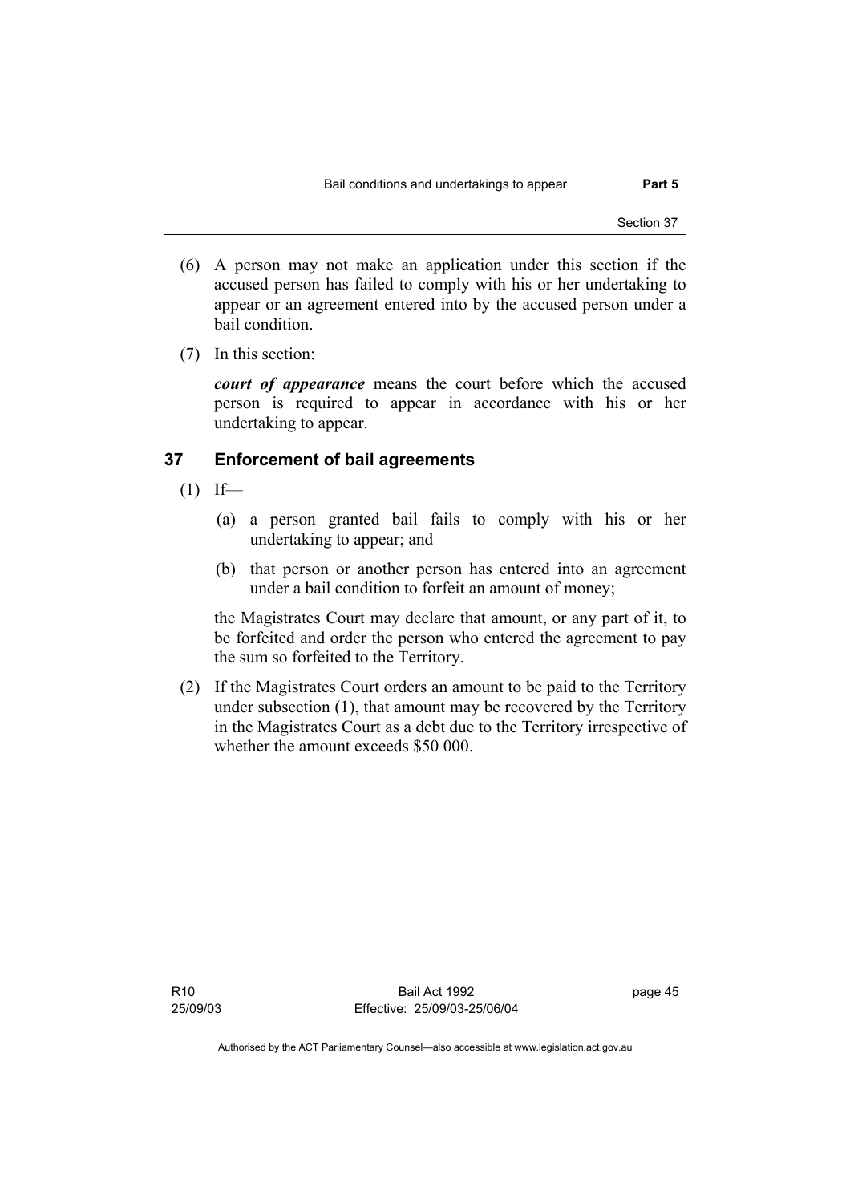(6) A person may not make an application under this section if the accused person has failed to comply with his or her undertaking to appear or an agreement entered into by the accused person under a bail condition.

(7) In this section:

***court of appearance*** means the court before which the accused person is required to appear in accordance with his or her undertaking to appear.

## 37 Enforcement of bail agreements

(1) If—

(a) a person granted bail fails to comply with his or her undertaking to appear; and

(b) that person or another person has entered into an agreement under a bail condition to forfeit an amount of money;

the Magistrates Court may declare that amount, or any part of it, to be forfeited and order the person who entered the agreement to pay the sum so forfeited to the Territory.

(2) If the Magistrates Court orders an amount to be paid to the Territory under subsection (1), that amount may be recovered by the Territory in the Magistrates Court as a debt due to the Territory irrespective of whether the amount exceeds \$50 000.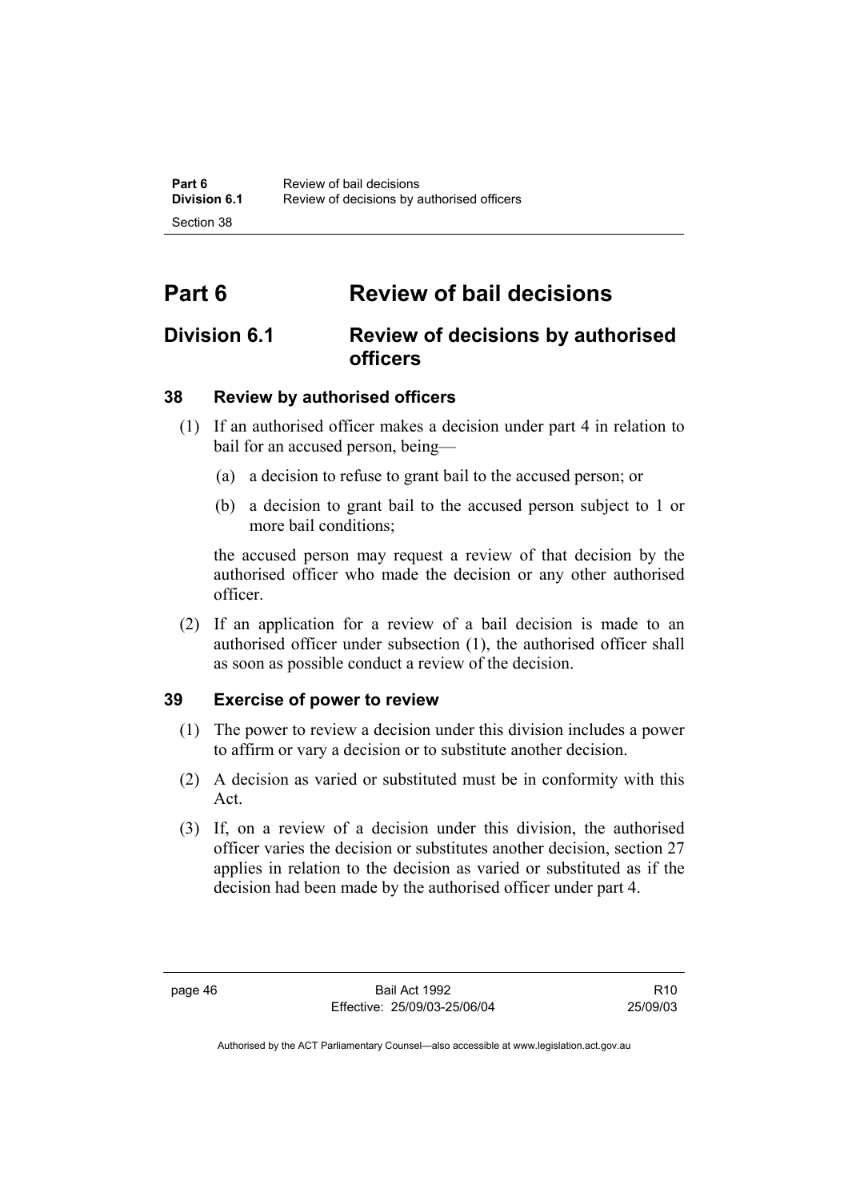# Part 6 Review of bail decisions

## Division 6.1 Review of decisions by authorised officers

### 38 Review by authorised officers

(1) If an authorised officer makes a decision under part 4 in relation to bail for an accused person, being—

(a) a decision to refuse to grant bail to the accused person; or

(b) a decision to grant bail to the accused person subject to 1 or more bail conditions;

the accused person may request a review of that decision by the authorised officer who made the decision or any other authorised officer.

(2) If an application for a review of a bail decision is made to an authorised officer under subsection (1), the authorised officer shall as soon as possible conduct a review of the decision.

### 39 Exercise of power to review

(1) The power to review a decision under this division includes a power to affirm or vary a decision or to substitute another decision.

(2) A decision as varied or substituted must be in conformity with this Act.

(3) If, on a review of a decision under this division, the authorised officer varies the decision or substitutes another decision, section 27 applies in relation to the decision as varied or substituted as if the decision had been made by the authorised officer under part 4.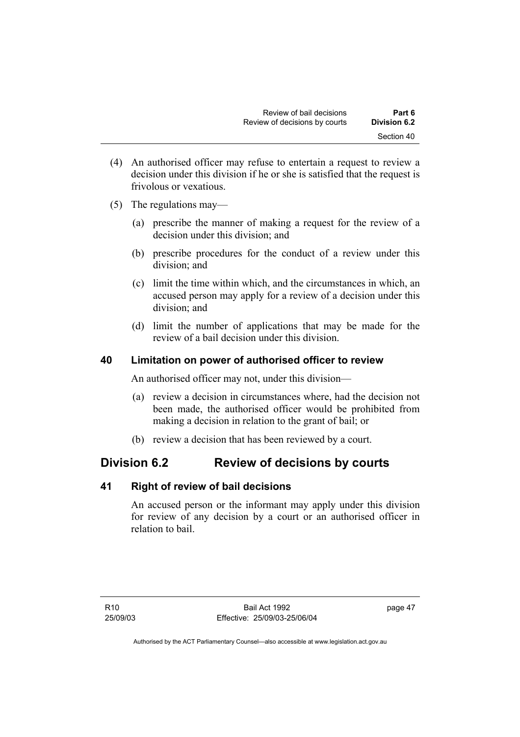(4) An authorised officer may refuse to entertain a request to review a decision under this division if he or she is satisfied that the request is frivolous or vexatious.

(5) The regulations may—

(a) prescribe the manner of making a request for the review of a decision under this division; and

(b) prescribe procedures for the conduct of a review under this division; and

(c) limit the time within which, and the circumstances in which, an accused person may apply for a review of a decision under this division; and

(d) limit the number of applications that may be made for the review of a bail decision under this division.

### 40 Limitation on power of authorised officer to review

An authorised officer may not, under this division—

(a) review a decision in circumstances where, had the decision not been made, the authorised officer would be prohibited from making a decision in relation to the grant of bail; or

(b) review a decision that has been reviewed by a court.

## Division 6.2 Review of decisions by courts

### 41 Right of review of bail decisions

An accused person or the informant may apply under this division for review of any decision by a court or an authorised officer in relation to bail.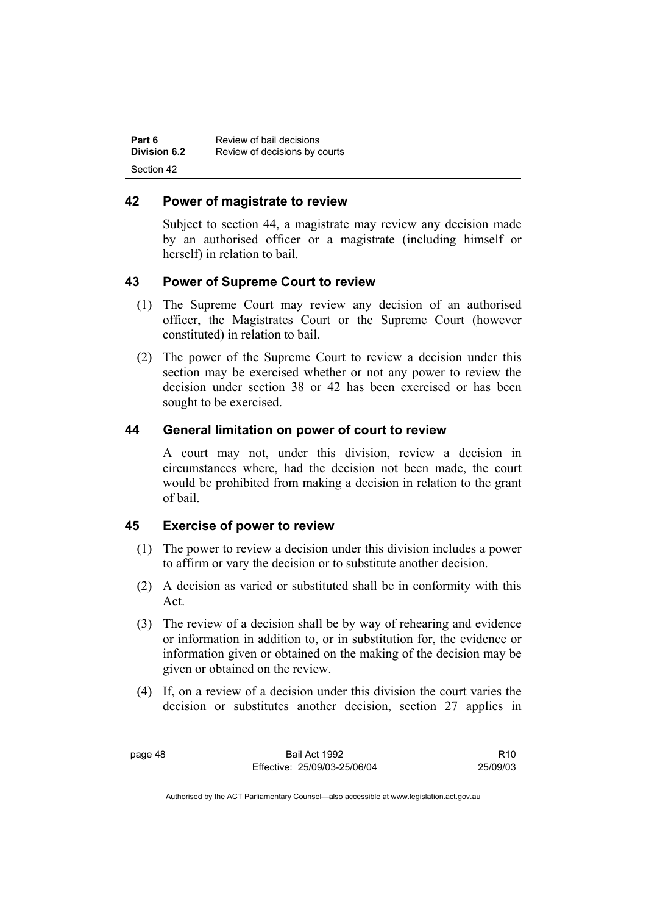## 42 Power of magistrate to review

Subject to section 44, a magistrate may review any decision made by an authorised officer or a magistrate (including himself or herself) in relation to bail.

## 43 Power of Supreme Court to review

(1) The Supreme Court may review any decision of an authorised officer, the Magistrates Court or the Supreme Court (however constituted) in relation to bail.

(2) The power of the Supreme Court to review a decision under this section may be exercised whether or not any power to review the decision under section 38 or 42 has been exercised or has been sought to be exercised.

## 44 General limitation on power of court to review

A court may not, under this division, review a decision in circumstances where, had the decision not been made, the court would be prohibited from making a decision in relation to the grant of bail.

## 45 Exercise of power to review

(1) The power to review a decision under this division includes a power to affirm or vary the decision or to substitute another decision.

(2) A decision as varied or substituted shall be in conformity with this Act.

(3) The review of a decision shall be by way of rehearing and evidence or information in addition to, or in substitution for, the evidence or information given or obtained on the making of the decision may be given or obtained on the review.

(4) If, on a review of a decision under this division the court varies the decision or substitutes another decision, section 27 applies in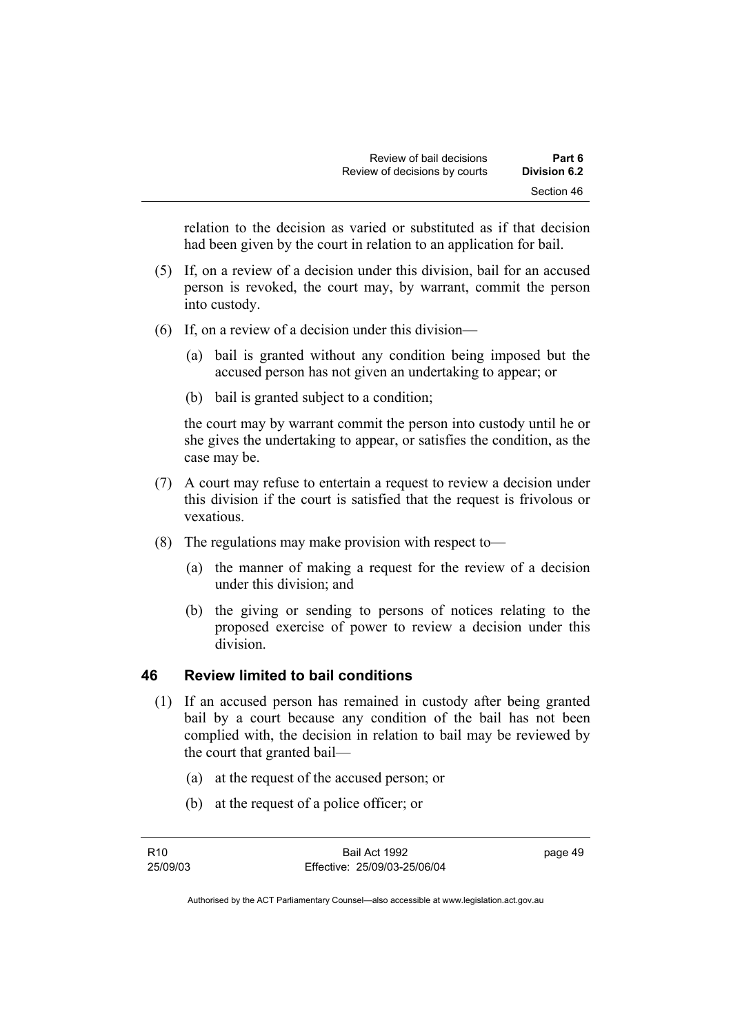relation to the decision as varied or substituted as if that decision had been given by the court in relation to an application for bail.

(5) If, on a review of a decision under this division, bail for an accused person is revoked, the court may, by warrant, commit the person into custody.

(6) If, on a review of a decision under this division—

(a) bail is granted without any condition being imposed but the accused person has not given an undertaking to appear; or

(b) bail is granted subject to a condition;

the court may by warrant commit the person into custody until he or she gives the undertaking to appear, or satisfies the condition, as the case may be.

(7) A court may refuse to entertain a request to review a decision under this division if the court is satisfied that the request is frivolous or vexatious.

(8) The regulations may make provision with respect to—

(a) the manner of making a request for the review of a decision under this division; and

(b) the giving or sending to persons of notices relating to the proposed exercise of power to review a decision under this division.

## 46 Review limited to bail conditions

(1) If an accused person has remained in custody after being granted bail by a court because any condition of the bail has not been complied with, the decision in relation to bail may be reviewed by the court that granted bail—

(a) at the request of the accused person; or

(b) at the request of a police officer; or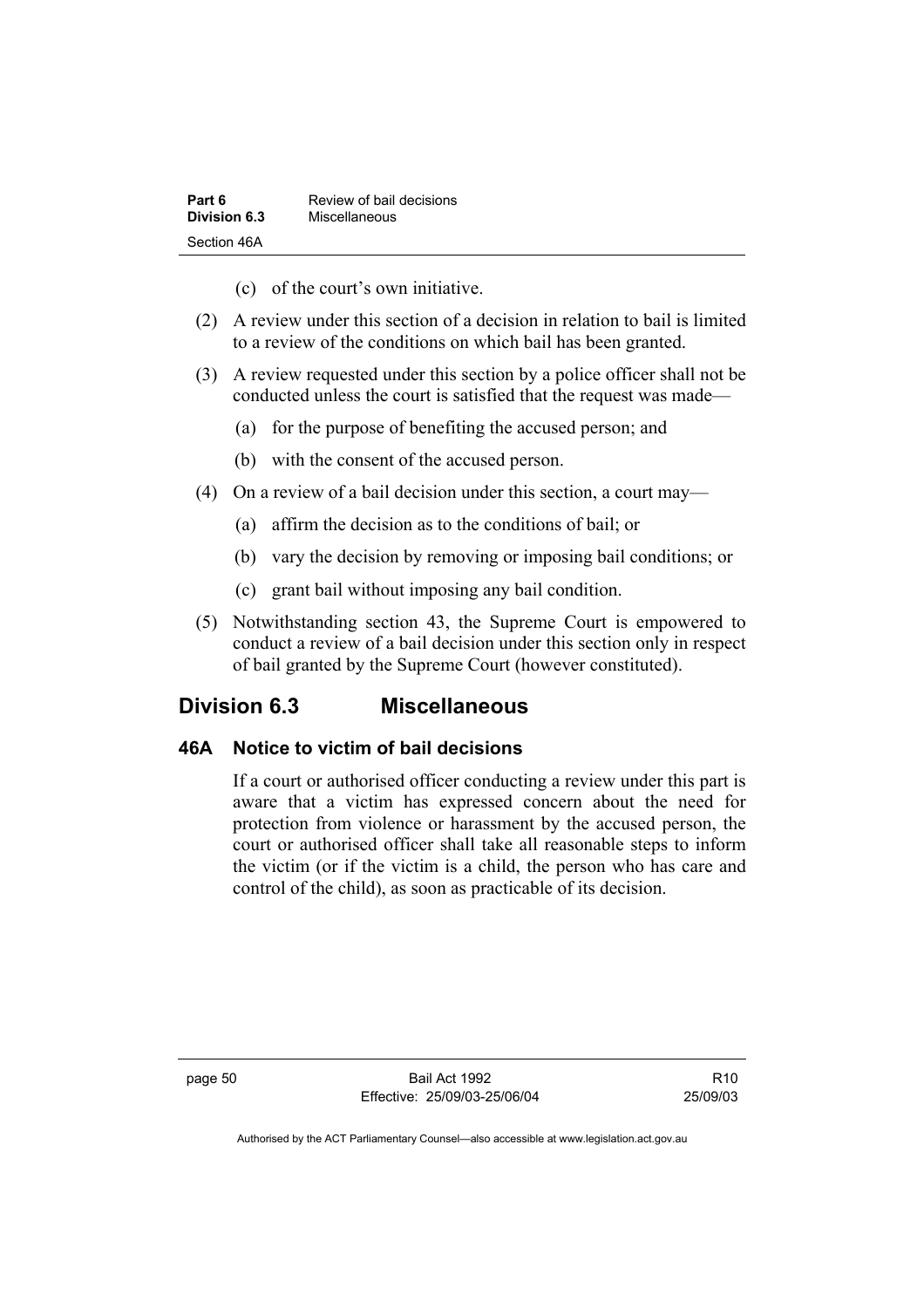(c) of the court's own initiative.

(2) A review under this section of a decision in relation to bail is limited to a review of the conditions on which bail has been granted.

(3) A review requested under this section by a police officer shall not be conducted unless the court is satisfied that the request was made—

(a) for the purpose of benefiting the accused person; and

(b) with the consent of the accused person.

(4) On a review of a bail decision under this section, a court may—

(a) affirm the decision as to the conditions of bail; or

(b) vary the decision by removing or imposing bail conditions; or

(c) grant bail without imposing any bail condition.

(5) Notwithstanding section 43, the Supreme Court is empowered to conduct a review of a bail decision under this section only in respect of bail granted by the Supreme Court (however constituted).

## Division 6.3 Miscellaneous

### 46A Notice to victim of bail decisions

If a court or authorised officer conducting a review under this part is aware that a victim has expressed concern about the need for protection from violence or harassment by the accused person, the court or authorised officer shall take all reasonable steps to inform the victim (or if the victim is a child, the person who has care and control of the child), as soon as practicable of its decision.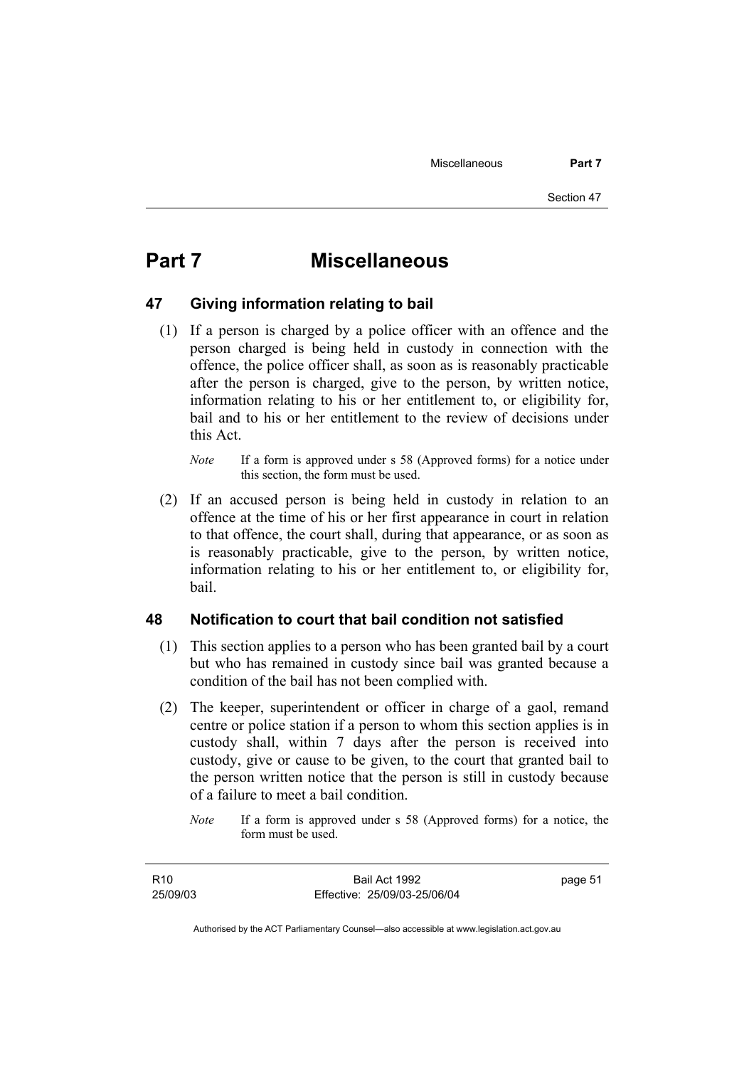# Part 7 Miscellaneous

## 47 Giving information relating to bail

(1) If a person is charged by a police officer with an offence and the person charged is being held in custody in connection with the offence, the police officer shall, as soon as is reasonably practicable after the person is charged, give to the person, by written notice, information relating to his or her entitlement to, or eligibility for, bail and to his or her entitlement to the review of decisions under this Act.

*Note* If a form is approved under s 58 (Approved forms) for a notice under this section, the form must be used.

(2) If an accused person is being held in custody in relation to an offence at the time of his or her first appearance in court in relation to that offence, the court shall, during that appearance, or as soon as is reasonably practicable, give to the person, by written notice, information relating to his or her entitlement to, or eligibility for, bail.

## 48 Notification to court that bail condition not satisfied

(1) This section applies to a person who has been granted bail by a court but who has remained in custody since bail was granted because a condition of the bail has not been complied with.

(2) The keeper, superintendent or officer in charge of a gaol, remand centre or police station if a person to whom this section applies is in custody shall, within 7 days after the person is received into custody, give or cause to be given, to the court that granted bail to the person written notice that the person is still in custody because of a failure to meet a bail condition.

*Note* If a form is approved under s 58 (Approved forms) for a notice, the form must be used.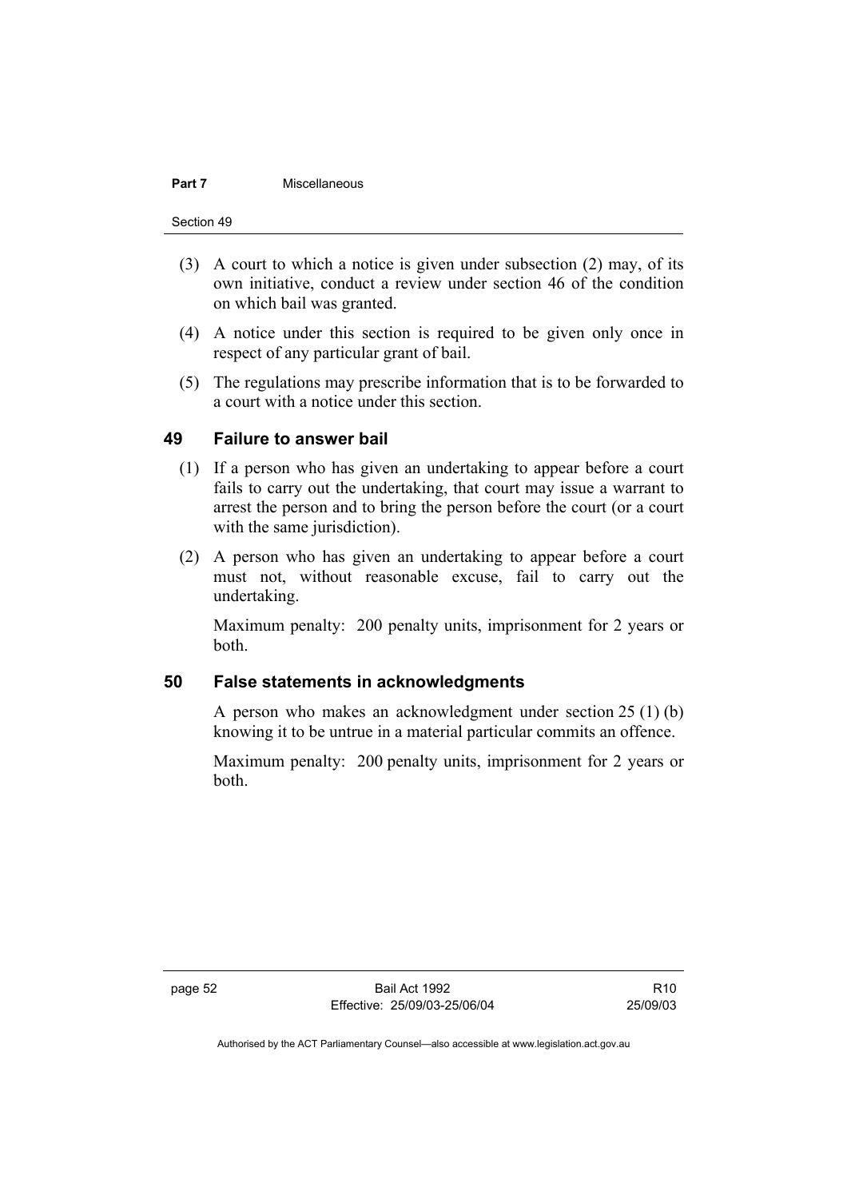(3) A court to which a notice is given under subsection (2) may, of its own initiative, conduct a review under section 46 of the condition on which bail was granted.

(4) A notice under this section is required to be given only once in respect of any particular grant of bail.

(5) The regulations may prescribe information that is to be forwarded to a court with a notice under this section.

## 49 Failure to answer bail

(1) If a person who has given an undertaking to appear before a court fails to carry out the undertaking, that court may issue a warrant to arrest the person and to bring the person before the court (or a court with the same jurisdiction).

(2) A person who has given an undertaking to appear before a court must not, without reasonable excuse, fail to carry out the undertaking.

Maximum penalty: 200 penalty units, imprisonment for 2 years or both.

## 50 False statements in acknowledgments

A person who makes an acknowledgment under section 25 (1) (b) knowing it to be untrue in a material particular commits an offence.

Maximum penalty: 200 penalty units, imprisonment for 2 years or both.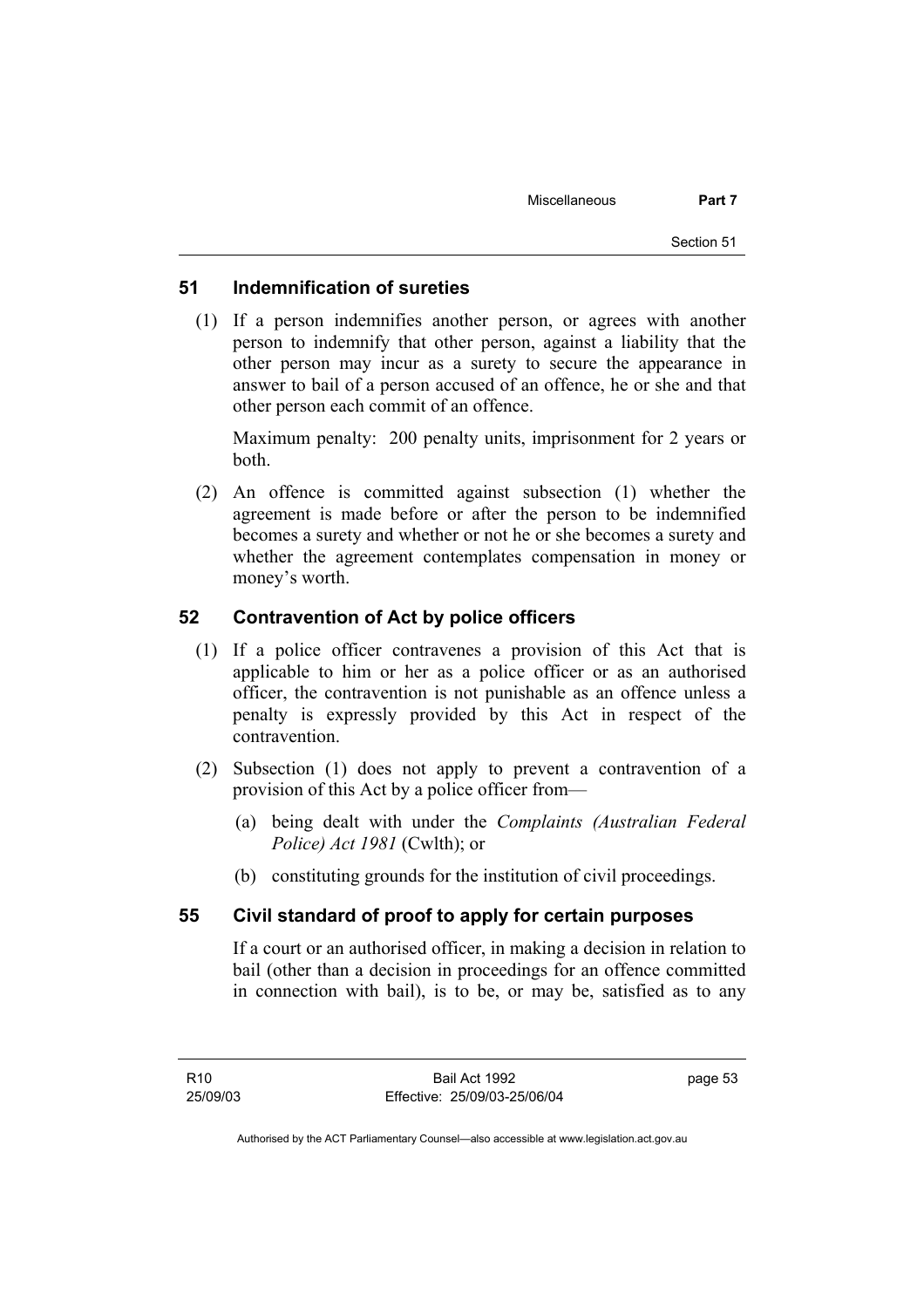## 51 Indemnification of sureties

(1) If a person indemnifies another person, or agrees with another person to indemnify that other person, against a liability that the other person may incur as a surety to secure the appearance in answer to bail of a person accused of an offence, he or she and that other person each commit of an offence.

Maximum penalty: 200 penalty units, imprisonment for 2 years or both.

(2) An offence is committed against subsection (1) whether the agreement is made before or after the person to be indemnified becomes a surety and whether or not he or she becomes a surety and whether the agreement contemplates compensation in money or money's worth.

## 52 Contravention of Act by police officers

(1) If a police officer contravenes a provision of this Act that is applicable to him or her as a police officer or as an authorised officer, the contravention is not punishable as an offence unless a penalty is expressly provided by this Act in respect of the contravention.

(2) Subsection (1) does not apply to prevent a contravention of a provision of this Act by a police officer from—

(a) being dealt with under the *Complaints (Australian Federal Police) Act 1981* (Cwlth); or

(b) constituting grounds for the institution of civil proceedings.

## 55 Civil standard of proof to apply for certain purposes

If a court or an authorised officer, in making a decision in relation to bail (other than a decision in proceedings for an offence committed in connection with bail), is to be, or may be, satisfied as to any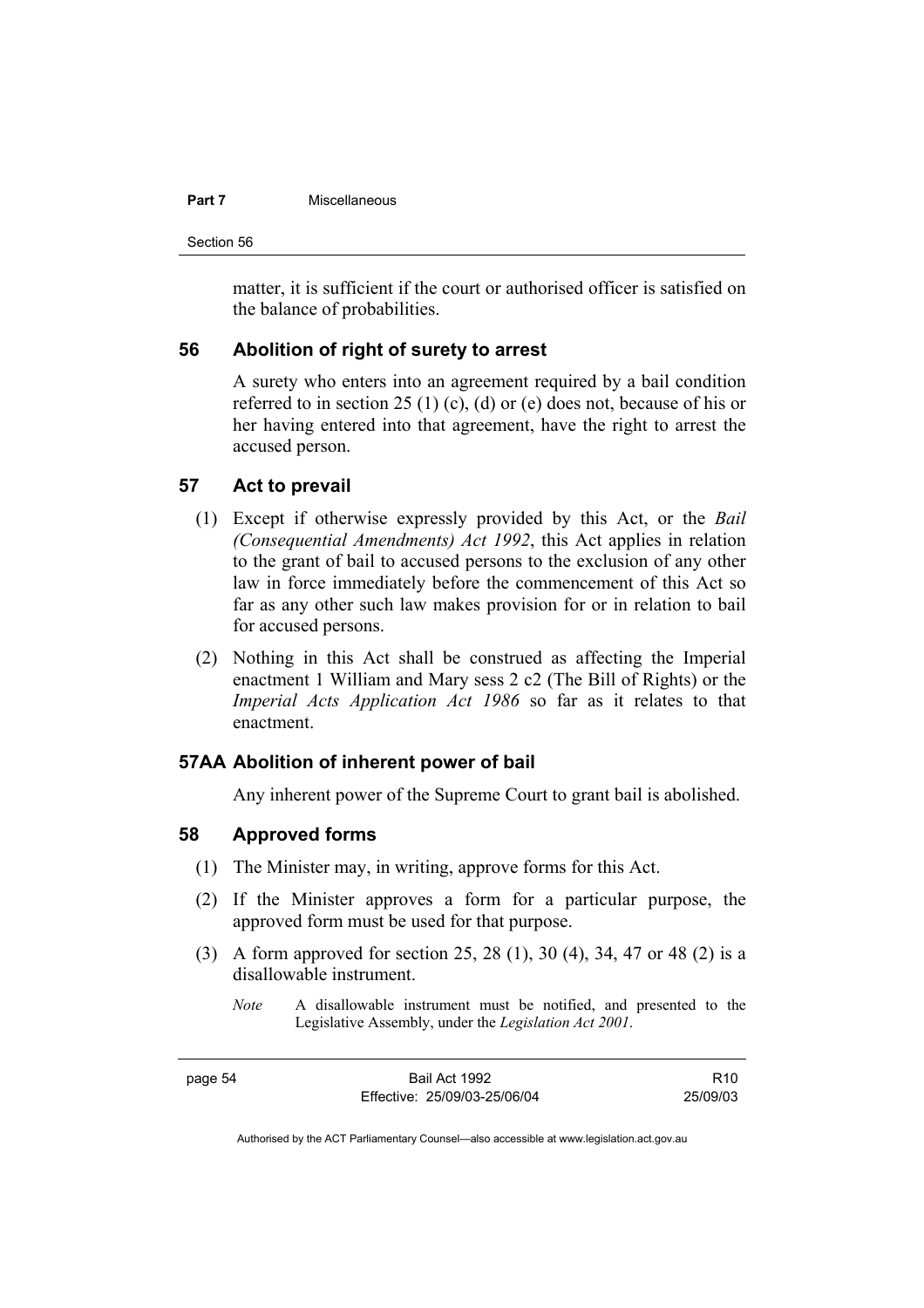matter, it is sufficient if the court or authorised officer is satisfied on the balance of probabilities.

## 56 Abolition of right of surety to arrest

A surety who enters into an agreement required by a bail condition referred to in section 25 (1) (c), (d) or (e) does not, because of his or her having entered into that agreement, have the right to arrest the accused person.

## 57 Act to prevail

(1) Except if otherwise expressly provided by this Act, or the *Bail (Consequential Amendments) Act 1992*, this Act applies in relation to the grant of bail to accused persons to the exclusion of any other law in force immediately before the commencement of this Act so far as any other such law makes provision for or in relation to bail for accused persons.

(2) Nothing in this Act shall be construed as affecting the Imperial enactment 1 William and Mary sess 2 c2 (The Bill of Rights) or the *Imperial Acts Application Act 1986* so far as it relates to that enactment.

## 57AA Abolition of inherent power of bail

Any inherent power of the Supreme Court to grant bail is abolished.

## 58 Approved forms

(1) The Minister may, in writing, approve forms for this Act.

(2) If the Minister approves a form for a particular purpose, the approved form must be used for that purpose.

(3) A form approved for section 25, 28 (1), 30 (4), 34, 47 or 48 (2) is a disallowable instrument.

*Note* A disallowable instrument must be notified, and presented to the Legislative Assembly, under the *Legislation Act 2001*.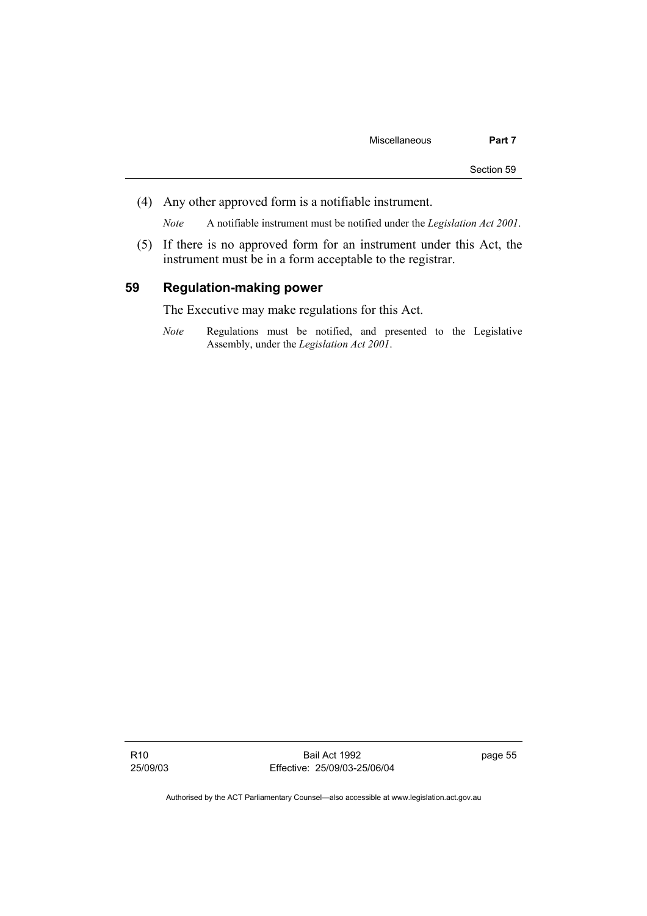(4) Any other approved form is a notifiable instrument.

*Note* A notifiable instrument must be notified under the *Legislation Act 2001*.

(5) If there is no approved form for an instrument under this Act, the instrument must be in a form acceptable to the registrar.

## 59 Regulation-making power

The Executive may make regulations for this Act.

*Note* Regulations must be notified, and presented to the Legislative Assembly, under the *Legislation Act 2001*.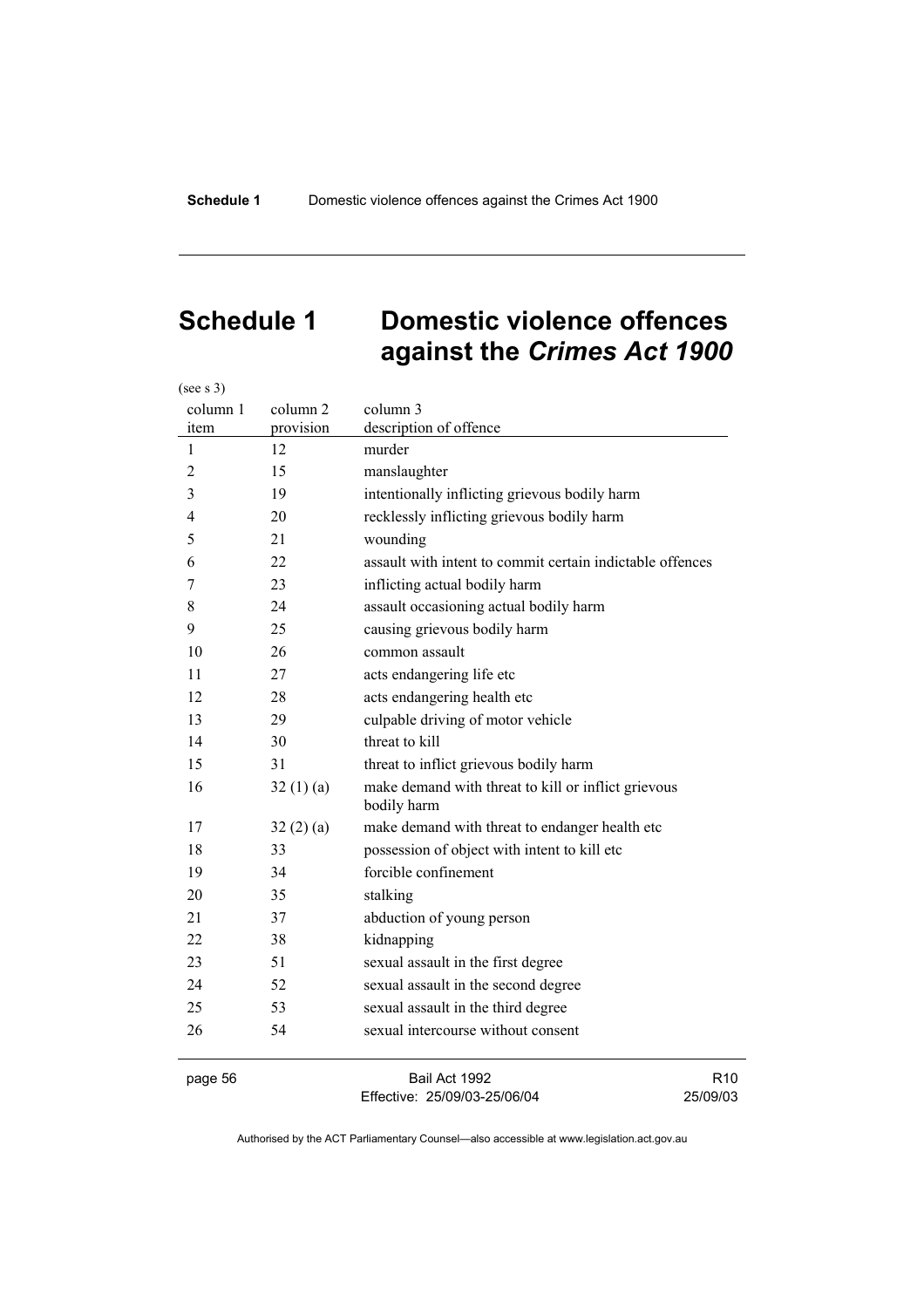# Schedule 1 Domestic violence offences against the *Crimes Act 1900*

(see s 3)

| column 1<br>item | column 2<br>provision | column 3<br>description of offence |
|---|---|---|
| 1 | 12 | murder |
| 2 | 15 | manslaughter |
| 3 | 19 | intentionally inflicting grievous bodily harm |
| 4 | 20 | recklessly inflicting grievous bodily harm |
| 5 | 21 | wounding |
| 6 | 22 | assault with intent to commit certain indictable offences |
| 7 | 23 | inflicting actual bodily harm |
| 8 | 24 | assault occasioning actual bodily harm |
| 9 | 25 | causing grievous bodily harm |
| 10 | 26 | common assault |
| 11 | 27 | acts endangering life etc |
| 12 | 28 | acts endangering health etc |
| 13 | 29 | culpable driving of motor vehicle |
| 14 | 30 | threat to kill |
| 15 | 31 | threat to inflict grievous bodily harm |
| 16 | 32 (1) (a) | make demand with threat to kill or inflict grievous bodily harm |
| 17 | 32 (2) (a) | make demand with threat to endanger health etc |
| 18 | 33 | possession of object with intent to kill etc |
| 19 | 34 | forcible confinement |
| 20 | 35 | stalking |
| 21 | 37 | abduction of young person |
| 22 | 38 | kidnapping |
| 23 | 51 | sexual assault in the first degree |
| 24 | 52 | sexual assault in the second degree |
| 25 | 53 | sexual assault in the third degree |
| 26 | 54 | sexual intercourse without consent |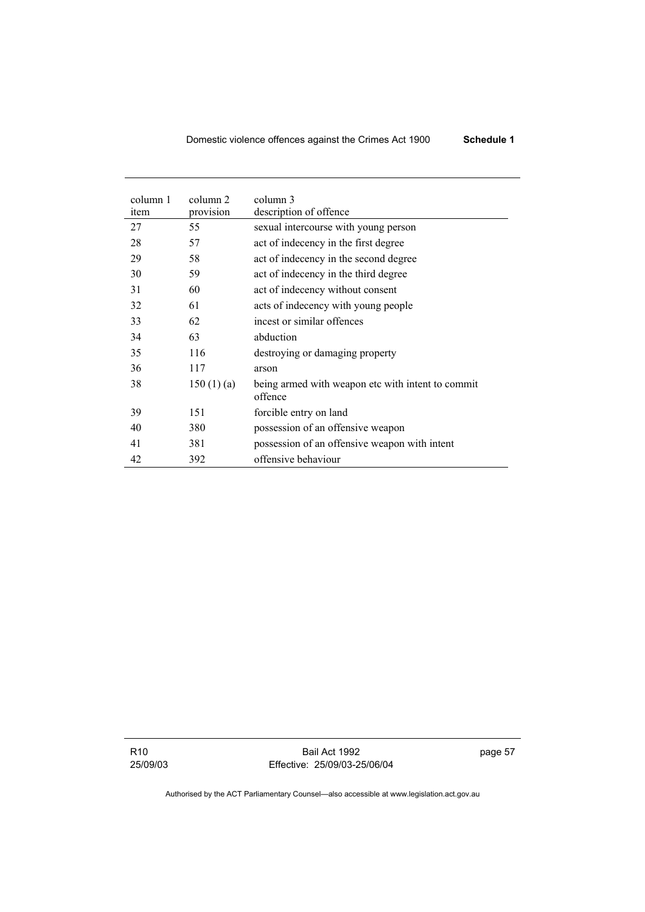| column 1 item | column 2 provision | column 3 description of offence |
| --- | --- | --- |
| 27 | 55 | sexual intercourse with young person |
| 28 | 57 | act of indecency in the first degree |
| 29 | 58 | act of indecency in the second degree |
| 30 | 59 | act of indecency in the third degree |
| 31 | 60 | act of indecency without consent |
| 32 | 61 | acts of indecency with young people |
| 33 | 62 | incest or similar offences |
| 34 | 63 | abduction |
| 35 | 116 | destroying or damaging property |
| 36 | 117 | arson |
| 38 | 150 (1) (a) | being armed with weapon etc with intent to commit offence |
| 39 | 151 | forcible entry on land |
| 40 | 380 | possession of an offensive weapon |
| 41 | 381 | possession of an offensive weapon with intent |
| 42 | 392 | offensive behaviour |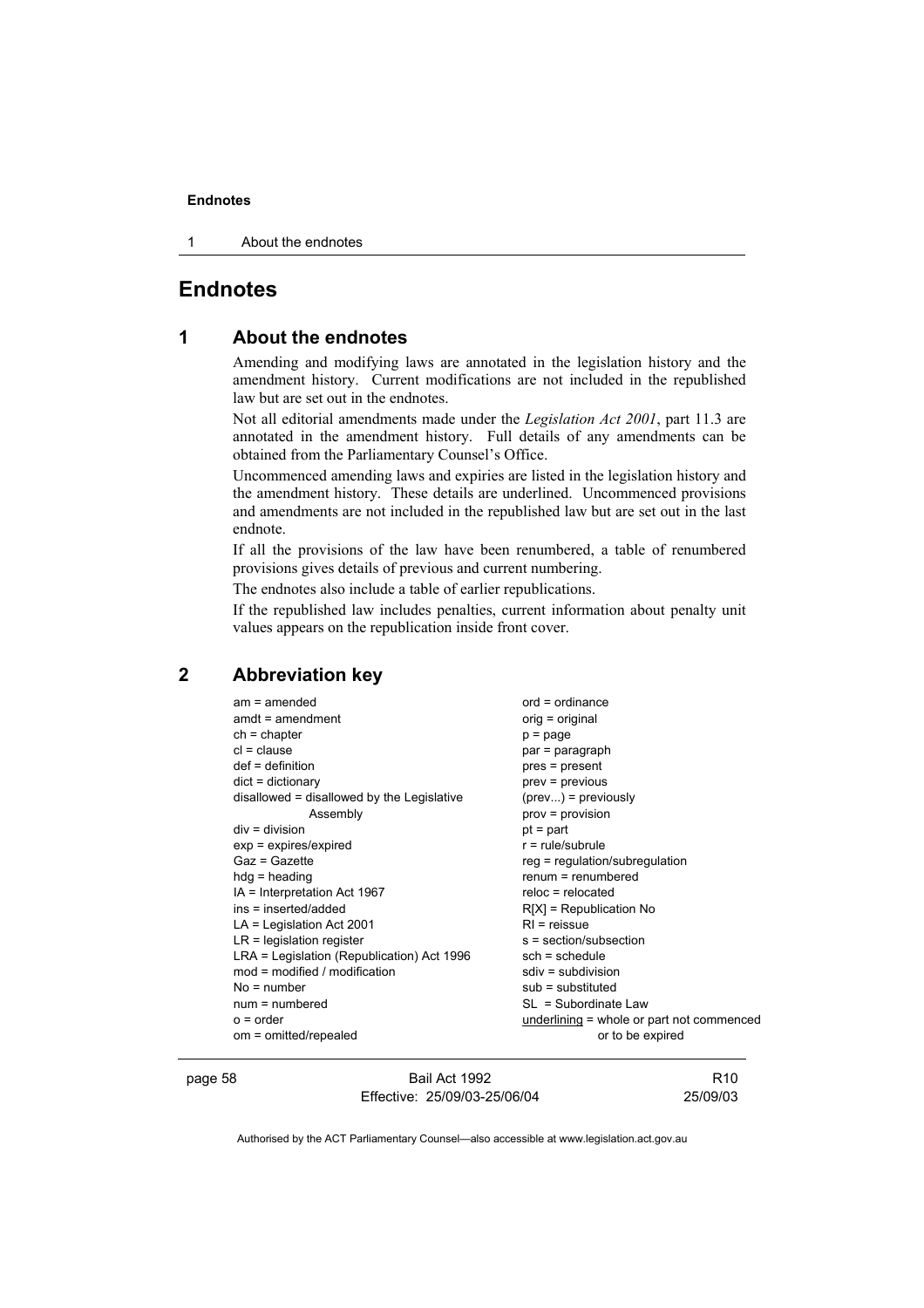# Endnotes

## 1 About the endnotes

Amending and modifying laws are annotated in the legislation history and the amendment history. Current modifications are not included in the republished law but are set out in the endnotes.

Not all editorial amendments made under the *Legislation Act 2001*, part 11.3 are annotated in the amendment history. Full details of any amendments can be obtained from the Parliamentary Counsel's Office.

Uncommenced amending laws and expiries are listed in the legislation history and the amendment history. These details are underlined. Uncommenced provisions and amendments are not included in the republished law but are set out in the last endnote.

If all the provisions of the law have been renumbered, a table of renumbered provisions gives details of previous and current numbering.

The endnotes also include a table of earlier republications.

If the republished law includes penalties, current information about penalty unit values appears on the republication inside front cover.

## 2 Abbreviation key

am = amended
amdt = amendment
ch = chapter
cl = clause
def = definition
dict = dictionary
disallowed = disallowed by the Legislative Assembly
div = division
exp = expires/expired
Gaz = Gazette
hdg = heading
IA = Interpretation Act 1967
ins = inserted/added
LA = Legislation Act 2001
LR = legislation register
LRA = Legislation (Republication) Act 1996
mod = modified / modification
No = number
num = numbered
o = order
om = omitted/repealed
ord = ordinance
orig = original
p = page
par = paragraph
pres = present
prev = previous
(prev...) = previously
prov = provision
pt = part
r = rule/subrule
reg = regulation/subregulation
renum = renumbered
reloc = relocated
R[X] = Republication No
RI = reissue
s = section/subsection
sch = schedule
sdiv = subdivision
sub = substituted
SL = Subordinate Law
<u>underlining</u> = whole or part not commenced or to be expired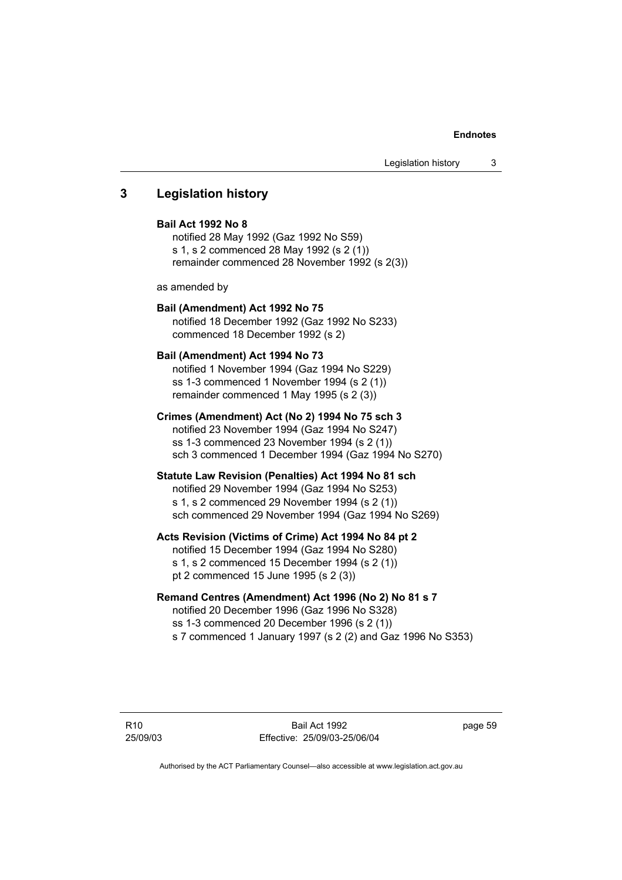## 3 Legislation history

**Bail Act 1992 No 8**

notified 28 May 1992 (Gaz 1992 No S59)
s 1, s 2 commenced 28 May 1992 (s 2 (1))
remainder commenced 28 November 1992 (s 2(3))

as amended by

**Bail (Amendment) Act 1992 No 75**

notified 18 December 1992 (Gaz 1992 No S233)
commenced 18 December 1992 (s 2)

**Bail (Amendment) Act 1994 No 73**

notified 1 November 1994 (Gaz 1994 No S229)
ss 1-3 commenced 1 November 1994 (s 2 (1))
remainder commenced 1 May 1995 (s 2 (3))

**Crimes (Amendment) Act (No 2) 1994 No 75 sch 3**

notified 23 November 1994 (Gaz 1994 No S247)
ss 1-3 commenced 23 November 1994 (s 2 (1))
sch 3 commenced 1 December 1994 (Gaz 1994 No S270)

**Statute Law Revision (Penalties) Act 1994 No 81 sch**

notified 29 November 1994 (Gaz 1994 No S253)
s 1, s 2 commenced 29 November 1994 (s 2 (1))
sch commenced 29 November 1994 (Gaz 1994 No S269)

**Acts Revision (Victims of Crime) Act 1994 No 84 pt 2**

notified 15 December 1994 (Gaz 1994 No S280)
s 1, s 2 commenced 15 December 1994 (s 2 (1))
pt 2 commenced 15 June 1995 (s 2 (3))

**Remand Centres (Amendment) Act 1996 (No 2) No 81 s 7**

notified 20 December 1996 (Gaz 1996 No S328)
ss 1-3 commenced 20 December 1996 (s 2 (1))
s 7 commenced 1 January 1997 (s 2 (2) and Gaz 1996 No S353)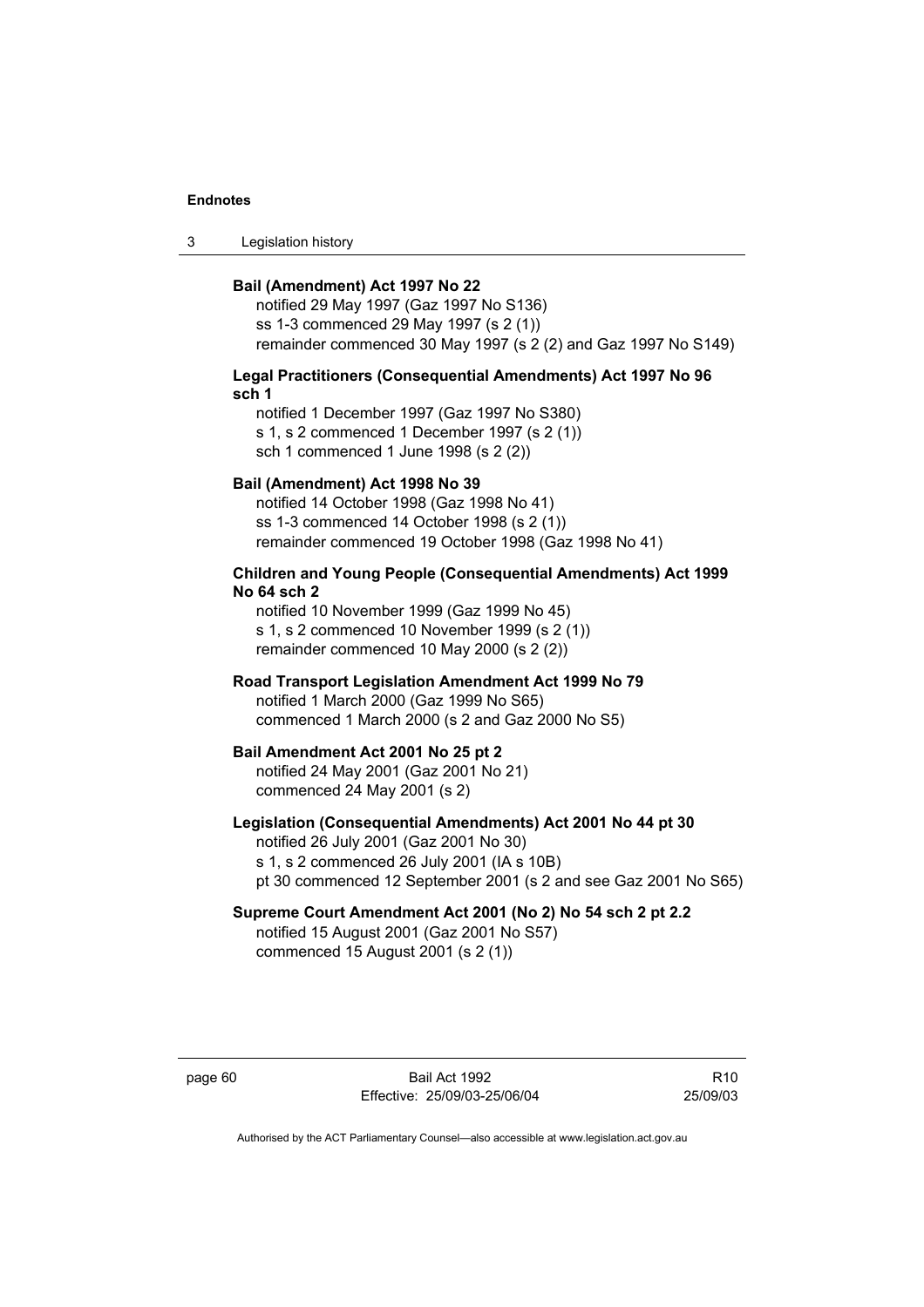**Bail (Amendment) Act 1997 No 22**

notified 29 May 1997 (Gaz 1997 No S136)
ss 1-3 commenced 29 May 1997 (s 2 (1))
remainder commenced 30 May 1997 (s 2 (2) and Gaz 1997 No S149)

**Legal Practitioners (Consequential Amendments) Act 1997 No 96 sch 1**

notified 1 December 1997 (Gaz 1997 No S380)
s 1, s 2 commenced 1 December 1997 (s 2 (1))
sch 1 commenced 1 June 1998 (s 2 (2))

**Bail (Amendment) Act 1998 No 39**

notified 14 October 1998 (Gaz 1998 No 41)
ss 1-3 commenced 14 October 1998 (s 2 (1))
remainder commenced 19 October 1998 (Gaz 1998 No 41)

**Children and Young People (Consequential Amendments) Act 1999 No 64 sch 2**

notified 10 November 1999 (Gaz 1999 No 45)
s 1, s 2 commenced 10 November 1999 (s 2 (1))
remainder commenced 10 May 2000 (s 2 (2))

**Road Transport Legislation Amendment Act 1999 No 79**

notified 1 March 2000 (Gaz 1999 No S65)
commenced 1 March 2000 (s 2 and Gaz 2000 No S5)

**Bail Amendment Act 2001 No 25 pt 2**

notified 24 May 2001 (Gaz 2001 No 21)
commenced 24 May 2001 (s 2)

**Legislation (Consequential Amendments) Act 2001 No 44 pt 30**

notified 26 July 2001 (Gaz 2001 No 30)
s 1, s 2 commenced 26 July 2001 (IA s 10B)
pt 30 commenced 12 September 2001 (s 2 and see Gaz 2001 No S65)

**Supreme Court Amendment Act 2001 (No 2) No 54 sch 2 pt 2.2**

notified 15 August 2001 (Gaz 2001 No S57)
commenced 15 August 2001 (s 2 (1))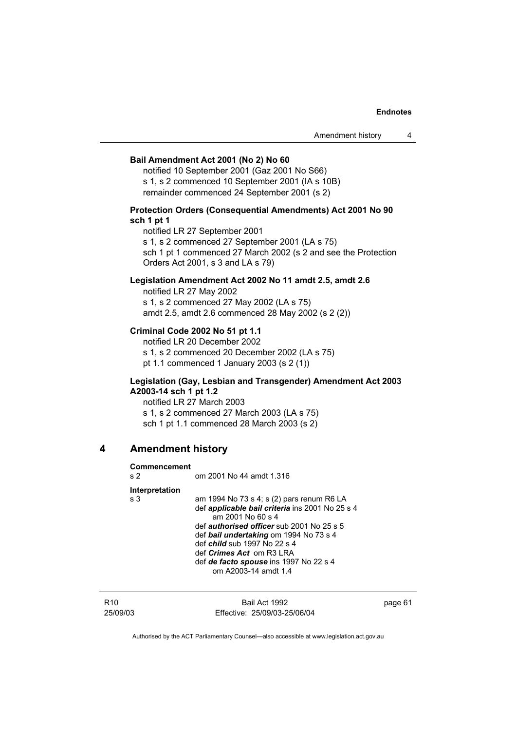**Bail Amendment Act 2001 (No 2) No 60**

notified 10 September 2001 (Gaz 2001 No S66)
s 1, s 2 commenced 10 September 2001 (IA s 10B)
remainder commenced 24 September 2001 (s 2)

**Protection Orders (Consequential Amendments) Act 2001 No 90 sch 1 pt 1**

notified LR 27 September 2001
s 1, s 2 commenced 27 September 2001 (LA s 75)
sch 1 pt 1 commenced 27 March 2002 (s 2 and see the Protection Orders Act 2001, s 3 and LA s 79)

**Legislation Amendment Act 2002 No 11 amdt 2.5, amdt 2.6**

notified LR 27 May 2002
s 1, s 2 commenced 27 May 2002 (LA s 75)
amdt 2.5, amdt 2.6 commenced 28 May 2002 (s 2 (2))

**Criminal Code 2002 No 51 pt 1.1**

notified LR 20 December 2002
s 1, s 2 commenced 20 December 2002 (LA s 75)
pt 1.1 commenced 1 January 2003 (s 2 (1))

**Legislation (Gay, Lesbian and Transgender) Amendment Act 2003 A2003-14 sch 1 pt 1.2**

notified LR 27 March 2003
s 1, s 2 commenced 27 March 2003 (LA s 75)
sch 1 pt 1.1 commenced 28 March 2003 (s 2)

## 4 Amendment history

**Commencement**

s 2 om 2001 No 44 amdt 1.316

**Interpretation**

s 3 am 1994 No 73 s 4; s (2) pars renum R6 LA
def ***applicable bail criteria*** ins 2001 No 25 s 4
am 2001 No 60 s 4
def ***authorised officer*** sub 2001 No 25 s 5
def ***bail undertaking*** om 1994 No 73 s 4
def ***child*** sub 1997 No 22 s 4
def ***Crimes Act*** om R3 LRA
def ***de facto spouse*** ins 1997 No 22 s 4
om A2003-14 amdt 1.4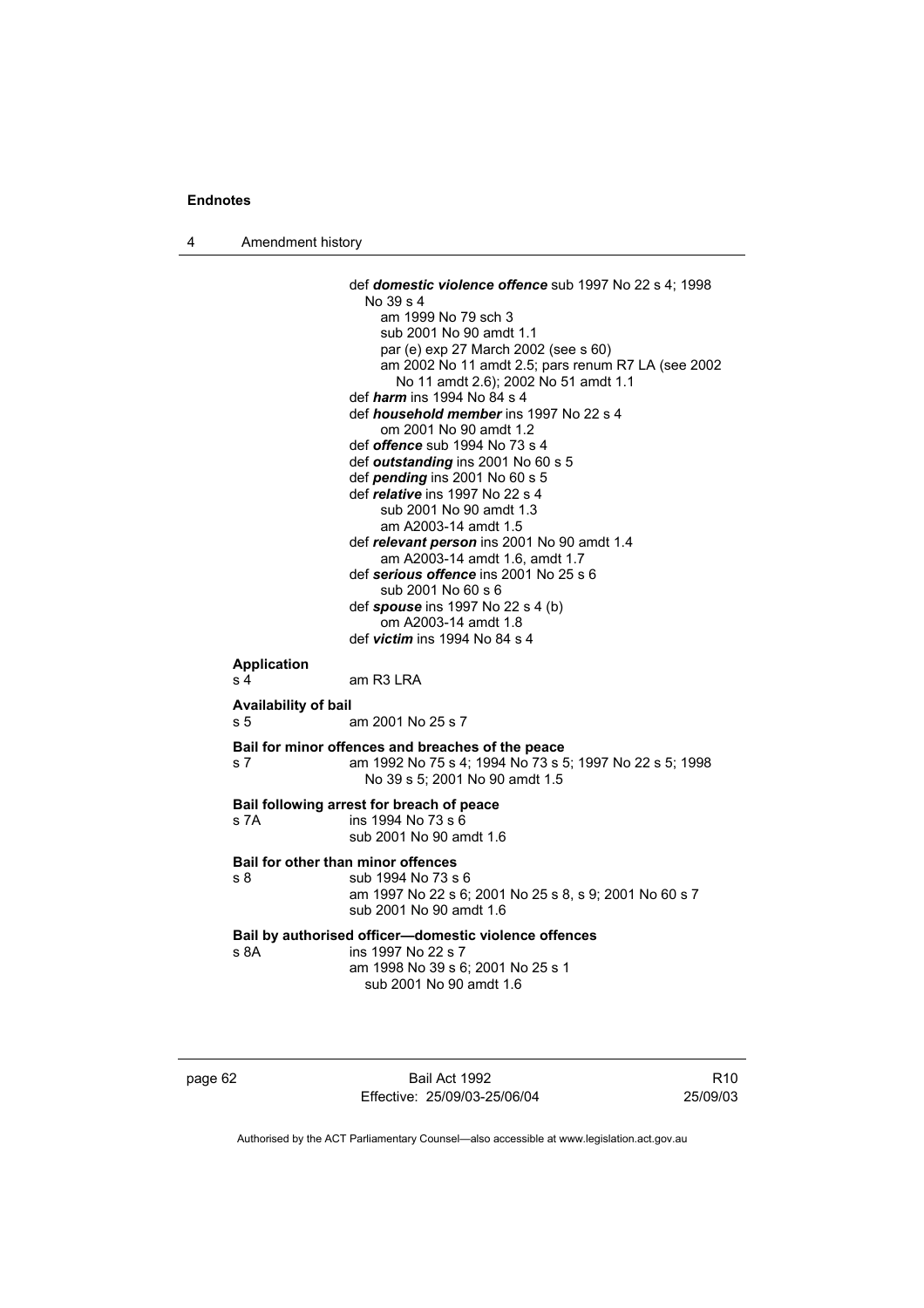def ***domestic violence offence*** sub 1997 No 22 s 4; 1998 No 39 s 4
am 1999 No 79 sch 3
sub 2001 No 90 amdt 1.1
par (e) exp 27 March 2002 (see s 60)
am 2002 No 11 amdt 2.5; pars renum R7 LA (see 2002 No 11 amdt 2.6); 2002 No 51 amdt 1.1
def ***harm*** ins 1994 No 84 s 4
def ***household member*** ins 1997 No 22 s 4
om 2001 No 90 amdt 1.2
def ***offence*** sub 1994 No 73 s 4
def ***outstanding*** ins 2001 No 60 s 5
def ***pending*** ins 2001 No 60 s 5
def ***relative*** ins 1997 No 22 s 4
sub 2001 No 90 amdt 1.3
am A2003-14 amdt 1.5
def ***relevant person*** ins 2001 No 90 amdt 1.4
am A2003-14 amdt 1.6, amdt 1.7
def ***serious offence*** ins 2001 No 25 s 6
sub 2001 No 60 s 6
def ***spouse*** ins 1997 No 22 s 4 (b)
om A2003-14 amdt 1.8
def ***victim*** ins 1994 No 84 s 4

**Application**
s 4 am R3 LRA

**Availability of bail**
s 5 am 2001 No 25 s 7

**Bail for minor offences and breaches of the peace**
s 7 am 1992 No 75 s 4; 1994 No 73 s 5; 1997 No 22 s 5; 1998 No 39 s 5; 2001 No 90 amdt 1.5

**Bail following arrest for breach of peace**
s 7A ins 1994 No 73 s 6
sub 2001 No 90 amdt 1.6

**Bail for other than minor offences**
s 8 sub 1994 No 73 s 6
am 1997 No 22 s 6; 2001 No 25 s 8, s 9; 2001 No 60 s 7
sub 2001 No 90 amdt 1.6

**Bail by authorised officer—domestic violence offences**
s 8A ins 1997 No 22 s 7
am 1998 No 39 s 6; 2001 No 25 s 1
sub 2001 No 90 amdt 1.6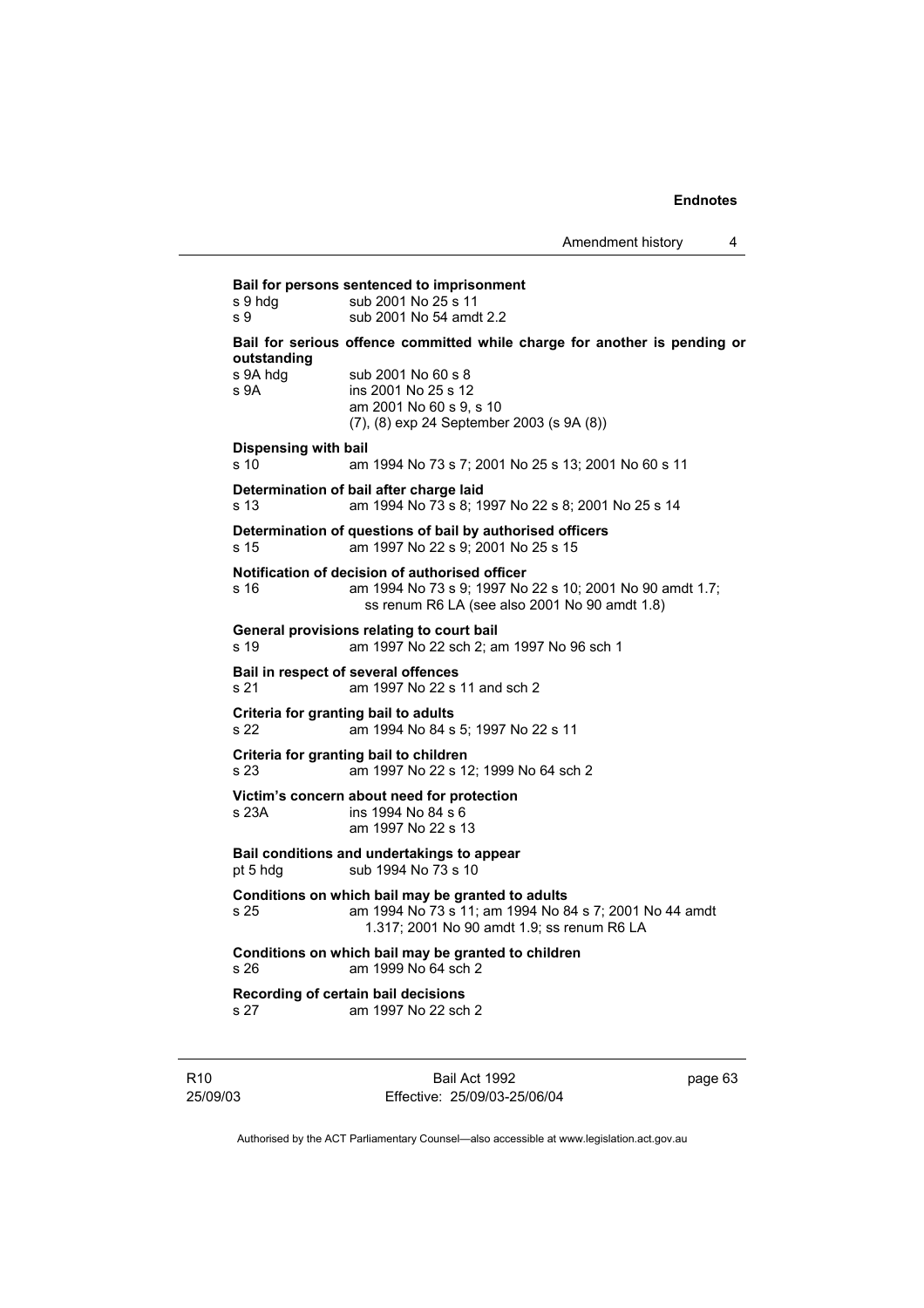**Bail for persons sentenced to imprisonment**

s 9 hdg sub 2001 No 25 s 11
s 9 sub 2001 No 54 amdt 2.2

**Bail for serious offence committed while charge for another is pending or outstanding**

s 9A hdg sub 2001 No 60 s 8
s 9A ins 2001 No 25 s 12
am 2001 No 60 s 9, s 10
(7), (8) exp 24 September 2003 (s 9A (8))

**Dispensing with bail**

s 10 am 1994 No 73 s 7; 2001 No 25 s 13; 2001 No 60 s 11

**Determination of bail after charge laid**

s 13 am 1994 No 73 s 8; 1997 No 22 s 8; 2001 No 25 s 14

**Determination of questions of bail by authorised officers**

s 15 am 1997 No 22 s 9; 2001 No 25 s 15

**Notification of decision of authorised officer**

s 16 am 1994 No 73 s 9; 1997 No 22 s 10; 2001 No 90 amdt 1.7; ss renum R6 LA (see also 2001 No 90 amdt 1.8)

**General provisions relating to court bail**

s 19 am 1997 No 22 sch 2; am 1997 No 96 sch 1

**Bail in respect of several offences**

s 21 am 1997 No 22 s 11 and sch 2

**Criteria for granting bail to adults**

s 22 am 1994 No 84 s 5; 1997 No 22 s 11

**Criteria for granting bail to children**

s 23 am 1997 No 22 s 12; 1999 No 64 sch 2

**Victim's concern about need for protection**

s 23A ins 1994 No 84 s 6
am 1997 No 22 s 13

**Bail conditions and undertakings to appear**

pt 5 hdg sub 1994 No 73 s 10

**Conditions on which bail may be granted to adults**

s 25 am 1994 No 73 s 11; am 1994 No 84 s 7; 2001 No 44 amdt 1.317; 2001 No 90 amdt 1.9; ss renum R6 LA

**Conditions on which bail may be granted to children**

s 26 am 1999 No 64 sch 2

**Recording of certain bail decisions**

s 27 am 1997 No 22 sch 2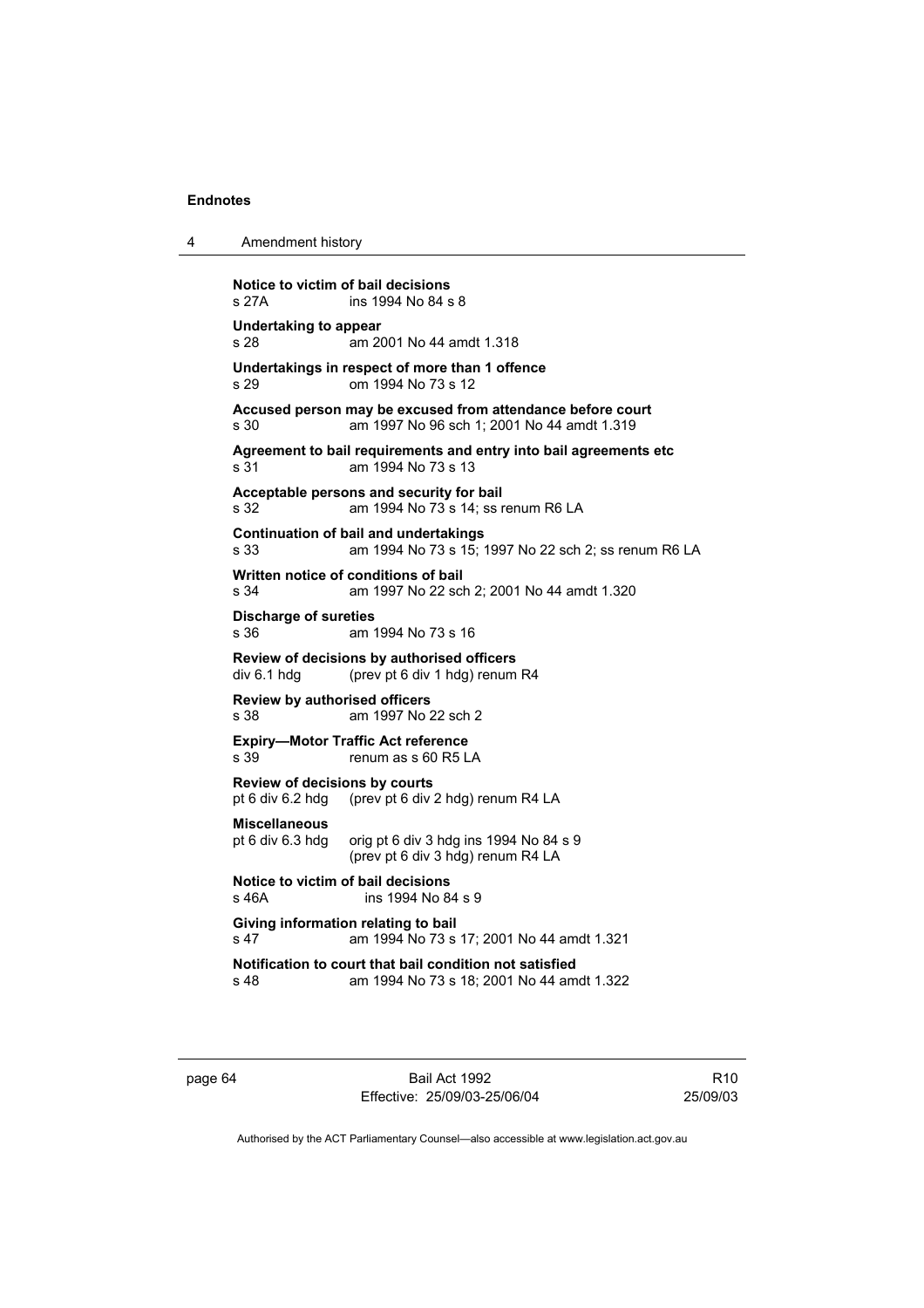**Notice to victim of bail decisions**
s 27A ins 1994 No 84 s 8

**Undertaking to appear**
s 28 am 2001 No 44 amdt 1.318

**Undertakings in respect of more than 1 offence**
s 29 om 1994 No 73 s 12

**Accused person may be excused from attendance before court**
s 30 am 1997 No 96 sch 1; 2001 No 44 amdt 1.319

**Agreement to bail requirements and entry into bail agreements etc**
s 31 am 1994 No 73 s 13

**Acceptable persons and security for bail**
s 32 am 1994 No 73 s 14; ss renum R6 LA

**Continuation of bail and undertakings**
s 33 am 1994 No 73 s 15; 1997 No 22 sch 2; ss renum R6 LA

**Written notice of conditions of bail**
s 34 am 1997 No 22 sch 2; 2001 No 44 amdt 1.320

**Discharge of sureties**
s 36 am 1994 No 73 s 16

**Review of decisions by authorised officers**
div 6.1 hdg (prev pt 6 div 1 hdg) renum R4

**Review by authorised officers**
s 38 am 1997 No 22 sch 2

**Expiry—Motor Traffic Act reference**
s 39 renum as s 60 R5 LA

**Review of decisions by courts**
pt 6 div 6.2 hdg (prev pt 6 div 2 hdg) renum R4 LA

**Miscellaneous**
pt 6 div 6.3 hdg orig pt 6 div 3 hdg ins 1994 No 84 s 9
(prev pt 6 div 3 hdg) renum R4 LA

**Notice to victim of bail decisions**
s 46A ins 1994 No 84 s 9

**Giving information relating to bail**
s 47 am 1994 No 73 s 17; 2001 No 44 amdt 1.321

**Notification to court that bail condition not satisfied**
s 48 am 1994 No 73 s 18; 2001 No 44 amdt 1.322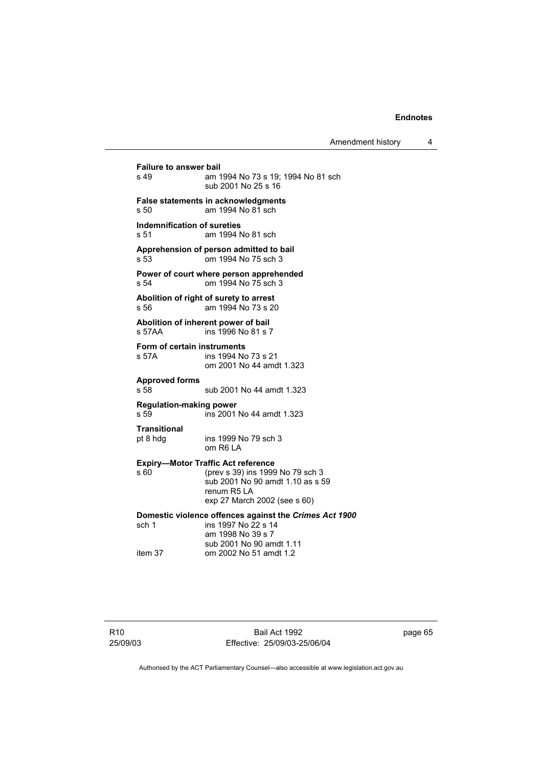**Failure to answer bail**

s 49 am 1994 No 73 s 19; 1994 No 81 sch
sub 2001 No 25 s 16

**False statements in acknowledgments**

s 50 am 1994 No 81 sch

**Indemnification of sureties**

s 51 am 1994 No 81 sch

**Apprehension of person admitted to bail**

s 53 om 1994 No 75 sch 3

**Power of court where person apprehended**

s 54 om 1994 No 75 sch 3

**Abolition of right of surety to arrest**

s 56 am 1994 No 73 s 20

**Abolition of inherent power of bail**

s 57AA ins 1996 No 81 s 7

**Form of certain instruments**

s 57A ins 1994 No 73 s 21
om 2001 No 44 amdt 1.323

**Approved forms**

s 58 sub 2001 No 44 amdt 1.323

**Regulation-making power**

s 59 ins 2001 No 44 amdt 1.323

**Transitional**

pt 8 hdg ins 1999 No 79 sch 3
om R6 LA

**Expiry—Motor Traffic Act reference**

s 60 (prev s 39) ins 1999 No 79 sch 3
sub 2001 No 90 amdt 1.10 as s 59
renum R5 LA
exp 27 March 2002 (see s 60)

**Domestic violence offences against the *Crimes Act 1900***

sch 1 ins 1997 No 22 s 14
am 1998 No 39 s 7
sub 2001 No 90 amdt 1.11

item 37 om 2002 No 51 amdt 1.2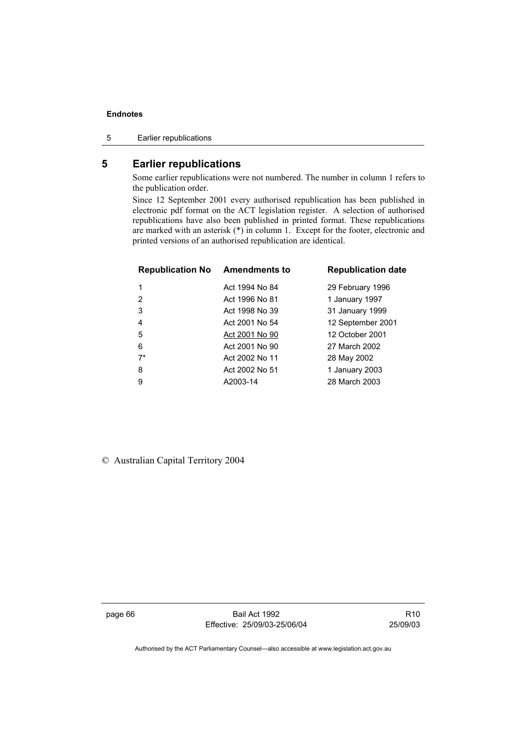## 5 Earlier republications

Some earlier republications were not numbered. The number in column 1 refers to the publication order.

Since 12 September 2001 every authorised republication has been published in electronic pdf format on the ACT legislation register. A selection of authorised republications have also been published in printed format. These republications are marked with an asterisk (*) in column 1. Except for the footer, electronic and printed versions of an authorised republication are identical.

| Republication No | Amendments to | Republication date |
|---|---|---|
| 1 | Act 1994 No 84 | 29 February 1996 |
| 2 | Act 1996 No 81 | 1 January 1997 |
| 3 | Act 1998 No 39 | 31 January 1999 |
| 4 | Act 2001 No 54 | 12 September 2001 |
| 5 | Act 2001 No 90 | 12 October 2001 |
| 6 | Act 2001 No 90 | 27 March 2002 |
| 7* | Act 2002 No 11 | 28 May 2002 |
| 8 | Act 2002 No 51 | 1 January 2003 |
| 9 | A2003-14 | 28 March 2003 |

© Australian Capital Territory 2004